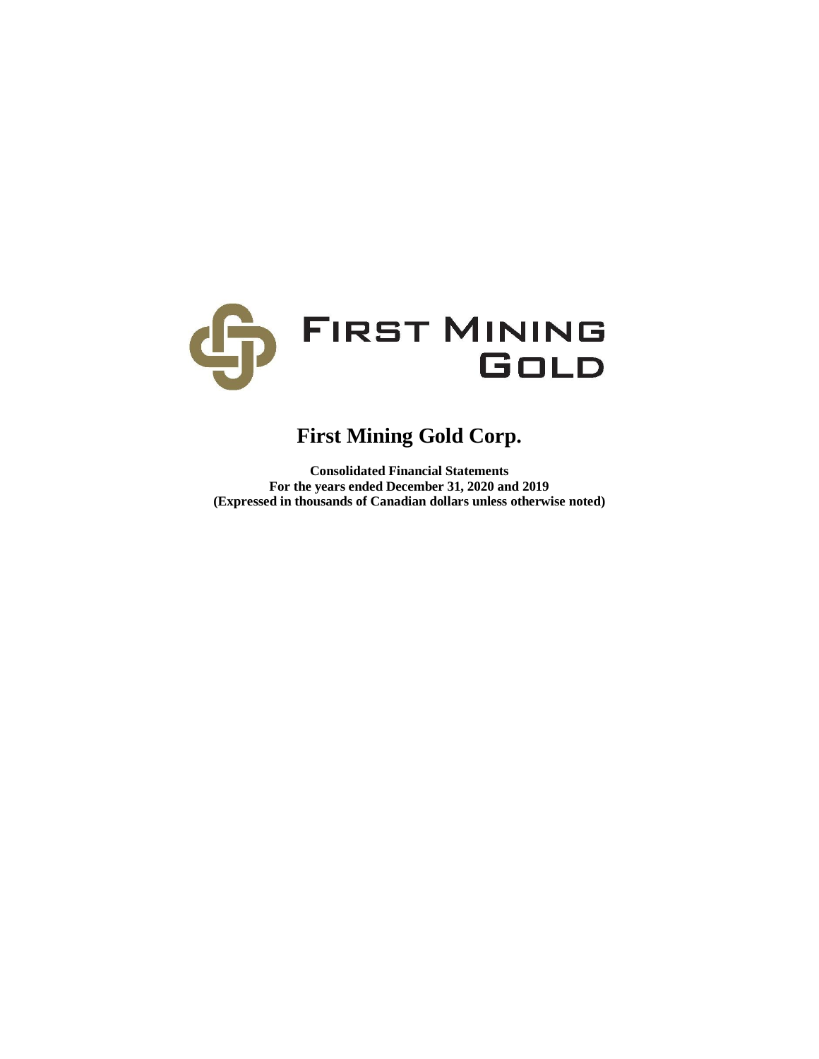FIRST MINING GOLD

# First Mining Gold Corp.

**Consolidated Financial Statements**
**For the years ended December 31, 2020 and 2019**
**(Expressed in thousands of Canadian dollars unless otherwise noted)**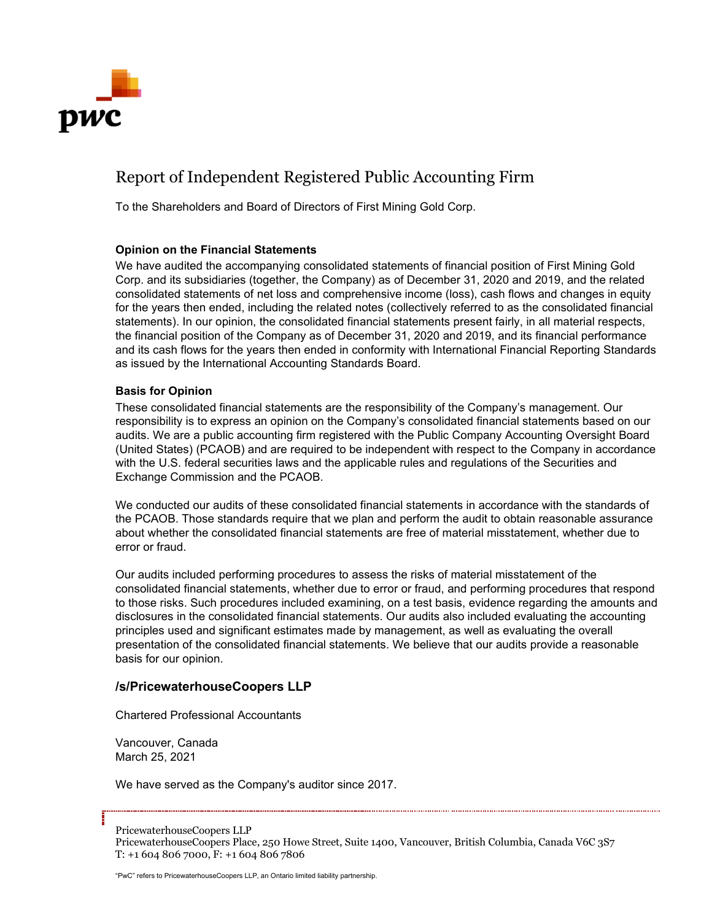# Report of Independent Registered Public Accounting Firm

To the Shareholders and Board of Directors of First Mining Gold Corp.

**Opinion on the Financial Statements**

We have audited the accompanying consolidated statements of financial position of First Mining Gold Corp. and its subsidiaries (together, the Company) as of December 31, 2020 and 2019, and the related consolidated statements of net loss and comprehensive income (loss), cash flows and changes in equity for the years then ended, including the related notes (collectively referred to as the consolidated financial statements). In our opinion, the consolidated financial statements present fairly, in all material respects, the financial position of the Company as of December 31, 2020 and 2019, and its financial performance and its cash flows for the years then ended in conformity with International Financial Reporting Standards as issued by the International Accounting Standards Board.

**Basis for Opinion**

These consolidated financial statements are the responsibility of the Company's management. Our responsibility is to express an opinion on the Company's consolidated financial statements based on our audits. We are a public accounting firm registered with the Public Company Accounting Oversight Board (United States) (PCAOB) and are required to be independent with respect to the Company in accordance with the U.S. federal securities laws and the applicable rules and regulations of the Securities and Exchange Commission and the PCAOB.

We conducted our audits of these consolidated financial statements in accordance with the standards of the PCAOB. Those standards require that we plan and perform the audit to obtain reasonable assurance about whether the consolidated financial statements are free of material misstatement, whether due to error or fraud.

Our audits included performing procedures to assess the risks of material misstatement of the consolidated financial statements, whether due to error or fraud, and performing procedures that respond to those risks. Such procedures included examining, on a test basis, evidence regarding the amounts and disclosures in the consolidated financial statements. Our audits also included evaluating the accounting principles used and significant estimates made by management, as well as evaluating the overall presentation of the consolidated financial statements. We believe that our audits provide a reasonable basis for our opinion.

**/s/PricewaterhouseCoopers LLP**

Chartered Professional Accountants

Vancouver, Canada
March 25, 2021

We have served as the Company's auditor since 2017.

PricewaterhouseCoopers LLP
PricewaterhouseCoopers Place, 250 Howe Street, Suite 1400, Vancouver, British Columbia, Canada V6C 3S7
T: +1 604 806 7000, F: +1 604 806 7806

"PwC" refers to PricewaterhouseCoopers LLP, an Ontario limited liability partnership.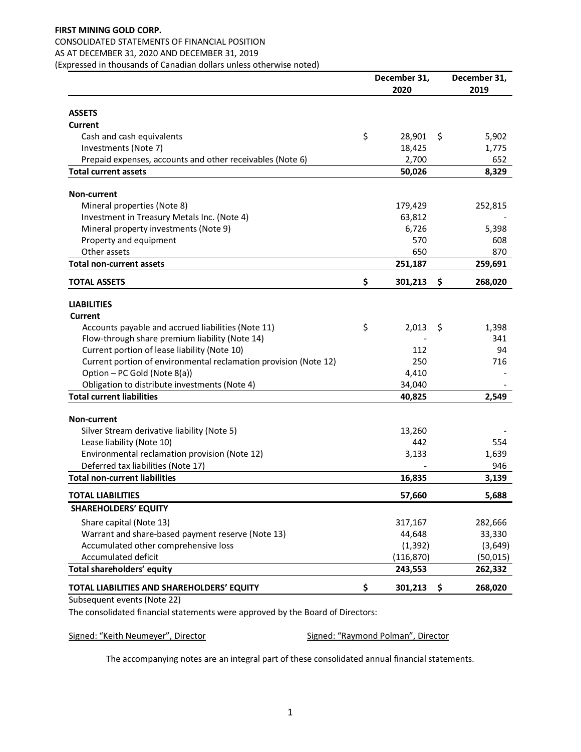**FIRST MINING GOLD CORP.**

CONSOLIDATED STATEMENTS OF FINANCIAL POSITION

AS AT DECEMBER 31, 2020 AND DECEMBER 31, 2019

(Expressed in thousands of Canadian dollars unless otherwise noted)

| | December 31, 2020 | December 31, 2019 |
|---|---|---|
| **ASSETS** | | |
| **Current** | | |
| Cash and cash equivalents | $ 28,901 | $ 5,902 |
| Investments (Note 7) | 18,425 | 1,775 |
| Prepaid expenses, accounts and other receivables (Note 6) | 2,700 | 652 |
| **Total current assets** | **50,026** | **8,329** |
| **Non-current** | | |
| Mineral properties (Note 8) | 179,429 | 252,815 |
| Investment in Treasury Metals Inc. (Note 4) | 63,812 | - |
| Mineral property investments (Note 9) | 6,726 | 5,398 |
| Property and equipment | 570 | 608 |
| Other assets | 650 | 870 |
| **Total non-current assets** | **251,187** | **259,691** |
| **TOTAL ASSETS** | **$ 301,213** | **$ 268,020** |
| **LIABILITIES** | | |
| **Current** | | |
| Accounts payable and accrued liabilities (Note 11) | $ 2,013 | $ 1,398 |
| Flow-through share premium liability (Note 14) | - | 341 |
| Current portion of lease liability (Note 10) | 112 | 94 |
| Current portion of environmental reclamation provision (Note 12) | 250 | 716 |
| Option – PC Gold (Note 8(a)) | 4,410 | - |
| Obligation to distribute investments (Note 4) | 34,040 | - |
| **Total current liabilities** | **40,825** | **2,549** |
| **Non-current** | | |
| Silver Stream derivative liability (Note 5) | 13,260 | - |
| Lease liability (Note 10) | 442 | 554 |
| Environmental reclamation provision (Note 12) | 3,133 | 1,639 |
| Deferred tax liabilities (Note 17) | - | 946 |
| **Total non-current liabilities** | **16,835** | **3,139** |
| **TOTAL LIABILITIES** | **57,660** | **5,688** |
| **SHAREHOLDERS' EQUITY** | | |
| Share capital (Note 13) | 317,167 | 282,666 |
| Warrant and share-based payment reserve (Note 13) | 44,648 | 33,330 |
| Accumulated other comprehensive loss | (1,392) | (3,649) |
| Accumulated deficit | (116,870) | (50,015) |
| **Total shareholders' equity** | **243,553** | **262,332** |
| **TOTAL LIABILITIES AND SHAREHOLDERS' EQUITY** | **$ 301,213** | **$ 268,020** |

Subsequent events (Note 22)

The consolidated financial statements were approved by the Board of Directors:

Signed: "Keith Neumeyer", Director          Signed: "Raymond Polman", Director

The accompanying notes are an integral part of these consolidated annual financial statements.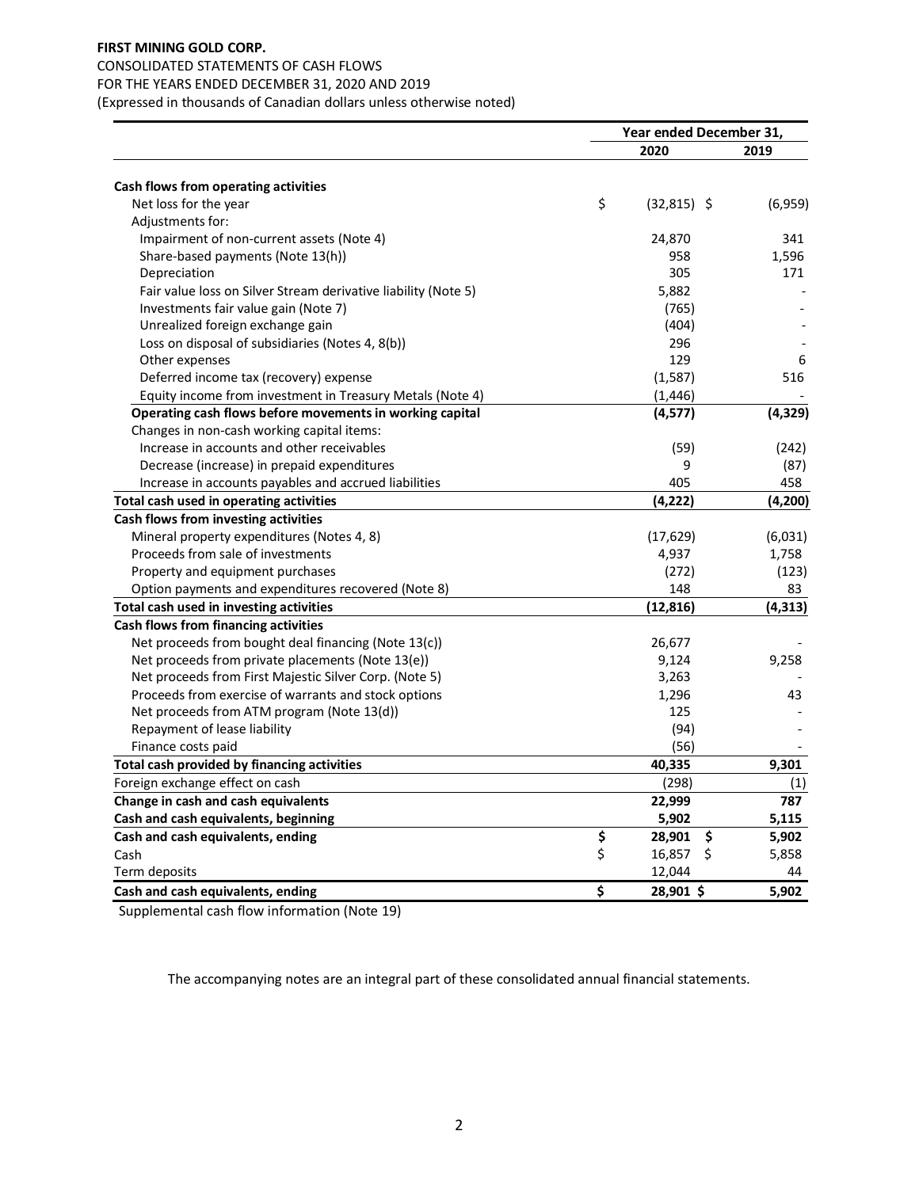**FIRST MINING GOLD CORP.**
CONSOLIDATED STATEMENTS OF CASH FLOWS
FOR THE YEARS ENDED DECEMBER 31, 2020 AND 2019
(Expressed in thousands of Canadian dollars unless otherwise noted)

| | Year ended December 31, | |
|---|---|---|
| | **2020** | **2019** |
| **Cash flows from operating activities** | | |
| Net loss for the year | $ (32,815) | $ (6,959) |
| Adjustments for: | | |
| Impairment of non-current assets (Note 4) | 24,870 | 341 |
| Share-based payments (Note 13(h)) | 958 | 1,596 |
| Depreciation | 305 | 171 |
| Fair value loss on Silver Stream derivative liability (Note 5) | 5,882 | - |
| Investments fair value gain (Note 7) | (765) | - |
| Unrealized foreign exchange gain | (404) | - |
| Loss on disposal of subsidiaries (Notes 4, 8(b)) | 296 | - |
| Other expenses | 129 | 6 |
| Deferred income tax (recovery) expense | (1,587) | 516 |
| Equity income from investment in Treasury Metals (Note 4) | (1,446) | - |
| **Operating cash flows before movements in working capital** | **(4,577)** | **(4,329)** |
| Changes in non-cash working capital items: | | |
| Increase in accounts and other receivables | (59) | (242) |
| Decrease (increase) in prepaid expenditures | 9 | (87) |
| Increase in accounts payables and accrued liabilities | 405 | 458 |
| **Total cash used in operating activities** | **(4,222)** | **(4,200)** |
| **Cash flows from investing activities** | | |
| Mineral property expenditures (Notes 4, 8) | (17,629) | (6,031) |
| Proceeds from sale of investments | 4,937 | 1,758 |
| Property and equipment purchases | (272) | (123) |
| Option payments and expenditures recovered (Note 8) | 148 | 83 |
| **Total cash used in investing activities** | **(12,816)** | **(4,313)** |
| **Cash flows from financing activities** | | |
| Net proceeds from bought deal financing (Note 13(c)) | 26,677 | - |
| Net proceeds from private placements (Note 13(e)) | 9,124 | 9,258 |
| Net proceeds from First Majestic Silver Corp. (Note 5) | 3,263 | - |
| Proceeds from exercise of warrants and stock options | 1,296 | 43 |
| Net proceeds from ATM program (Note 13(d)) | 125 | - |
| Repayment of lease liability | (94) | - |
| Finance costs paid | (56) | - |
| **Total cash provided by financing activities** | **40,335** | **9,301** |
| Foreign exchange effect on cash | (298) | (1) |
| **Change in cash and cash equivalents** | **22,999** | **787** |
| **Cash and cash equivalents, beginning** | **5,902** | **5,115** |
| **Cash and cash equivalents, ending** | **$ 28,901** | **$ 5,902** |
| Cash | $ 16,857 | $ 5,858 |
| Term deposits | 12,044 | 44 |
| **Cash and cash equivalents, ending** | **$ 28,901** | **$ 5,902** |

Supplemental cash flow information (Note 19)

The accompanying notes are an integral part of these consolidated annual financial statements.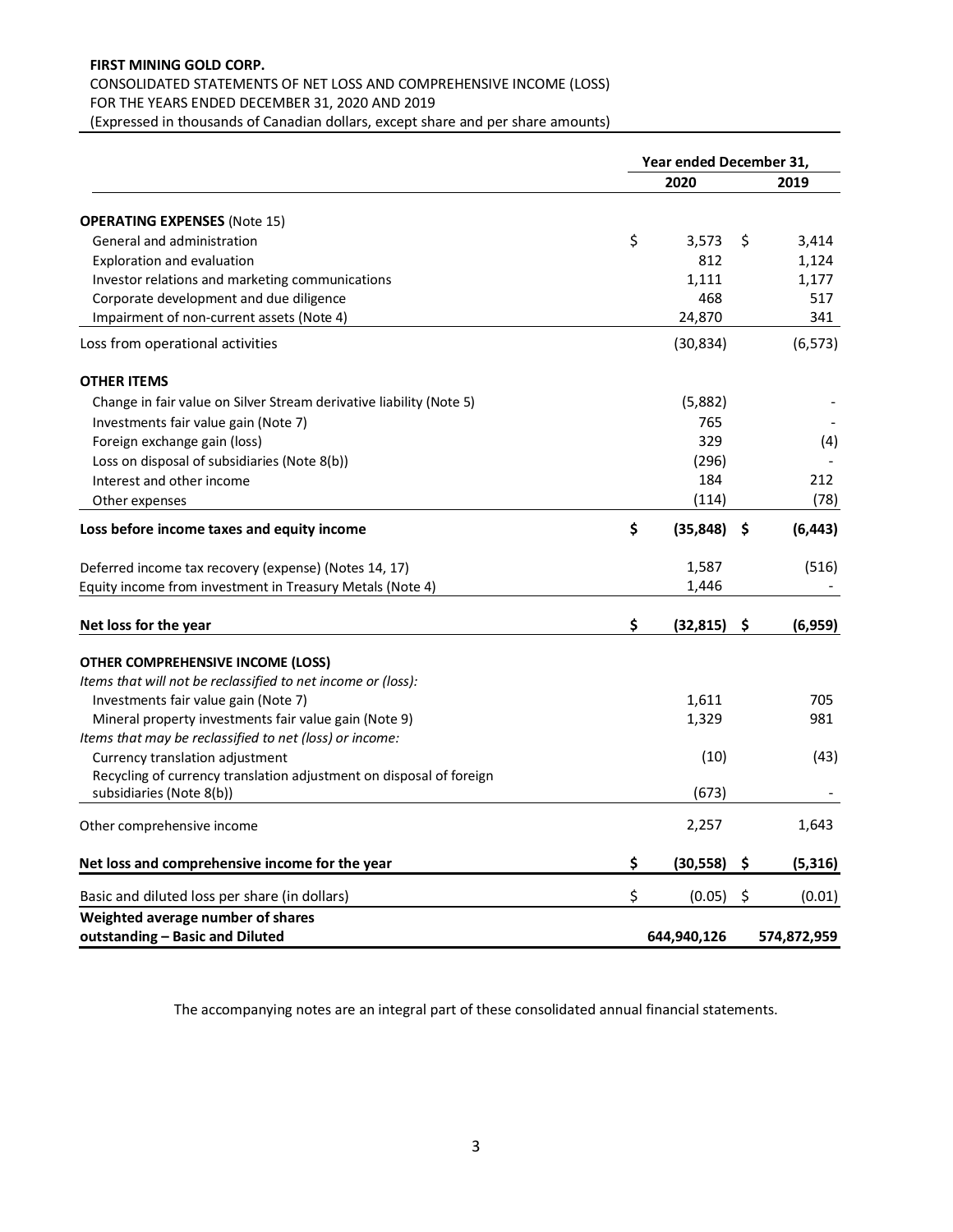**FIRST MINING GOLD CORP.**
CONSOLIDATED STATEMENTS OF NET LOSS AND COMPREHENSIVE INCOME (LOSS)
FOR THE YEARS ENDED DECEMBER 31, 2020 AND 2019
(Expressed in thousands of Canadian dollars, except share and per share amounts)

| | Year ended December 31, 2020 | Year ended December 31, 2019 |
|---|---|---|
| **OPERATING EXPENSES** (Note 15) | | |
| General and administration | $ 3,573 | $ 3,414 |
| Exploration and evaluation | 812 | 1,124 |
| Investor relations and marketing communications | 1,111 | 1,177 |
| Corporate development and due diligence | 468 | 517 |
| Impairment of non-current assets (Note 4) | 24,870 | 341 |
| Loss from operational activities | (30,834) | (6,573) |
| **OTHER ITEMS** | | |
| Change in fair value on Silver Stream derivative liability (Note 5) | (5,882) | - |
| Investments fair value gain (Note 7) | 765 | - |
| Foreign exchange gain (loss) | 329 | (4) |
| Loss on disposal of subsidiaries (Note 8(b)) | (296) | - |
| Interest and other income | 184 | 212 |
| Other expenses | (114) | (78) |
| **Loss before income taxes and equity income** | **$ (35,848)** | **$ (6,443)** |
| Deferred income tax recovery (expense) (Notes 14, 17) | 1,587 | (516) |
| Equity income from investment in Treasury Metals (Note 4) | 1,446 | - |
| **Net loss for the year** | **$ (32,815)** | **$ (6,959)** |
| **OTHER COMPREHENSIVE INCOME (LOSS)** | | |
| *Items that will not be reclassified to net income or (loss):* | | |
| Investments fair value gain (Note 7) | 1,611 | 705 |
| Mineral property investments fair value gain (Note 9) | 1,329 | 981 |
| *Items that may be reclassified to net (loss) or income:* | | |
| Currency translation adjustment | (10) | (43) |
| Recycling of currency translation adjustment on disposal of foreign subsidiaries (Note 8(b)) | (673) | - |
| Other comprehensive income | 2,257 | 1,643 |
| **Net loss and comprehensive income for the year** | **$ (30,558)** | **$ (5,316)** |
| Basic and diluted loss per share (in dollars) | $ (0.05) | $ (0.01) |
| **Weighted average number of shares outstanding – Basic and Diluted** | **644,940,126** | **574,872,959** |

The accompanying notes are an integral part of these consolidated annual financial statements.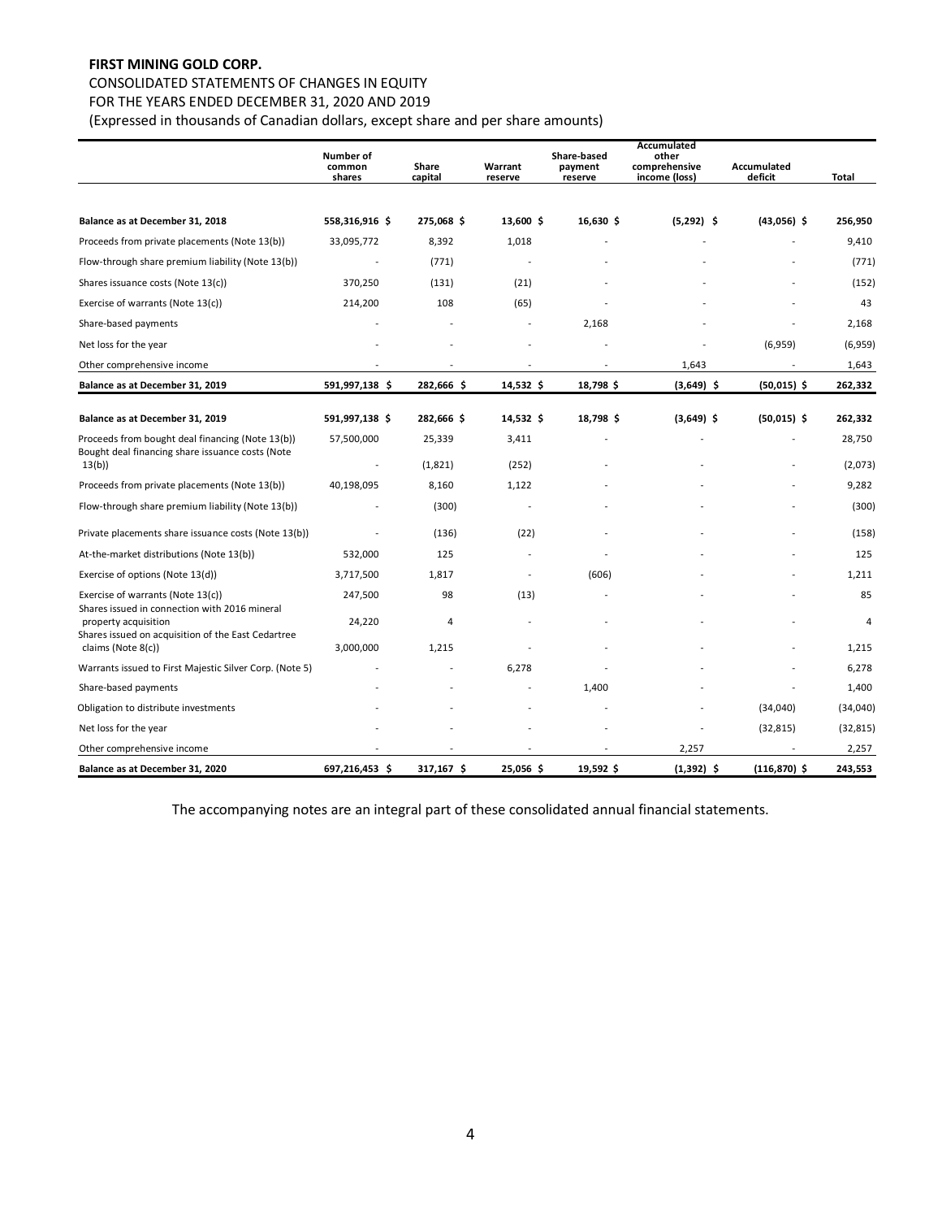**FIRST MINING GOLD CORP.**

CONSOLIDATED STATEMENTS OF CHANGES IN EQUITY

FOR THE YEARS ENDED DECEMBER 31, 2020 AND 2019

(Expressed in thousands of Canadian dollars, except share and per share amounts)

| | Number of common shares | Share capital | Warrant reserve | Share-based payment reserve | Accumulated other comprehensive income (loss) | Accumulated deficit | Total |
|---|---|---|---|---|---|---|---|
| **Balance as at December 31, 2018** | **558,316,916 $** | **275,068 $** | **13,600 $** | **16,630 $** | **(5,292) $** | **(43,056) $** | **256,950** |
| Proceeds from private placements (Note 13(b)) | 33,095,772 | 8,392 | 1,018 | - | - | - | 9,410 |
| Flow-through share premium liability (Note 13(b)) | - | (771) | - | - | - | - | (771) |
| Shares issuance costs (Note 13(c)) | 370,250 | (131) | (21) | - | - | - | (152) |
| Exercise of warrants (Note 13(c)) | 214,200 | 108 | (65) | - | - | - | 43 |
| Share-based payments | - | - | - | 2,168 | - | - | 2,168 |
| Net loss for the year | - | - | - | - | - | (6,959) | (6,959) |
| Other comprehensive income | - | - | - | - | 1,643 | - | 1,643 |
| **Balance as at December 31, 2019** | **591,997,138 $** | **282,666 $** | **14,532 $** | **18,798 $** | **(3,649) $** | **(50,015) $** | **262,332** |
| **Balance as at December 31, 2019** | **591,997,138 $** | **282,666 $** | **14,532 $** | **18,798 $** | **(3,649) $** | **(50,015) $** | **262,332** |
| Proceeds from bought deal financing (Note 13(b)) | 57,500,000 | 25,339 | 3,411 | - | - | - | 28,750 |
| Bought deal financing share issuance costs (Note 13(b)) | - | (1,821) | (252) | - | - | - | (2,073) |
| Proceeds from private placements (Note 13(b)) | 40,198,095 | 8,160 | 1,122 | - | - | - | 9,282 |
| Flow-through share premium liability (Note 13(b)) | - | (300) | - | - | - | - | (300) |
| Private placements share issuance costs (Note 13(b)) | - | (136) | (22) | - | - | - | (158) |
| At-the-market distributions (Note 13(b)) | 532,000 | 125 | - | - | - | - | 125 |
| Exercise of options (Note 13(d)) | 3,717,500 | 1,817 | - | (606) | - | - | 1,211 |
| Exercise of warrants (Note 13(c)) | 247,500 | 98 | (13) | - | - | - | 85 |
| Shares issued in connection with 2016 mineral property acquisition | 24,220 | 4 | - | - | - | - | 4 |
| Shares issued on acquisition of the East Cedartree claims (Note 8(c)) | 3,000,000 | 1,215 | - | - | - | - | 1,215 |
| Warrants issued to First Majestic Silver Corp. (Note 5) | - | - | 6,278 | - | - | - | 6,278 |
| Share-based payments | - | - | - | 1,400 | - | - | 1,400 |
| Obligation to distribute investments | - | - | - | - | - | (34,040) | (34,040) |
| Net loss for the year | - | - | - | - | - | (32,815) | (32,815) |
| Other comprehensive income | - | - | - | - | 2,257 | - | 2,257 |
| **Balance as at December 31, 2020** | **697,216,453 $** | **317,167 $** | **25,056 $** | **19,592 $** | **(1,392) $** | **(116,870) $** | **243,553** |

The accompanying notes are an integral part of these consolidated annual financial statements.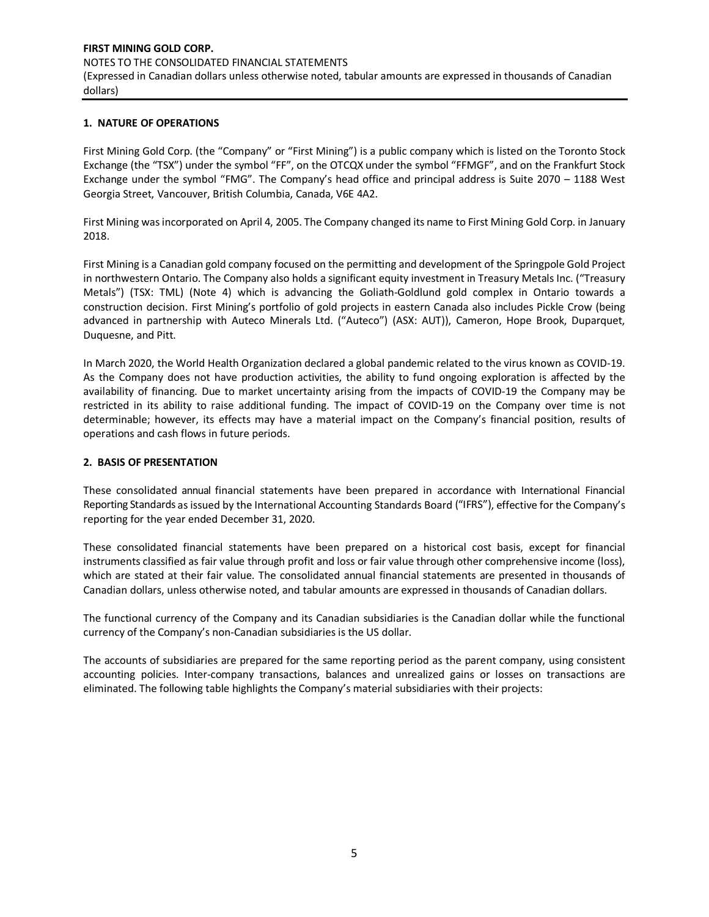## 1. NATURE OF OPERATIONS

First Mining Gold Corp. (the "Company" or "First Mining") is a public company which is listed on the Toronto Stock Exchange (the "TSX") under the symbol "FF", on the OTCQX under the symbol "FFMGF", and on the Frankfurt Stock Exchange under the symbol "FMG". The Company's head office and principal address is Suite 2070 – 1188 West Georgia Street, Vancouver, British Columbia, Canada, V6E 4A2.

First Mining was incorporated on April 4, 2005. The Company changed its name to First Mining Gold Corp. in January 2018.

First Mining is a Canadian gold company focused on the permitting and development of the Springpole Gold Project in northwestern Ontario. The Company also holds a significant equity investment in Treasury Metals Inc. ("Treasury Metals") (TSX: TML) (Note 4) which is advancing the Goliath-Goldlund gold complex in Ontario towards a construction decision. First Mining's portfolio of gold projects in eastern Canada also includes Pickle Crow (being advanced in partnership with Auteco Minerals Ltd. ("Auteco") (ASX: AUT)), Cameron, Hope Brook, Duparquet, Duquesne, and Pitt.

In March 2020, the World Health Organization declared a global pandemic related to the virus known as COVID-19. As the Company does not have production activities, the ability to fund ongoing exploration is affected by the availability of financing. Due to market uncertainty arising from the impacts of COVID-19 the Company may be restricted in its ability to raise additional funding. The impact of COVID-19 on the Company over time is not determinable; however, its effects may have a material impact on the Company's financial position, results of operations and cash flows in future periods.

## 2. BASIS OF PRESENTATION

These consolidated annual financial statements have been prepared in accordance with International Financial Reporting Standards as issued by the International Accounting Standards Board ("IFRS"), effective for the Company's reporting for the year ended December 31, 2020.

These consolidated financial statements have been prepared on a historical cost basis, except for financial instruments classified as fair value through profit and loss or fair value through other comprehensive income (loss), which are stated at their fair value. The consolidated annual financial statements are presented in thousands of Canadian dollars, unless otherwise noted, and tabular amounts are expressed in thousands of Canadian dollars.

The functional currency of the Company and its Canadian subsidiaries is the Canadian dollar while the functional currency of the Company's non-Canadian subsidiaries is the US dollar.

The accounts of subsidiaries are prepared for the same reporting period as the parent company, using consistent accounting policies. Inter-company transactions, balances and unrealized gains or losses on transactions are eliminated. The following table highlights the Company's material subsidiaries with their projects: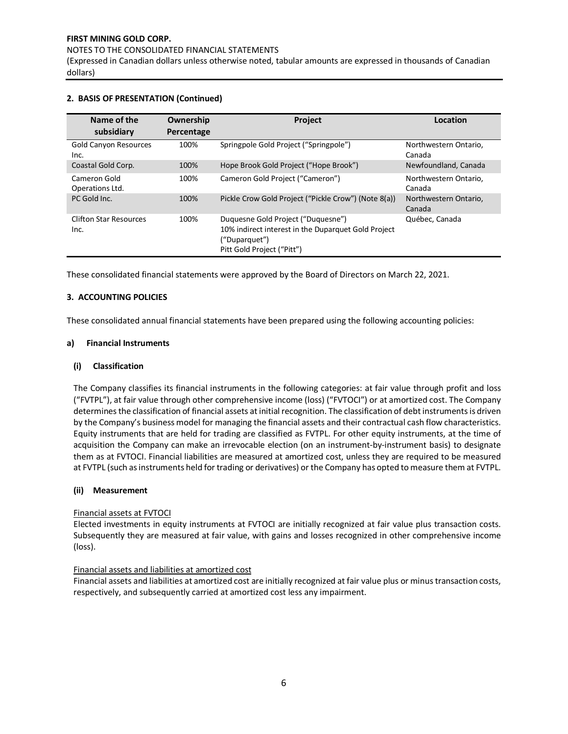## 2. BASIS OF PRESENTATION (Continued)

| Name of the subsidiary | Ownership Percentage | Project | Location |
|---|---|---|---|
| Gold Canyon Resources Inc. | 100% | Springpole Gold Project ("Springpole") | Northwestern Ontario, Canada |
| Coastal Gold Corp. | 100% | Hope Brook Gold Project ("Hope Brook") | Newfoundland, Canada |
| Cameron Gold Operations Ltd. | 100% | Cameron Gold Project ("Cameron") | Northwestern Ontario, Canada |
| PC Gold Inc. | 100% | Pickle Crow Gold Project ("Pickle Crow") (Note 8(a)) | Northwestern Ontario, Canada |
| Clifton Star Resources Inc. | 100% | Duquesne Gold Project ("Duquesne")<br>10% indirect interest in the Duparquet Gold Project ("Duparquet")<br>Pitt Gold Project ("Pitt") | Québec, Canada |

These consolidated financial statements were approved by the Board of Directors on March 22, 2021.

## 3. ACCOUNTING POLICIES

These consolidated annual financial statements have been prepared using the following accounting policies:

### a) Financial Instruments

#### (i) Classification

The Company classifies its financial instruments in the following categories: at fair value through profit and loss ("FVTPL"), at fair value through other comprehensive income (loss) ("FVTOCI") or at amortized cost. The Company determines the classification of financial assets at initial recognition. The classification of debt instruments is driven by the Company's business model for managing the financial assets and their contractual cash flow characteristics. Equity instruments that are held for trading are classified as FVTPL. For other equity instruments, at the time of acquisition the Company can make an irrevocable election (on an instrument-by-instrument basis) to designate them as at FVTOCI. Financial liabilities are measured at amortized cost, unless they are required to be measured at FVTPL (such as instruments held for trading or derivatives) or the Company has opted to measure them at FVTPL.

#### (ii) Measurement

Financial assets at FVTOCI

Elected investments in equity instruments at FVTOCI are initially recognized at fair value plus transaction costs. Subsequently they are measured at fair value, with gains and losses recognized in other comprehensive income (loss).

Financial assets and liabilities at amortized cost

Financial assets and liabilities at amortized cost are initially recognized at fair value plus or minus transaction costs, respectively, and subsequently carried at amortized cost less any impairment.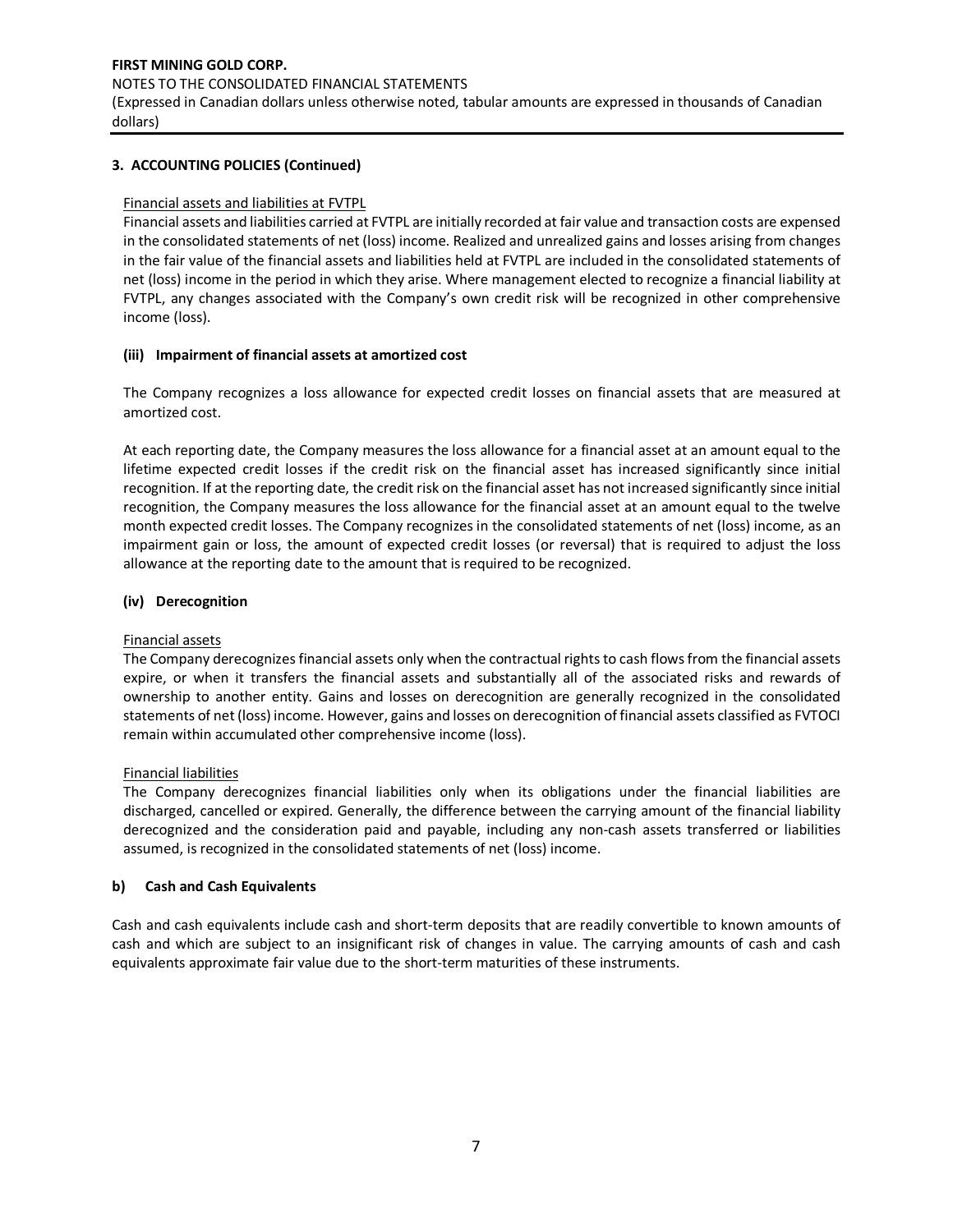## 3. ACCOUNTING POLICIES (Continued)

Financial assets and liabilities at FVTPL

Financial assets and liabilities carried at FVTPL are initially recorded at fair value and transaction costs are expensed in the consolidated statements of net (loss) income. Realized and unrealized gains and losses arising from changes in the fair value of the financial assets and liabilities held at FVTPL are included in the consolidated statements of net (loss) income in the period in which they arise. Where management elected to recognize a financial liability at FVTPL, any changes associated with the Company's own credit risk will be recognized in other comprehensive income (loss).

### (iii) Impairment of financial assets at amortized cost

The Company recognizes a loss allowance for expected credit losses on financial assets that are measured at amortized cost.

At each reporting date, the Company measures the loss allowance for a financial asset at an amount equal to the lifetime expected credit losses if the credit risk on the financial asset has increased significantly since initial recognition. If at the reporting date, the credit risk on the financial asset has not increased significantly since initial recognition, the Company measures the loss allowance for the financial asset at an amount equal to the twelve month expected credit losses. The Company recognizes in the consolidated statements of net (loss) income, as an impairment gain or loss, the amount of expected credit losses (or reversal) that is required to adjust the loss allowance at the reporting date to the amount that is required to be recognized.

### (iv) Derecognition

Financial assets

The Company derecognizes financial assets only when the contractual rights to cash flows from the financial assets expire, or when it transfers the financial assets and substantially all of the associated risks and rewards of ownership to another entity. Gains and losses on derecognition are generally recognized in the consolidated statements of net (loss) income. However, gains and losses on derecognition of financial assets classified as FVTOCI remain within accumulated other comprehensive income (loss).

Financial liabilities

The Company derecognizes financial liabilities only when its obligations under the financial liabilities are discharged, cancelled or expired. Generally, the difference between the carrying amount of the financial liability derecognized and the consideration paid and payable, including any non-cash assets transferred or liabilities assumed, is recognized in the consolidated statements of net (loss) income.

### b) Cash and Cash Equivalents

Cash and cash equivalents include cash and short-term deposits that are readily convertible to known amounts of cash and which are subject to an insignificant risk of changes in value. The carrying amounts of cash and cash equivalents approximate fair value due to the short-term maturities of these instruments.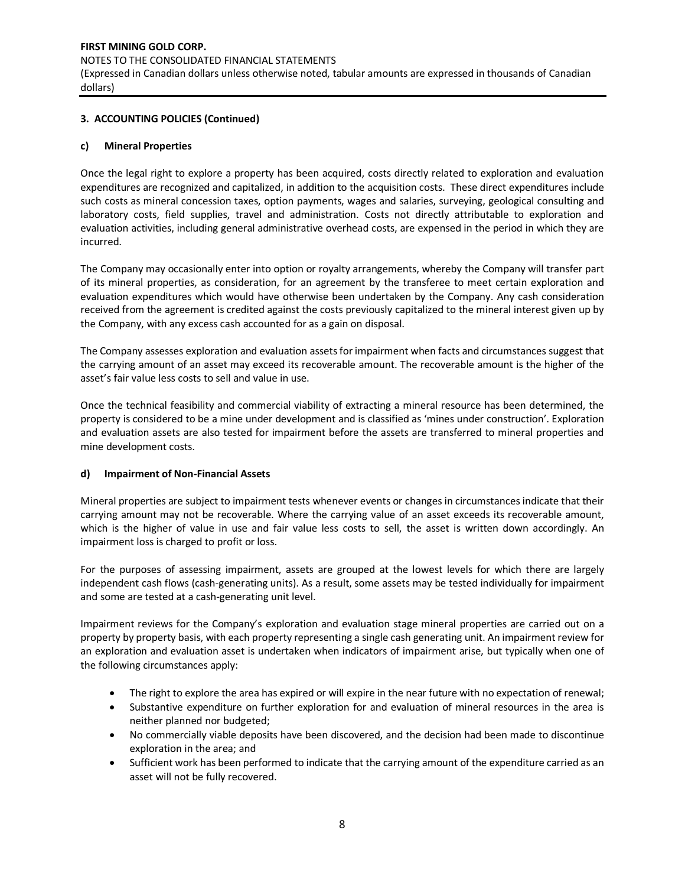## 3. ACCOUNTING POLICIES (Continued)

### c) Mineral Properties

Once the legal right to explore a property has been acquired, costs directly related to exploration and evaluation expenditures are recognized and capitalized, in addition to the acquisition costs. These direct expenditures include such costs as mineral concession taxes, option payments, wages and salaries, surveying, geological consulting and laboratory costs, field supplies, travel and administration. Costs not directly attributable to exploration and evaluation activities, including general administrative overhead costs, are expensed in the period in which they are incurred.

The Company may occasionally enter into option or royalty arrangements, whereby the Company will transfer part of its mineral properties, as consideration, for an agreement by the transferee to meet certain exploration and evaluation expenditures which would have otherwise been undertaken by the Company. Any cash consideration received from the agreement is credited against the costs previously capitalized to the mineral interest given up by the Company, with any excess cash accounted for as a gain on disposal.

The Company assesses exploration and evaluation assets for impairment when facts and circumstances suggest that the carrying amount of an asset may exceed its recoverable amount. The recoverable amount is the higher of the asset's fair value less costs to sell and value in use.

Once the technical feasibility and commercial viability of extracting a mineral resource has been determined, the property is considered to be a mine under development and is classified as 'mines under construction'. Exploration and evaluation assets are also tested for impairment before the assets are transferred to mineral properties and mine development costs.

### d) Impairment of Non-Financial Assets

Mineral properties are subject to impairment tests whenever events or changes in circumstances indicate that their carrying amount may not be recoverable. Where the carrying value of an asset exceeds its recoverable amount, which is the higher of value in use and fair value less costs to sell, the asset is written down accordingly. An impairment loss is charged to profit or loss.

For the purposes of assessing impairment, assets are grouped at the lowest levels for which there are largely independent cash flows (cash-generating units). As a result, some assets may be tested individually for impairment and some are tested at a cash-generating unit level.

Impairment reviews for the Company's exploration and evaluation stage mineral properties are carried out on a property by property basis, with each property representing a single cash generating unit. An impairment review for an exploration and evaluation asset is undertaken when indicators of impairment arise, but typically when one of the following circumstances apply:

- The right to explore the area has expired or will expire in the near future with no expectation of renewal;
- Substantive expenditure on further exploration for and evaluation of mineral resources in the area is neither planned nor budgeted;
- No commercially viable deposits have been discovered, and the decision had been made to discontinue exploration in the area; and
- Sufficient work has been performed to indicate that the carrying amount of the expenditure carried as an asset will not be fully recovered.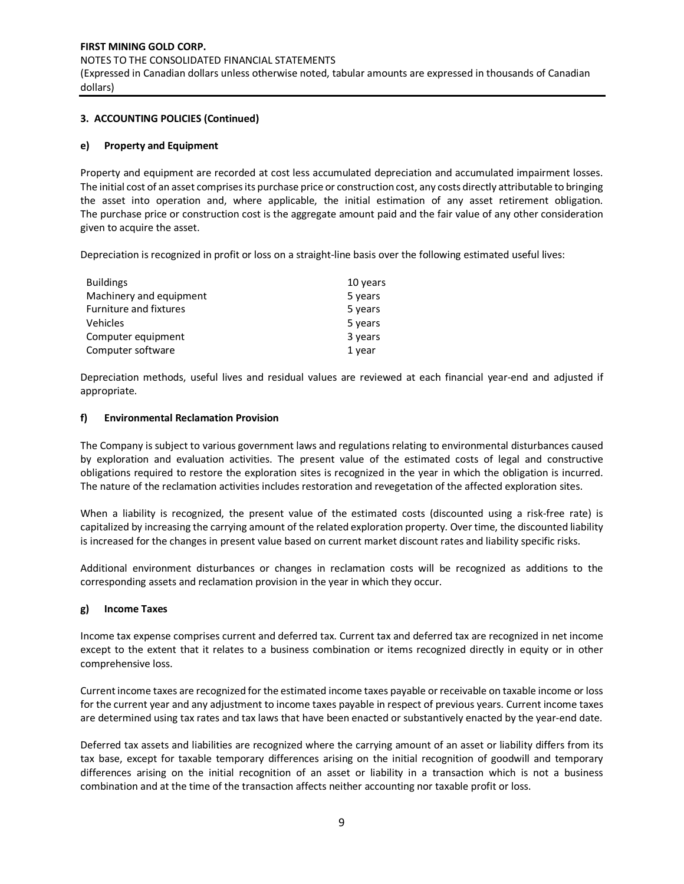## 3. ACCOUNTING POLICIES (Continued)

### e) Property and Equipment

Property and equipment are recorded at cost less accumulated depreciation and accumulated impairment losses. The initial cost of an asset comprises its purchase price or construction cost, any costs directly attributable to bringing the asset into operation and, where applicable, the initial estimation of any asset retirement obligation. The purchase price or construction cost is the aggregate amount paid and the fair value of any other consideration given to acquire the asset.

Depreciation is recognized in profit or loss on a straight-line basis over the following estimated useful lives:

| | |
|---|---|
| Buildings | 10 years |
| Machinery and equipment | 5 years |
| Furniture and fixtures | 5 years |
| Vehicles | 5 years |
| Computer equipment | 3 years |
| Computer software | 1 year |

Depreciation methods, useful lives and residual values are reviewed at each financial year-end and adjusted if appropriate.

### f) Environmental Reclamation Provision

The Company is subject to various government laws and regulations relating to environmental disturbances caused by exploration and evaluation activities. The present value of the estimated costs of legal and constructive obligations required to restore the exploration sites is recognized in the year in which the obligation is incurred. The nature of the reclamation activities includes restoration and revegetation of the affected exploration sites.

When a liability is recognized, the present value of the estimated costs (discounted using a risk-free rate) is capitalized by increasing the carrying amount of the related exploration property. Over time, the discounted liability is increased for the changes in present value based on current market discount rates and liability specific risks.

Additional environment disturbances or changes in reclamation costs will be recognized as additions to the corresponding assets and reclamation provision in the year in which they occur.

### g) Income Taxes

Income tax expense comprises current and deferred tax. Current tax and deferred tax are recognized in net income except to the extent that it relates to a business combination or items recognized directly in equity or in other comprehensive loss.

Current income taxes are recognized for the estimated income taxes payable or receivable on taxable income or loss for the current year and any adjustment to income taxes payable in respect of previous years. Current income taxes are determined using tax rates and tax laws that have been enacted or substantively enacted by the year-end date.

Deferred tax assets and liabilities are recognized where the carrying amount of an asset or liability differs from its tax base, except for taxable temporary differences arising on the initial recognition of goodwill and temporary differences arising on the initial recognition of an asset or liability in a transaction which is not a business combination and at the time of the transaction affects neither accounting nor taxable profit or loss.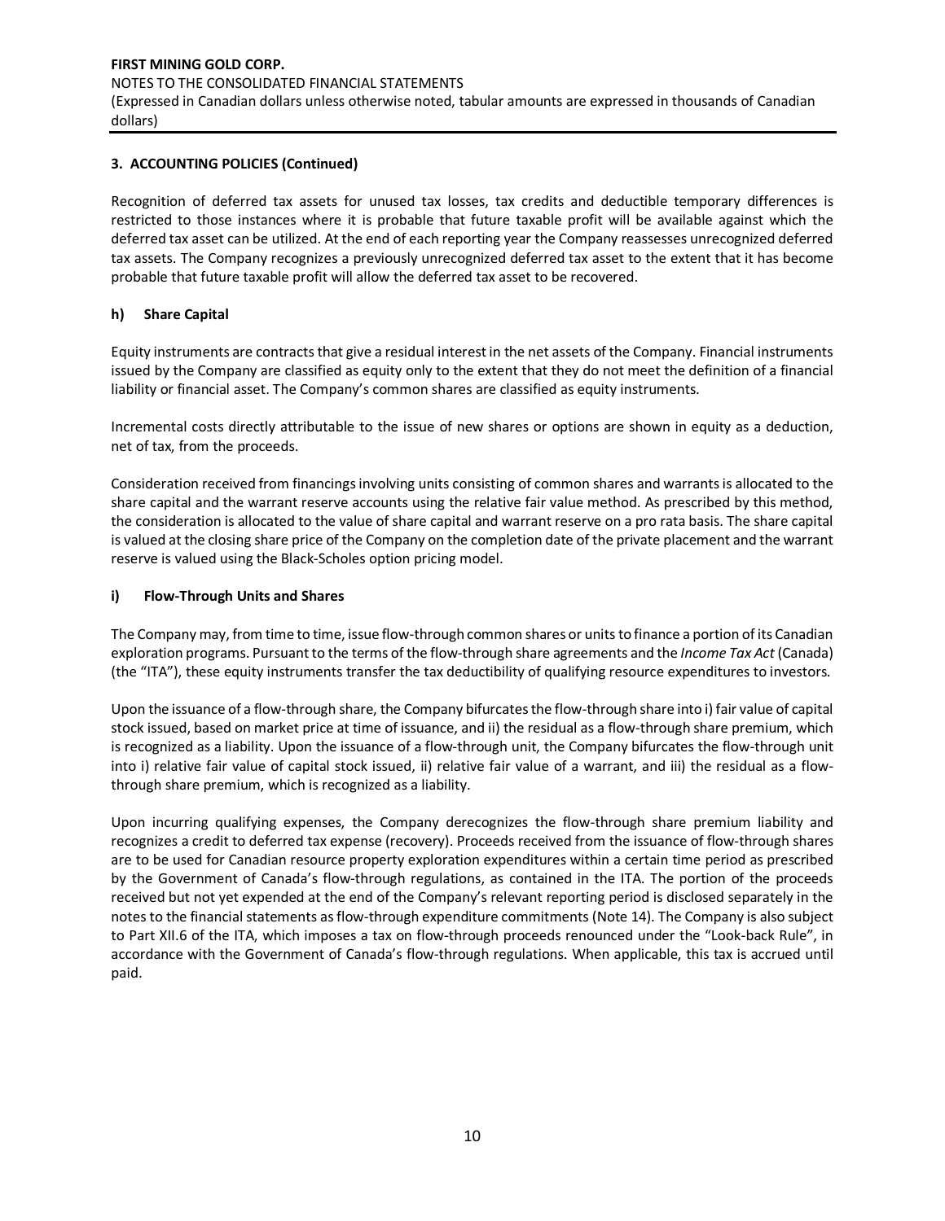## 3. ACCOUNTING POLICIES (Continued)

Recognition of deferred tax assets for unused tax losses, tax credits and deductible temporary differences is restricted to those instances where it is probable that future taxable profit will be available against which the deferred tax asset can be utilized. At the end of each reporting year the Company reassesses unrecognized deferred tax assets. The Company recognizes a previously unrecognized deferred tax asset to the extent that it has become probable that future taxable profit will allow the deferred tax asset to be recovered.

### h) Share Capital

Equity instruments are contracts that give a residual interest in the net assets of the Company. Financial instruments issued by the Company are classified as equity only to the extent that they do not meet the definition of a financial liability or financial asset. The Company's common shares are classified as equity instruments.

Incremental costs directly attributable to the issue of new shares or options are shown in equity as a deduction, net of tax, from the proceeds.

Consideration received from financings involving units consisting of common shares and warrants is allocated to the share capital and the warrant reserve accounts using the relative fair value method. As prescribed by this method, the consideration is allocated to the value of share capital and warrant reserve on a pro rata basis. The share capital is valued at the closing share price of the Company on the completion date of the private placement and the warrant reserve is valued using the Black-Scholes option pricing model.

### i) Flow-Through Units and Shares

The Company may, from time to time, issue flow-through common shares or units to finance a portion of its Canadian exploration programs. Pursuant to the terms of the flow-through share agreements and the *Income Tax Act* (Canada) (the "ITA"), these equity instruments transfer the tax deductibility of qualifying resource expenditures to investors.

Upon the issuance of a flow-through share, the Company bifurcates the flow-through share into i) fair value of capital stock issued, based on market price at time of issuance, and ii) the residual as a flow-through share premium, which is recognized as a liability. Upon the issuance of a flow-through unit, the Company bifurcates the flow-through unit into i) relative fair value of capital stock issued, ii) relative fair value of a warrant, and iii) the residual as a flow-through share premium, which is recognized as a liability.

Upon incurring qualifying expenses, the Company derecognizes the flow-through share premium liability and recognizes a credit to deferred tax expense (recovery). Proceeds received from the issuance of flow-through shares are to be used for Canadian resource property exploration expenditures within a certain time period as prescribed by the Government of Canada's flow-through regulations, as contained in the ITA. The portion of the proceeds received but not yet expended at the end of the Company's relevant reporting period is disclosed separately in the notes to the financial statements as flow-through expenditure commitments (Note 14). The Company is also subject to Part XII.6 of the ITA, which imposes a tax on flow-through proceeds renounced under the "Look-back Rule", in accordance with the Government of Canada's flow-through regulations. When applicable, this tax is accrued until paid.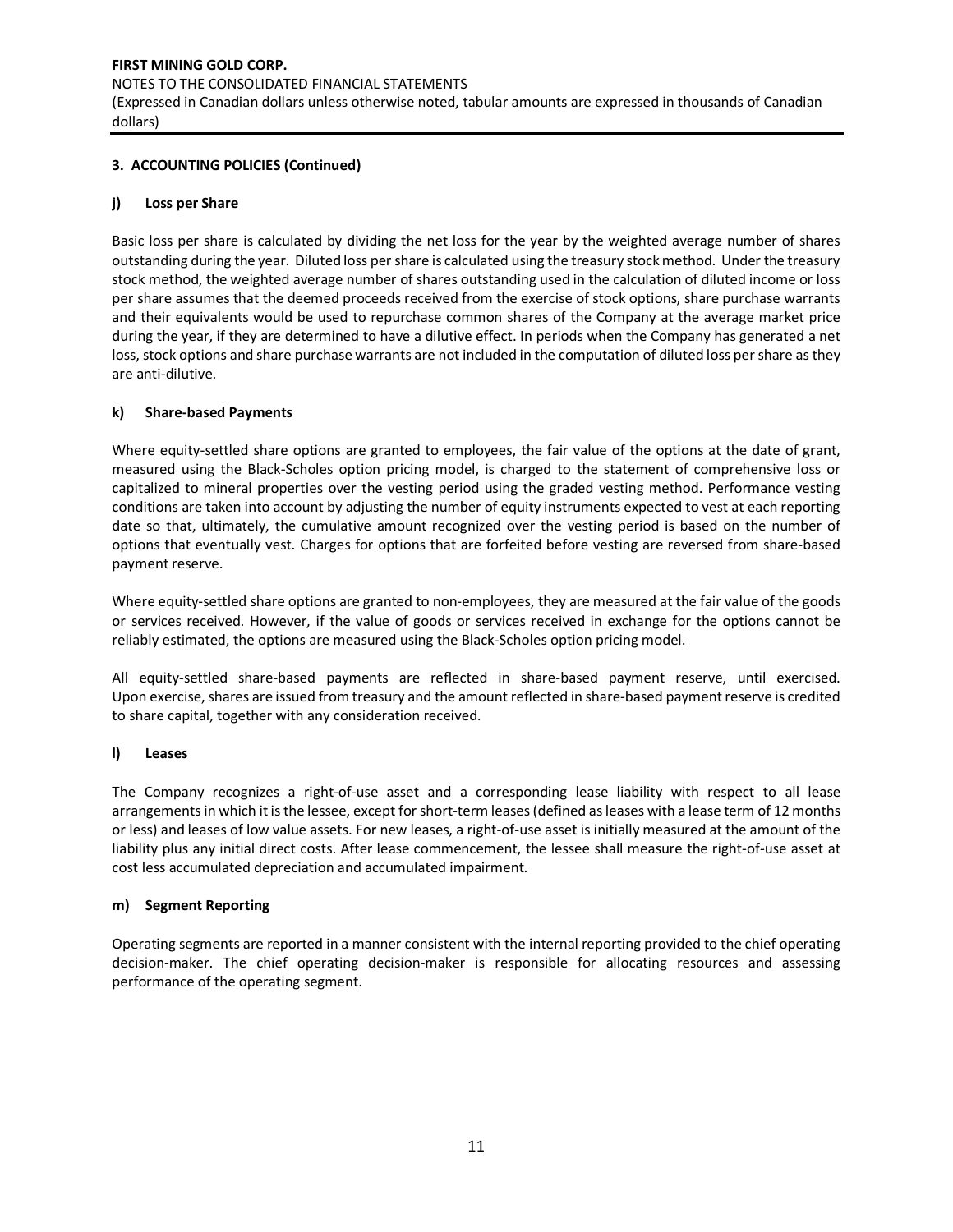## 3. ACCOUNTING POLICIES (Continued)

### j) Loss per Share

Basic loss per share is calculated by dividing the net loss for the year by the weighted average number of shares outstanding during the year. Diluted loss per share is calculated using the treasury stock method. Under the treasury stock method, the weighted average number of shares outstanding used in the calculation of diluted income or loss per share assumes that the deemed proceeds received from the exercise of stock options, share purchase warrants and their equivalents would be used to repurchase common shares of the Company at the average market price during the year, if they are determined to have a dilutive effect. In periods when the Company has generated a net loss, stock options and share purchase warrants are not included in the computation of diluted loss per share as they are anti-dilutive.

### k) Share-based Payments

Where equity-settled share options are granted to employees, the fair value of the options at the date of grant, measured using the Black-Scholes option pricing model, is charged to the statement of comprehensive loss or capitalized to mineral properties over the vesting period using the graded vesting method. Performance vesting conditions are taken into account by adjusting the number of equity instruments expected to vest at each reporting date so that, ultimately, the cumulative amount recognized over the vesting period is based on the number of options that eventually vest. Charges for options that are forfeited before vesting are reversed from share-based payment reserve.

Where equity-settled share options are granted to non-employees, they are measured at the fair value of the goods or services received. However, if the value of goods or services received in exchange for the options cannot be reliably estimated, the options are measured using the Black-Scholes option pricing model.

All equity-settled share-based payments are reflected in share-based payment reserve, until exercised. Upon exercise, shares are issued from treasury and the amount reflected in share-based payment reserve is credited to share capital, together with any consideration received.

### l) Leases

The Company recognizes a right-of-use asset and a corresponding lease liability with respect to all lease arrangements in which it is the lessee, except for short-term leases (defined as leases with a lease term of 12 months or less) and leases of low value assets. For new leases, a right-of-use asset is initially measured at the amount of the liability plus any initial direct costs. After lease commencement, the lessee shall measure the right-of-use asset at cost less accumulated depreciation and accumulated impairment.

### m) Segment Reporting

Operating segments are reported in a manner consistent with the internal reporting provided to the chief operating decision-maker. The chief operating decision-maker is responsible for allocating resources and assessing performance of the operating segment.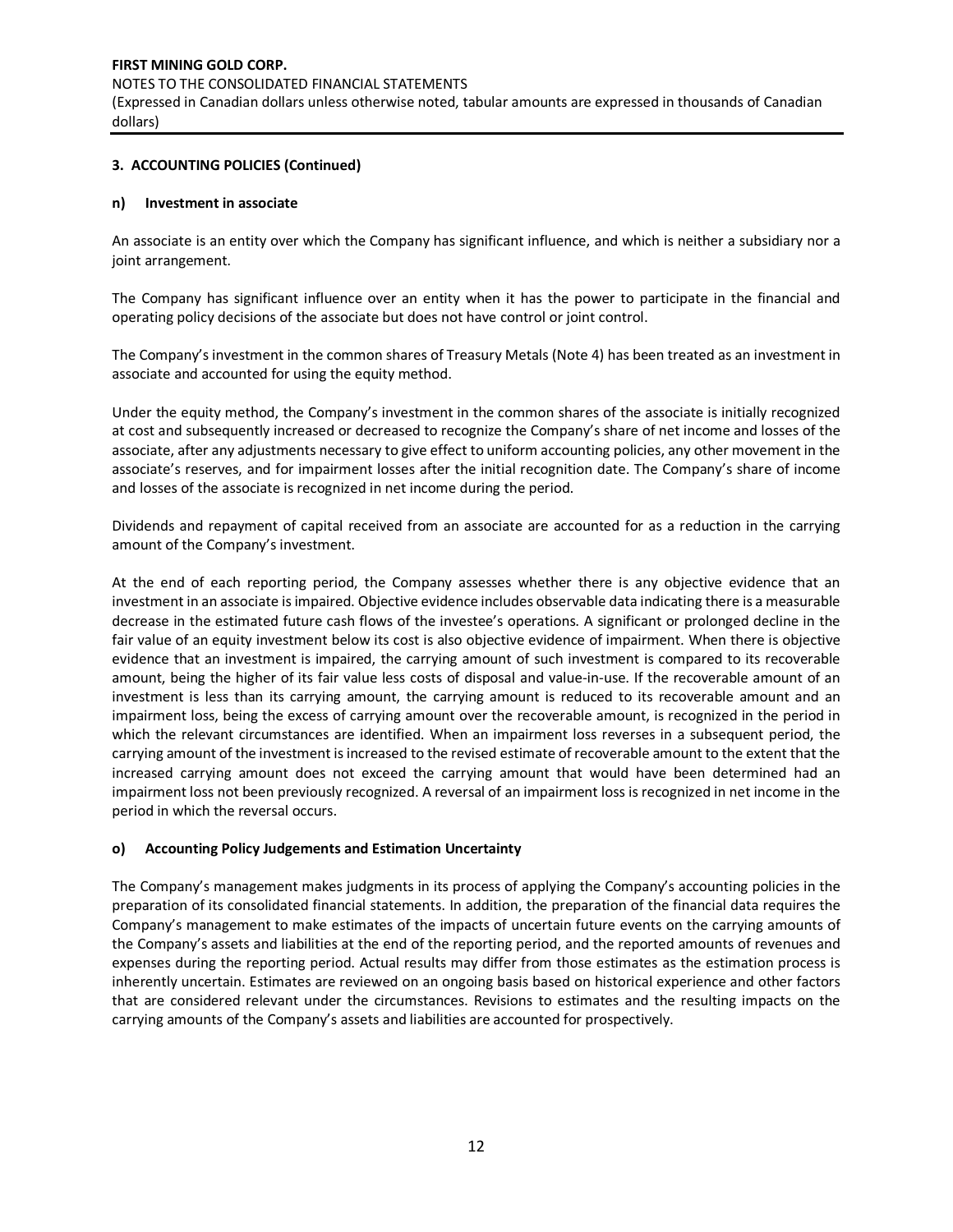## 3. ACCOUNTING POLICIES (Continued)

### n) Investment in associate

An associate is an entity over which the Company has significant influence, and which is neither a subsidiary nor a joint arrangement.

The Company has significant influence over an entity when it has the power to participate in the financial and operating policy decisions of the associate but does not have control or joint control.

The Company's investment in the common shares of Treasury Metals (Note 4) has been treated as an investment in associate and accounted for using the equity method.

Under the equity method, the Company's investment in the common shares of the associate is initially recognized at cost and subsequently increased or decreased to recognize the Company's share of net income and losses of the associate, after any adjustments necessary to give effect to uniform accounting policies, any other movement in the associate's reserves, and for impairment losses after the initial recognition date. The Company's share of income and losses of the associate is recognized in net income during the period.

Dividends and repayment of capital received from an associate are accounted for as a reduction in the carrying amount of the Company's investment.

At the end of each reporting period, the Company assesses whether there is any objective evidence that an investment in an associate is impaired. Objective evidence includes observable data indicating there is a measurable decrease in the estimated future cash flows of the investee's operations. A significant or prolonged decline in the fair value of an equity investment below its cost is also objective evidence of impairment. When there is objective evidence that an investment is impaired, the carrying amount of such investment is compared to its recoverable amount, being the higher of its fair value less costs of disposal and value-in-use. If the recoverable amount of an investment is less than its carrying amount, the carrying amount is reduced to its recoverable amount and an impairment loss, being the excess of carrying amount over the recoverable amount, is recognized in the period in which the relevant circumstances are identified. When an impairment loss reverses in a subsequent period, the carrying amount of the investment is increased to the revised estimate of recoverable amount to the extent that the increased carrying amount does not exceed the carrying amount that would have been determined had an impairment loss not been previously recognized. A reversal of an impairment loss is recognized in net income in the period in which the reversal occurs.

### o) Accounting Policy Judgements and Estimation Uncertainty

The Company's management makes judgments in its process of applying the Company's accounting policies in the preparation of its consolidated financial statements. In addition, the preparation of the financial data requires the Company's management to make estimates of the impacts of uncertain future events on the carrying amounts of the Company's assets and liabilities at the end of the reporting period, and the reported amounts of revenues and expenses during the reporting period. Actual results may differ from those estimates as the estimation process is inherently uncertain. Estimates are reviewed on an ongoing basis based on historical experience and other factors that are considered relevant under the circumstances. Revisions to estimates and the resulting impacts on the carrying amounts of the Company's assets and liabilities are accounted for prospectively.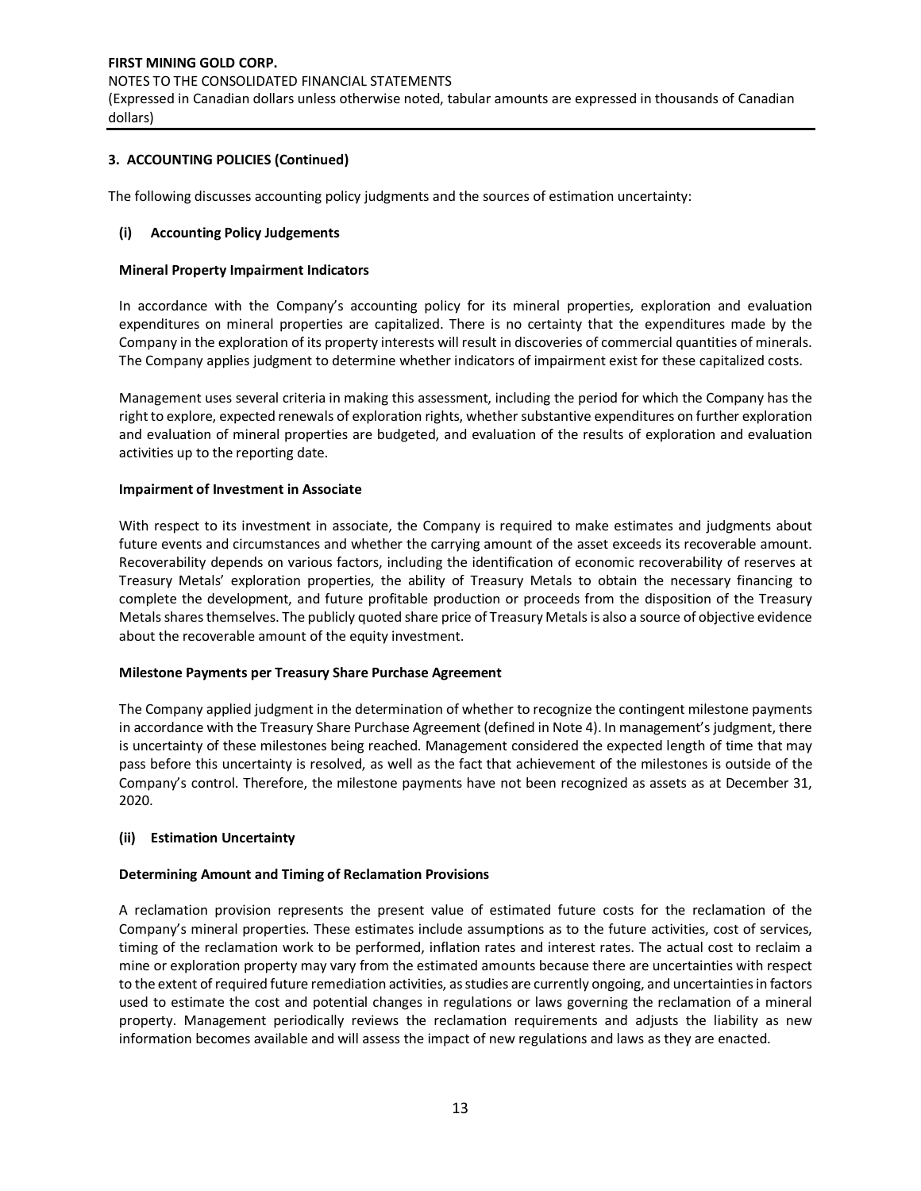## 3. ACCOUNTING POLICIES (Continued)

The following discusses accounting policy judgments and the sources of estimation uncertainty:

### (i) Accounting Policy Judgements

**Mineral Property Impairment Indicators**

In accordance with the Company's accounting policy for its mineral properties, exploration and evaluation expenditures on mineral properties are capitalized. There is no certainty that the expenditures made by the Company in the exploration of its property interests will result in discoveries of commercial quantities of minerals. The Company applies judgment to determine whether indicators of impairment exist for these capitalized costs.

Management uses several criteria in making this assessment, including the period for which the Company has the right to explore, expected renewals of exploration rights, whether substantive expenditures on further exploration and evaluation of mineral properties are budgeted, and evaluation of the results of exploration and evaluation activities up to the reporting date.

**Impairment of Investment in Associate**

With respect to its investment in associate, the Company is required to make estimates and judgments about future events and circumstances and whether the carrying amount of the asset exceeds its recoverable amount. Recoverability depends on various factors, including the identification of economic recoverability of reserves at Treasury Metals' exploration properties, the ability of Treasury Metals to obtain the necessary financing to complete the development, and future profitable production or proceeds from the disposition of the Treasury Metals shares themselves. The publicly quoted share price of Treasury Metals is also a source of objective evidence about the recoverable amount of the equity investment.

**Milestone Payments per Treasury Share Purchase Agreement**

The Company applied judgment in the determination of whether to recognize the contingent milestone payments in accordance with the Treasury Share Purchase Agreement (defined in Note 4). In management's judgment, there is uncertainty of these milestones being reached. Management considered the expected length of time that may pass before this uncertainty is resolved, as well as the fact that achievement of the milestones is outside of the Company's control. Therefore, the milestone payments have not been recognized as assets as at December 31, 2020.

### (ii) Estimation Uncertainty

**Determining Amount and Timing of Reclamation Provisions**

A reclamation provision represents the present value of estimated future costs for the reclamation of the Company's mineral properties. These estimates include assumptions as to the future activities, cost of services, timing of the reclamation work to be performed, inflation rates and interest rates. The actual cost to reclaim a mine or exploration property may vary from the estimated amounts because there are uncertainties with respect to the extent of required future remediation activities, as studies are currently ongoing, and uncertainties in factors used to estimate the cost and potential changes in regulations or laws governing the reclamation of a mineral property. Management periodically reviews the reclamation requirements and adjusts the liability as new information becomes available and will assess the impact of new regulations and laws as they are enacted.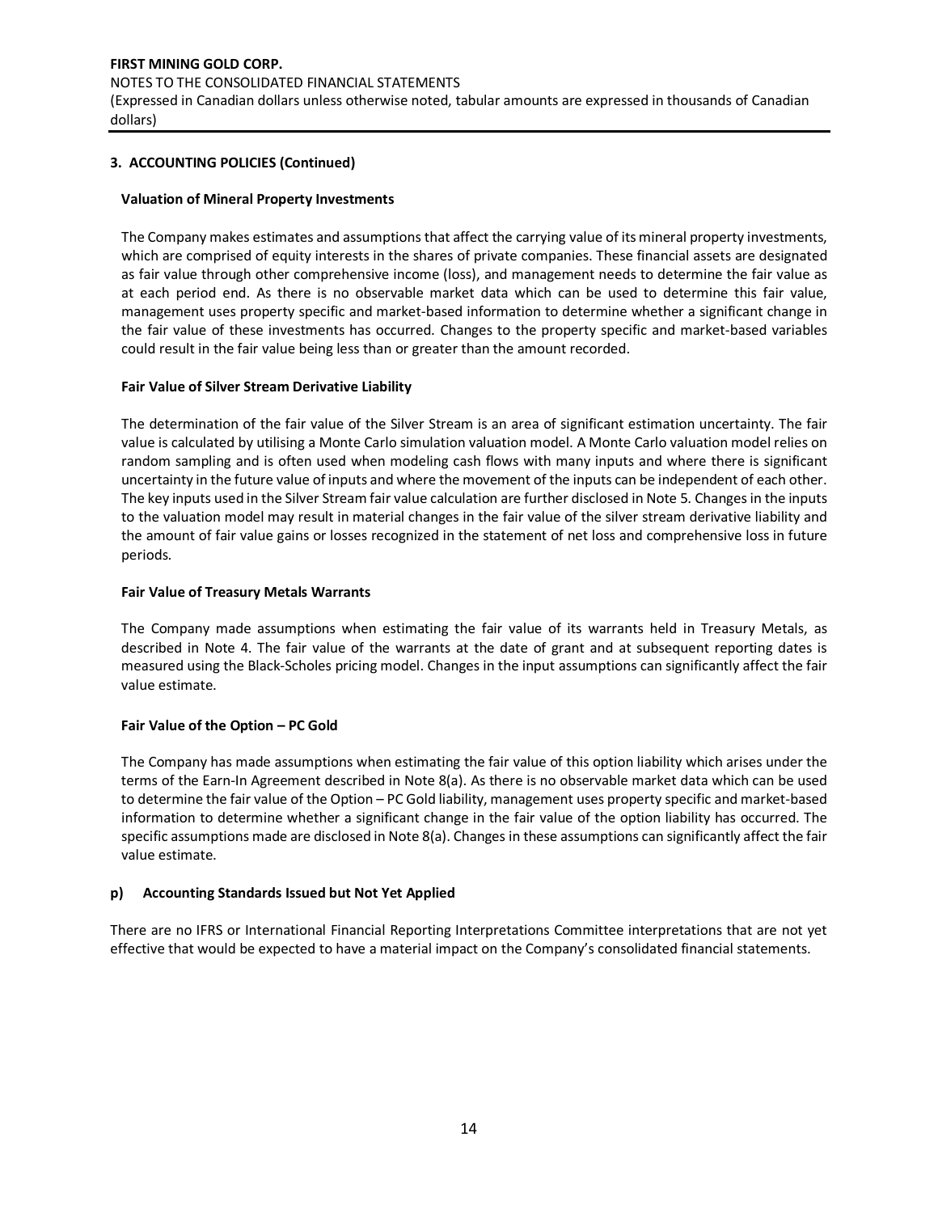## 3. ACCOUNTING POLICIES (Continued)

**Valuation of Mineral Property Investments**

The Company makes estimates and assumptions that affect the carrying value of its mineral property investments, which are comprised of equity interests in the shares of private companies. These financial assets are designated as fair value through other comprehensive income (loss), and management needs to determine the fair value as at each period end. As there is no observable market data which can be used to determine this fair value, management uses property specific and market-based information to determine whether a significant change in the fair value of these investments has occurred. Changes to the property specific and market-based variables could result in the fair value being less than or greater than the amount recorded.

**Fair Value of Silver Stream Derivative Liability**

The determination of the fair value of the Silver Stream is an area of significant estimation uncertainty. The fair value is calculated by utilising a Monte Carlo simulation valuation model. A Monte Carlo valuation model relies on random sampling and is often used when modeling cash flows with many inputs and where there is significant uncertainty in the future value of inputs and where the movement of the inputs can be independent of each other. The key inputs used in the Silver Stream fair value calculation are further disclosed in Note 5. Changes in the inputs to the valuation model may result in material changes in the fair value of the silver stream derivative liability and the amount of fair value gains or losses recognized in the statement of net loss and comprehensive loss in future periods.

**Fair Value of Treasury Metals Warrants**

The Company made assumptions when estimating the fair value of its warrants held in Treasury Metals, as described in Note 4. The fair value of the warrants at the date of grant and at subsequent reporting dates is measured using the Black-Scholes pricing model. Changes in the input assumptions can significantly affect the fair value estimate.

**Fair Value of the Option – PC Gold**

The Company has made assumptions when estimating the fair value of this option liability which arises under the terms of the Earn-In Agreement described in Note 8(a). As there is no observable market data which can be used to determine the fair value of the Option – PC Gold liability, management uses property specific and market-based information to determine whether a significant change in the fair value of the option liability has occurred. The specific assumptions made are disclosed in Note 8(a). Changes in these assumptions can significantly affect the fair value estimate.

### p) Accounting Standards Issued but Not Yet Applied

There are no IFRS or International Financial Reporting Interpretations Committee interpretations that are not yet effective that would be expected to have a material impact on the Company's consolidated financial statements.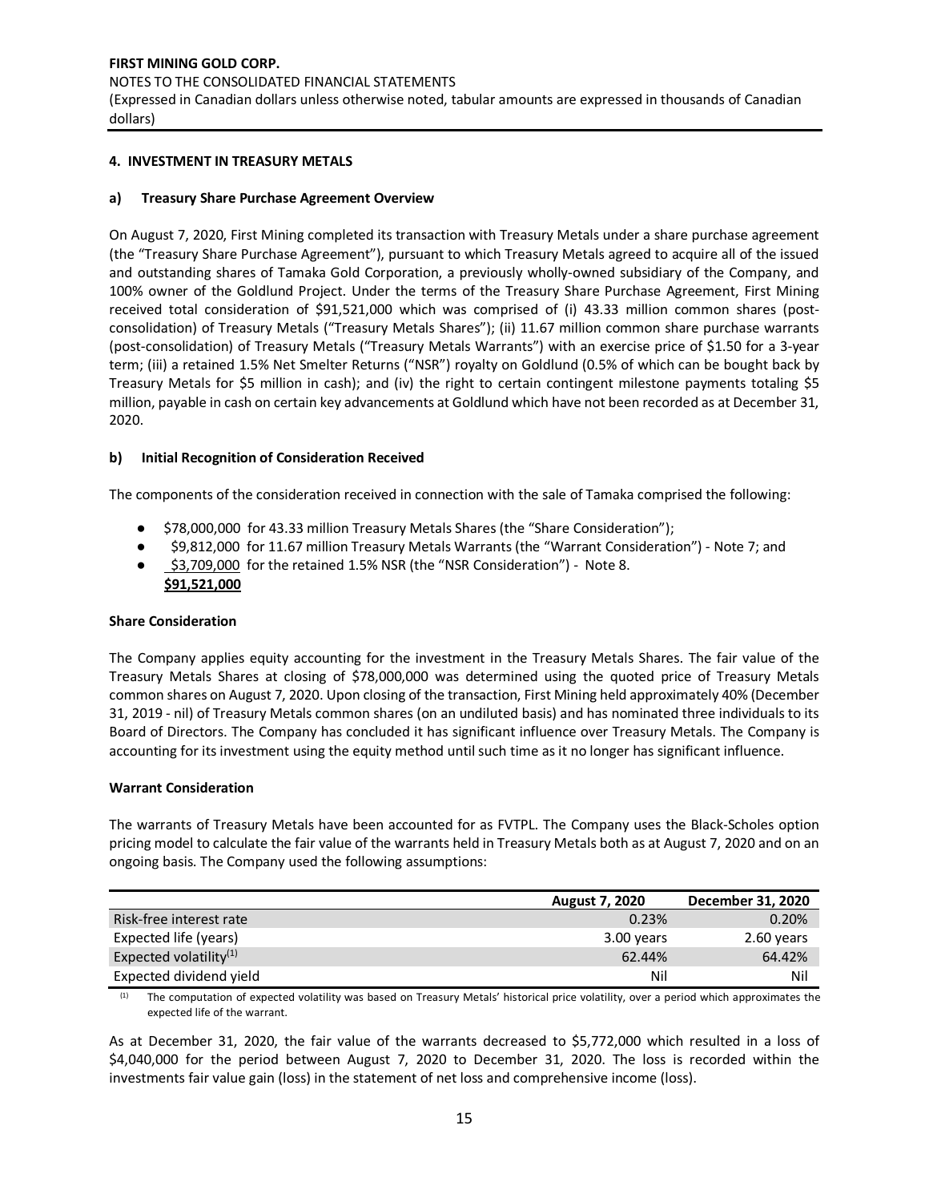## 4. INVESTMENT IN TREASURY METALS

### a) Treasury Share Purchase Agreement Overview

On August 7, 2020, First Mining completed its transaction with Treasury Metals under a share purchase agreement (the "Treasury Share Purchase Agreement"), pursuant to which Treasury Metals agreed to acquire all of the issued and outstanding shares of Tamaka Gold Corporation, a previously wholly-owned subsidiary of the Company, and 100% owner of the Goldlund Project. Under the terms of the Treasury Share Purchase Agreement, First Mining received total consideration of $91,521,000 which was comprised of (i) 43.33 million common shares (post-consolidation) of Treasury Metals ("Treasury Metals Shares"); (ii) 11.67 million common share purchase warrants (post-consolidation) of Treasury Metals ("Treasury Metals Warrants") with an exercise price of $1.50 for a 3-year term; (iii) a retained 1.5% Net Smelter Returns ("NSR") royalty on Goldlund (0.5% of which can be bought back by Treasury Metals for $5 million in cash); and (iv) the right to certain contingent milestone payments totaling $5 million, payable in cash on certain key advancements at Goldlund which have not been recorded as at December 31, 2020.

### b) Initial Recognition of Consideration Received

The components of the consideration received in connection with the sale of Tamaka comprised the following:

- $78,000,000 for 43.33 million Treasury Metals Shares (the "Share Consideration");
- $9,812,000 for 11.67 million Treasury Metals Warrants (the "Warrant Consideration") - Note 7; and
- $3,709,000 for the retained 1.5% NSR (the "NSR Consideration") - Note 8.

**$91,521,000**

**Share Consideration**

The Company applies equity accounting for the investment in the Treasury Metals Shares. The fair value of the Treasury Metals Shares at closing of $78,000,000 was determined using the quoted price of Treasury Metals common shares on August 7, 2020. Upon closing of the transaction, First Mining held approximately 40% (December 31, 2019 - nil) of Treasury Metals common shares (on an undiluted basis) and has nominated three individuals to its Board of Directors. The Company has concluded it has significant influence over Treasury Metals. The Company is accounting for its investment using the equity method until such time as it no longer has significant influence.

**Warrant Consideration**

The warrants of Treasury Metals have been accounted for as FVTPL. The Company uses the Black-Scholes option pricing model to calculate the fair value of the warrants held in Treasury Metals both as at August 7, 2020 and on an ongoing basis. The Company used the following assumptions:

| | August 7, 2020 | December 31, 2020 |
|---|---|---|
| Risk-free interest rate | 0.23% | 0.20% |
| Expected life (years) | 3.00 years | 2.60 years |
| Expected volatility[1] | 62.44% | 64.42% |
| Expected dividend yield | Nil | Nil |

[1] The computation of expected volatility was based on Treasury Metals' historical price volatility, over a period which approximates the expected life of the warrant.

As at December 31, 2020, the fair value of the warrants decreased to $5,772,000 which resulted in a loss of $4,040,000 for the period between August 7, 2020 to December 31, 2020. The loss is recorded within the investments fair value gain (loss) in the statement of net loss and comprehensive income (loss).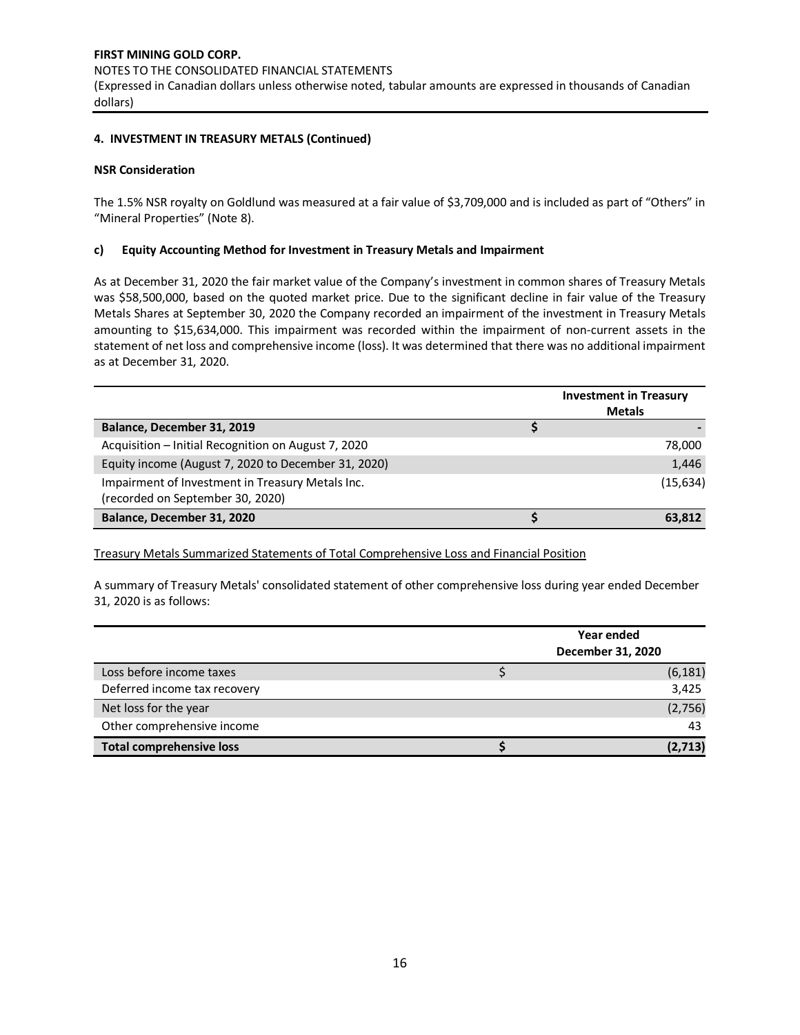#### 4. INVESTMENT IN TREASURY METALS (Continued)

**NSR Consideration**

The 1.5% NSR royalty on Goldlund was measured at a fair value of $3,709,000 and is included as part of "Others" in "Mineral Properties" (Note 8).

**c) Equity Accounting Method for Investment in Treasury Metals and Impairment**

As at December 31, 2020 the fair market value of the Company's investment in common shares of Treasury Metals was $58,500,000, based on the quoted market price. Due to the significant decline in fair value of the Treasury Metals Shares at September 30, 2020 the Company recorded an impairment of the investment in Treasury Metals amounting to $15,634,000. This impairment was recorded within the impairment of non-current assets in the statement of net loss and comprehensive income (loss). It was determined that there was no additional impairment as at December 31, 2020.

| | | Investment in Treasury Metals |
|---|---|---|
| **Balance, December 31, 2019** | **$** | **-** |
| Acquisition – Initial Recognition on August 7, 2020 | | 78,000 |
| Equity income (August 7, 2020 to December 31, 2020) | | 1,446 |
| Impairment of Investment in Treasury Metals Inc. (recorded on September 30, 2020) | | (15,634) |
| **Balance, December 31, 2020** | **$** | **63,812** |

Treasury Metals Summarized Statements of Total Comprehensive Loss and Financial Position

A summary of Treasury Metals' consolidated statement of other comprehensive loss during year ended December 31, 2020 is as follows:

| | | Year ended December 31, 2020 |
|---|---|---|
| Loss before income taxes | $ | (6,181) |
| Deferred income tax recovery | | 3,425 |
| Net loss for the year | | (2,756) |
| Other comprehensive income | | 43 |
| **Total comprehensive loss** | **$** | **(2,713)** |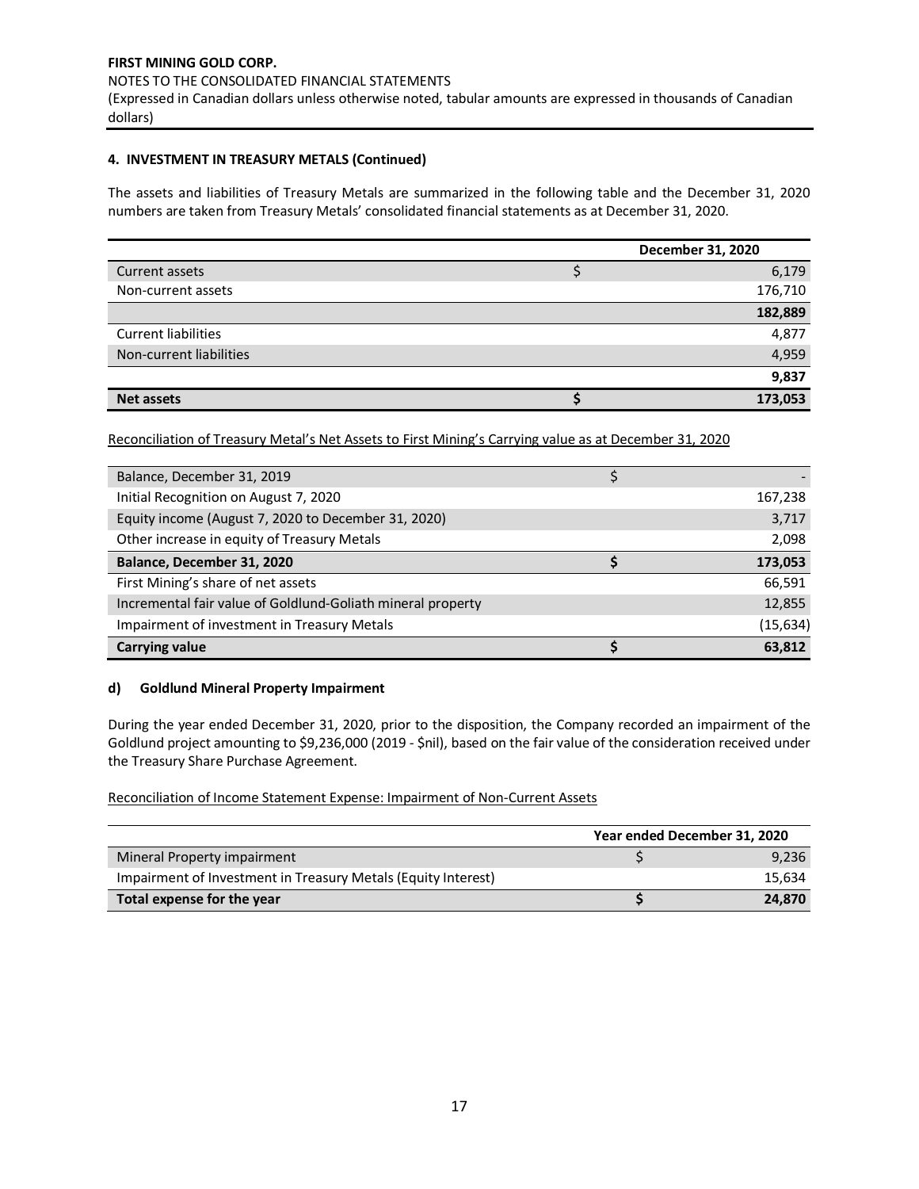**4. INVESTMENT IN TREASURY METALS (Continued)**

The assets and liabilities of Treasury Metals are summarized in the following table and the December 31, 2020 numbers are taken from Treasury Metals' consolidated financial statements as at December 31, 2020.

| | | December 31, 2020 |
|---|---|---|
| Current assets | $ | 6,179 |
| Non-current assets | | 176,710 |
| | | **182,889** |
| Current liabilities | | 4,877 |
| Non-current liabilities | | 4,959 |
| | | **9,837** |
| **Net assets** | **$** | **173,053** |

Reconciliation of Treasury Metal's Net Assets to First Mining's Carrying value as at December 31, 2020

| | | |
|---|---|---|
| Balance, December 31, 2019 | $ | - |
| Initial Recognition on August 7, 2020 | | 167,238 |
| Equity income (August 7, 2020 to December 31, 2020) | | 3,717 |
| Other increase in equity of Treasury Metals | | 2,098 |
| **Balance, December 31, 2020** | **$** | **173,053** |
| First Mining's share of net assets | | 66,591 |
| Incremental fair value of Goldlund-Goliath mineral property | | 12,855 |
| Impairment of investment in Treasury Metals | | (15,634) |
| **Carrying value** | **$** | **63,812** |

**d) Goldlund Mineral Property Impairment**

During the year ended December 31, 2020, prior to the disposition, the Company recorded an impairment of the Goldlund project amounting to $9,236,000 (2019 - $nil), based on the fair value of the consideration received under the Treasury Share Purchase Agreement.

Reconciliation of Income Statement Expense: Impairment of Non-Current Assets

| | | Year ended December 31, 2020 |
|---|---|---|
| Mineral Property impairment | $ | 9,236 |
| Impairment of Investment in Treasury Metals (Equity Interest) | | 15,634 |
| **Total expense for the year** | **$** | **24,870** |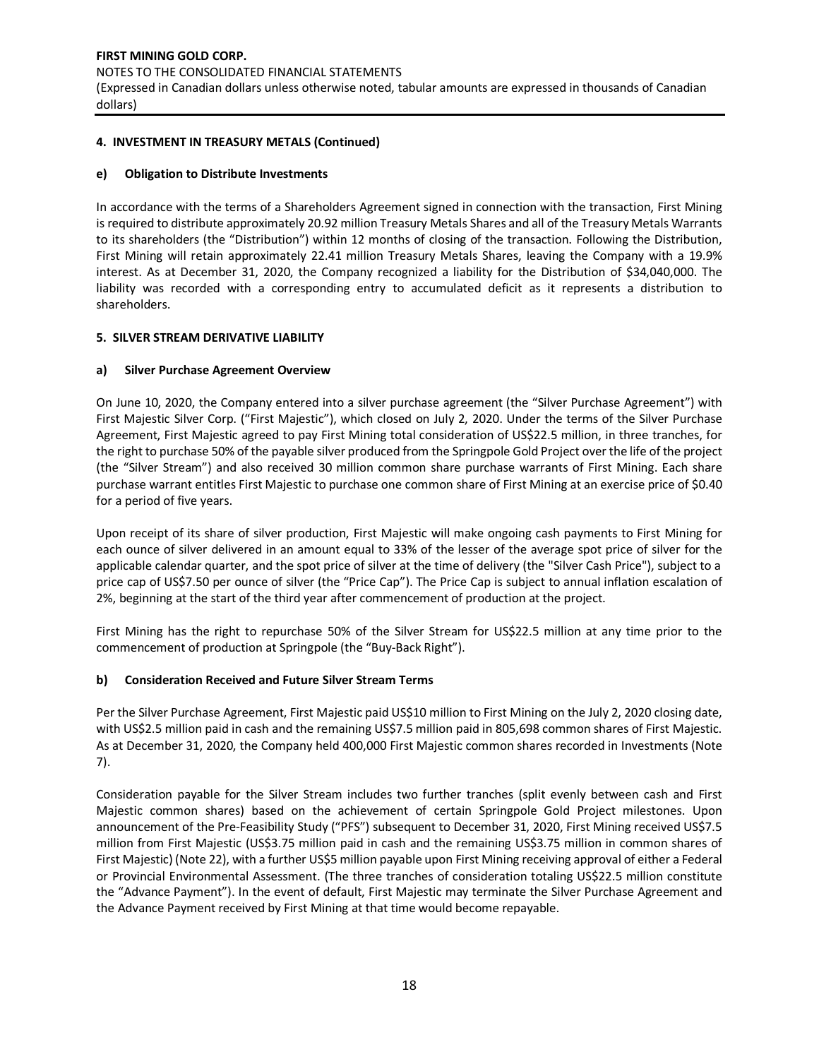#### 4. INVESTMENT IN TREASURY METALS (Continued)

#### e) Obligation to Distribute Investments

In accordance with the terms of a Shareholders Agreement signed in connection with the transaction, First Mining is required to distribute approximately 20.92 million Treasury Metals Shares and all of the Treasury Metals Warrants to its shareholders (the "Distribution") within 12 months of closing of the transaction. Following the Distribution, First Mining will retain approximately 22.41 million Treasury Metals Shares, leaving the Company with a 19.9% interest. As at December 31, 2020, the Company recognized a liability for the Distribution of $34,040,000. The liability was recorded with a corresponding entry to accumulated deficit as it represents a distribution to shareholders.

#### 5. SILVER STREAM DERIVATIVE LIABILITY

#### a) Silver Purchase Agreement Overview

On June 10, 2020, the Company entered into a silver purchase agreement (the "Silver Purchase Agreement") with First Majestic Silver Corp. ("First Majestic"), which closed on July 2, 2020. Under the terms of the Silver Purchase Agreement, First Majestic agreed to pay First Mining total consideration of US$22.5 million, in three tranches, for the right to purchase 50% of the payable silver produced from the Springpole Gold Project over the life of the project (the "Silver Stream") and also received 30 million common share purchase warrants of First Mining. Each share purchase warrant entitles First Majestic to purchase one common share of First Mining at an exercise price of $0.40 for a period of five years.

Upon receipt of its share of silver production, First Majestic will make ongoing cash payments to First Mining for each ounce of silver delivered in an amount equal to 33% of the lesser of the average spot price of silver for the applicable calendar quarter, and the spot price of silver at the time of delivery (the "Silver Cash Price"), subject to a price cap of US$7.50 per ounce of silver (the "Price Cap"). The Price Cap is subject to annual inflation escalation of 2%, beginning at the start of the third year after commencement of production at the project.

First Mining has the right to repurchase 50% of the Silver Stream for US$22.5 million at any time prior to the commencement of production at Springpole (the "Buy-Back Right").

#### b) Consideration Received and Future Silver Stream Terms

Per the Silver Purchase Agreement, First Majestic paid US$10 million to First Mining on the July 2, 2020 closing date, with US$2.5 million paid in cash and the remaining US$7.5 million paid in 805,698 common shares of First Majestic. As at December 31, 2020, the Company held 400,000 First Majestic common shares recorded in Investments (Note 7).

Consideration payable for the Silver Stream includes two further tranches (split evenly between cash and First Majestic common shares) based on the achievement of certain Springpole Gold Project milestones. Upon announcement of the Pre-Feasibility Study ("PFS") subsequent to December 31, 2020, First Mining received US$7.5 million from First Majestic (US$3.75 million paid in cash and the remaining US$3.75 million in common shares of First Majestic) (Note 22), with a further US$5 million payable upon First Mining receiving approval of either a Federal or Provincial Environmental Assessment. (The three tranches of consideration totaling US$22.5 million constitute the "Advance Payment"). In the event of default, First Majestic may terminate the Silver Purchase Agreement and the Advance Payment received by First Mining at that time would become repayable.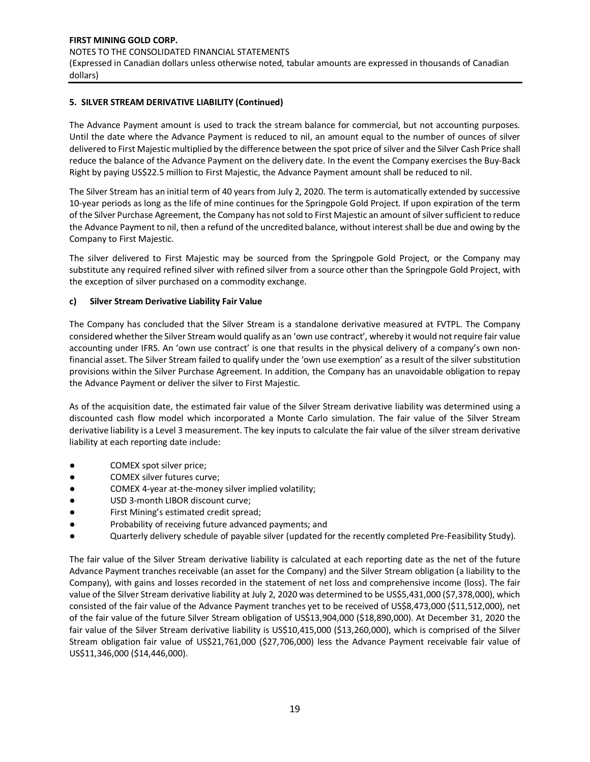## 5. SILVER STREAM DERIVATIVE LIABILITY (Continued)

The Advance Payment amount is used to track the stream balance for commercial, but not accounting purposes. Until the date where the Advance Payment is reduced to nil, an amount equal to the number of ounces of silver delivered to First Majestic multiplied by the difference between the spot price of silver and the Silver Cash Price shall reduce the balance of the Advance Payment on the delivery date. In the event the Company exercises the Buy-Back Right by paying US$22.5 million to First Majestic, the Advance Payment amount shall be reduced to nil.

The Silver Stream has an initial term of 40 years from July 2, 2020. The term is automatically extended by successive 10-year periods as long as the life of mine continues for the Springpole Gold Project. If upon expiration of the term of the Silver Purchase Agreement, the Company has not sold to First Majestic an amount of silver sufficient to reduce the Advance Payment to nil, then a refund of the uncredited balance, without interest shall be due and owing by the Company to First Majestic.

The silver delivered to First Majestic may be sourced from the Springpole Gold Project, or the Company may substitute any required refined silver with refined silver from a source other than the Springpole Gold Project, with the exception of silver purchased on a commodity exchange.

### c) Silver Stream Derivative Liability Fair Value

The Company has concluded that the Silver Stream is a standalone derivative measured at FVTPL. The Company considered whether the Silver Stream would qualify as an 'own use contract', whereby it would not require fair value accounting under IFRS. An 'own use contract' is one that results in the physical delivery of a company's own non-financial asset. The Silver Stream failed to qualify under the 'own use exemption' as a result of the silver substitution provisions within the Silver Purchase Agreement. In addition, the Company has an unavoidable obligation to repay the Advance Payment or deliver the silver to First Majestic.

As of the acquisition date, the estimated fair value of the Silver Stream derivative liability was determined using a discounted cash flow model which incorporated a Monte Carlo simulation. The fair value of the Silver Stream derivative liability is a Level 3 measurement. The key inputs to calculate the fair value of the silver stream derivative liability at each reporting date include:

- COMEX spot silver price;
- COMEX silver futures curve;
- COMEX 4-year at-the-money silver implied volatility;
- USD 3-month LIBOR discount curve;
- First Mining's estimated credit spread;
- Probability of receiving future advanced payments; and
- Quarterly delivery schedule of payable silver (updated for the recently completed Pre-Feasibility Study).

The fair value of the Silver Stream derivative liability is calculated at each reporting date as the net of the future Advance Payment tranches receivable (an asset for the Company) and the Silver Stream obligation (a liability to the Company), with gains and losses recorded in the statement of net loss and comprehensive income (loss). The fair value of the Silver Stream derivative liability at July 2, 2020 was determined to be US$5,431,000 ($7,378,000), which consisted of the fair value of the Advance Payment tranches yet to be received of US$8,473,000 ($11,512,000), net of the fair value of the future Silver Stream obligation of US$13,904,000 ($18,890,000). At December 31, 2020 the fair value of the Silver Stream derivative liability is US$10,415,000 ($13,260,000), which is comprised of the Silver Stream obligation fair value of US$21,761,000 ($27,706,000) less the Advance Payment receivable fair value of US$11,346,000 ($14,446,000).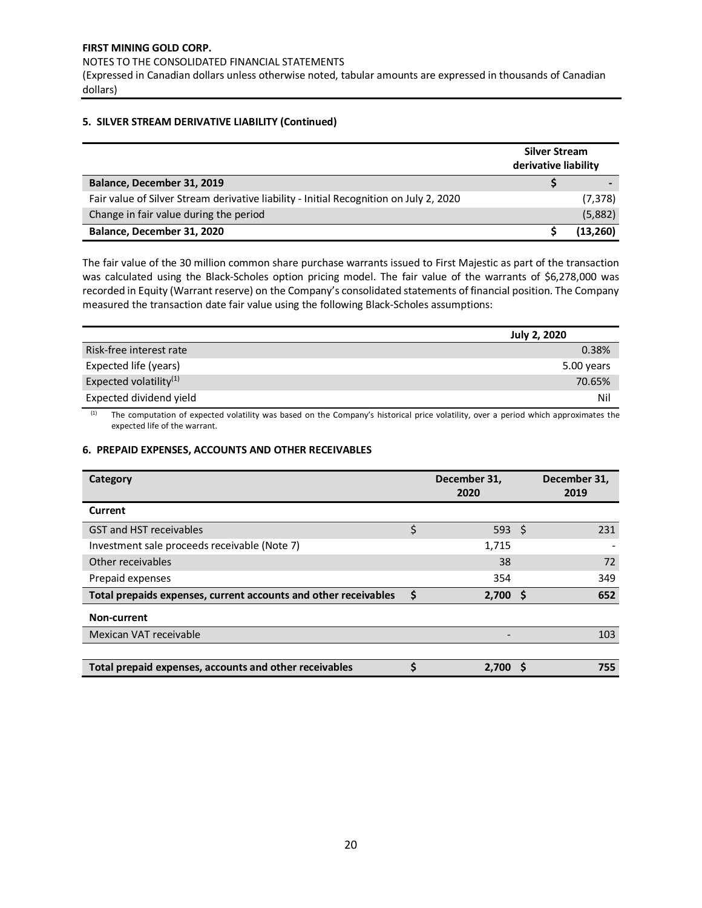#### 5. SILVER STREAM DERIVATIVE LIABILITY (Continued)

| | Silver Stream derivative liability |
|---|---|
| **Balance, December 31, 2019** | **$ -** |
| Fair value of Silver Stream derivative liability - Initial Recognition on July 2, 2020 | (7,378) |
| Change in fair value during the period | (5,882) |
| **Balance, December 31, 2020** | **$ (13,260)** |

The fair value of the 30 million common share purchase warrants issued to First Majestic as part of the transaction was calculated using the Black-Scholes option pricing model. The fair value of the warrants of $6,278,000 was recorded in Equity (Warrant reserve) on the Company's consolidated statements of financial position. The Company measured the transaction date fair value using the following Black-Scholes assumptions:

| | July 2, 2020 |
|---|---|
| Risk-free interest rate | 0.38% |
| Expected life (years) | 5.00 years |
| Expected volatility[(1)] | 70.65% |
| Expected dividend yield | Nil |

[(1)] The computation of expected volatility was based on the Company's historical price volatility, over a period which approximates the expected life of the warrant.

#### 6. PREPAID EXPENSES, ACCOUNTS AND OTHER RECEIVABLES

| Category | December 31, 2020 | December 31, 2019 |
|---|---|---|
| **Current** | | |
| GST and HST receivables | $ 593 | $ 231 |
| Investment sale proceeds receivable (Note 7) | 1,715 | - |
| Other receivables | 38 | 72 |
| Prepaid expenses | 354 | 349 |
| **Total prepaids expenses, current accounts and other receivables** | **$ 2,700** | **$ 652** |
| **Non-current** | | |
| Mexican VAT receivable | - | 103 |
| | | |
| **Total prepaid expenses, accounts and other receivables** | **$ 2,700** | **$ 755** |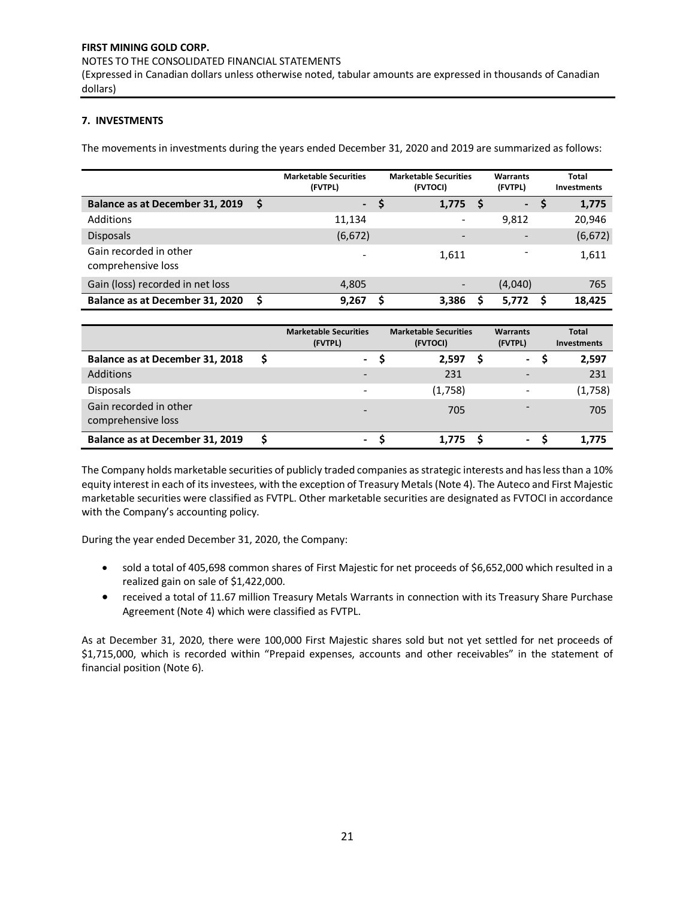**FIRST MINING GOLD CORP.**
NOTES TO THE CONSOLIDATED FINANCIAL STATEMENTS
(Expressed in Canadian dollars unless otherwise noted, tabular amounts are expressed in thousands of Canadian dollars)

**7. INVESTMENTS**

The movements in investments during the years ended December 31, 2020 and 2019 are summarized as follows:

| | Marketable Securities (FVTPL) | Marketable Securities (FVTOCI) | Warrants (FVTPL) | Total Investments |
|---|---|---|---|---|
| **Balance as at December 31, 2019** | **$ -** | **$ 1,775** | **$ -** | **$ 1,775** |
| Additions | 11,134 | - | 9,812 | 20,946 |
| Disposals | (6,672) | - | - | (6,672) |
| Gain recorded in other comprehensive loss | - | 1,611 | - | 1,611 |
| Gain (loss) recorded in net loss | 4,805 | - | (4,040) | 765 |
| **Balance as at December 31, 2020** | **$ 9,267** | **$ 3,386** | **$ 5,772** | **$ 18,425** |

| | Marketable Securities (FVTPL) | Marketable Securities (FVTOCI) | Warrants (FVTPL) | Total Investments |
|---|---|---|---|---|
| **Balance as at December 31, 2018** | **$ -** | **$ 2,597** | **$ -** | **$ 2,597** |
| Additions | - | 231 | - | 231 |
| Disposals | - | (1,758) | - | (1,758) |
| Gain recorded in other comprehensive loss | - | 705 | - | 705 |
| **Balance as at December 31, 2019** | **$ -** | **$ 1,775** | **$ -** | **$ 1,775** |

The Company holds marketable securities of publicly traded companies as strategic interests and has less than a 10% equity interest in each of its investees, with the exception of Treasury Metals (Note 4). The Auteco and First Majestic marketable securities were classified as FVTPL. Other marketable securities are designated as FVTOCI in accordance with the Company's accounting policy.

During the year ended December 31, 2020, the Company:

- sold a total of 405,698 common shares of First Majestic for net proceeds of $6,652,000 which resulted in a realized gain on sale of $1,422,000.
- received a total of 11.67 million Treasury Metals Warrants in connection with its Treasury Share Purchase Agreement (Note 4) which were classified as FVTPL.

As at December 31, 2020, there were 100,000 First Majestic shares sold but not yet settled for net proceeds of $1,715,000, which is recorded within "Prepaid expenses, accounts and other receivables" in the statement of financial position (Note 6).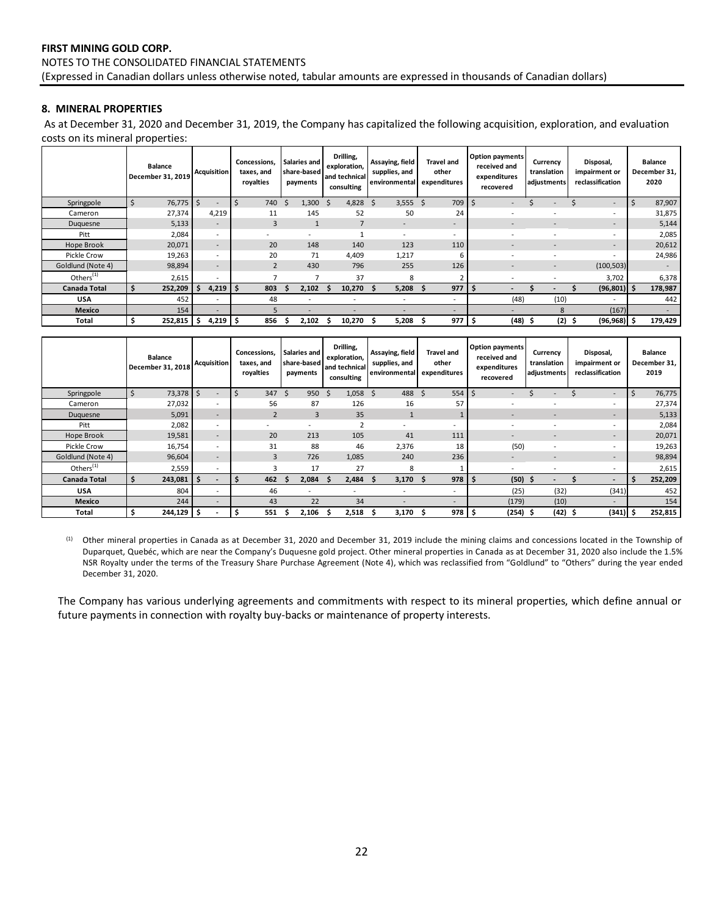**FIRST MINING GOLD CORP.**
NOTES TO THE CONSOLIDATED FINANCIAL STATEMENTS
(Expressed in Canadian dollars unless otherwise noted, tabular amounts are expressed in thousands of Canadian dollars)

## 8. MINERAL PROPERTIES

As at December 31, 2020 and December 31, 2019, the Company has capitalized the following acquisition, exploration, and evaluation costs on its mineral properties:

| | Balance December 31, 2019 | Acquisition | Concessions, taxes, and royalties | Salaries and share-based payments | Drilling, exploration, and technical consulting | Assaying, field supplies, and environmental | Travel and other expenditures | Option payments received and expenditures recovered | Currency translation adjustments | Disposal, impairment or reclassification | Balance December 31, 2020 |
|---|---|---|---|---|---|---|---|---|---|---|---|
| Springpole | $ 76,775 | $ - | $ 740 | $ 1,300 | $ 4,828 | $ 3,555 | $ 709 | $ - | $ - | $ - | $ 87,907 |
| Cameron | 27,374 | 4,219 | 11 | 145 | 52 | 50 | 24 | - | - | - | 31,875 |
| Duquesne | 5,133 | - | 3 | 1 | 7 | - | - | - | - | - | 5,144 |
| Pitt | 2,084 | - | - | - | 1 | - | - | - | - | - | 2,085 |
| Hope Brook | 20,071 | - | 20 | 148 | 140 | 123 | 110 | - | - | - | 20,612 |
| Pickle Crow | 19,263 | - | 20 | 71 | 4,409 | 1,217 | 6 | - | - | - | 24,986 |
| Goldlund (Note 4) | 98,894 | - | 2 | 430 | 796 | 255 | 126 | - | - | (100,503) | - |
| Others[(1)] | 2,615 | - | 7 | 7 | 37 | 8 | 2 | - | - | 3,702 | 6,378 |
| **Canada Total** | **$ 252,209** | **$ 4,219** | **$ 803** | **$ 2,102** | **$ 10,270** | **$ 5,208** | **$ 977** | **$ -** | **$ -** | **$ (96,801)** | **$ 178,987** |
| **USA** | 452 | - | 48 | - | - | - | - | (48) | (10) | - | 442 |
| **Mexico** | 154 | - | 5 | - | - | - | - | - | 8 | (167) | - |
| **Total** | **$ 252,815** | **$ 4,219** | **$ 856** | **$ 2,102** | **$ 10,270** | **$ 5,208** | **$ 977** | **$ (48)** | **$ (2)** | **$ (96,968)** | **$ 179,429** |

| | Balance December 31, 2018 | Acquisition | Concessions, taxes, and royalties | Salaries and share-based payments | Drilling, exploration, and technical consulting | Assaying, field supplies, and environmental | Travel and other expenditures | Option payments received and expenditures recovered | Currency translation adjustments | Disposal, impairment or reclassification | Balance December 31, 2019 |
|---|---|---|---|---|---|---|---|---|---|---|---|
| Springpole | $ 73,378 | $ - | $ 347 | $ 950 | $ 1,058 | $ 488 | $ 554 | $ - | $ - | $ - | $ 76,775 |
| Cameron | 27,032 | - | 56 | 87 | 126 | 16 | 57 | - | - | - | 27,374 |
| Duquesne | 5,091 | - | 2 | 3 | 35 | 1 | 1 | - | - | - | 5,133 |
| Pitt | 2,082 | - | - | - | 2 | - | - | - | - | - | 2,084 |
| Hope Brook | 19,581 | - | 20 | 213 | 105 | 41 | 111 | - | - | - | 20,071 |
| Pickle Crow | 16,754 | - | 31 | 88 | 46 | 2,376 | 18 | (50) | - | - | 19,263 |
| Goldlund (Note 4) | 96,604 | - | 3 | 726 | 1,085 | 240 | 236 | - | - | - | 98,894 |
| Others[(1)] | 2,559 | - | 3 | 17 | 27 | 8 | 1 | - | - | - | 2,615 |
| **Canada Total** | **$ 243,081** | **$ -** | **$ 462** | **$ 2,084** | **$ 2,484** | **$ 3,170** | **$ 978** | **$ (50)** | **$ -** | **$ -** | **$ 252,209** |
| **USA** | 804 | - | 46 | - | - | - | - | (25) | (32) | (341) | 452 |
| **Mexico** | 244 | - | 43 | 22 | 34 | - | - | (179) | (10) | - | 154 |
| **Total** | **$ 244,129** | **$ -** | **$ 551** | **$ 2,106** | **$ 2,518** | **$ 3,170** | **$ 978** | **$ (254)** | **$ (42)** | **$ (341)** | **$ 252,815** |

(1) Other mineral properties in Canada as at December 31, 2020 and December 31, 2019 include the mining claims and concessions located in the Township of Duparquet, Quebéc, which are near the Company's Duquesne gold project. Other mineral properties in Canada as at December 31, 2020 also include the 1.5% NSR Royalty under the terms of the Treasury Share Purchase Agreement (Note 4), which was reclassified from "Goldlund" to "Others" during the year ended December 31, 2020.

The Company has various underlying agreements and commitments with respect to its mineral properties, which define annual or future payments in connection with royalty buy-backs or maintenance of property interests.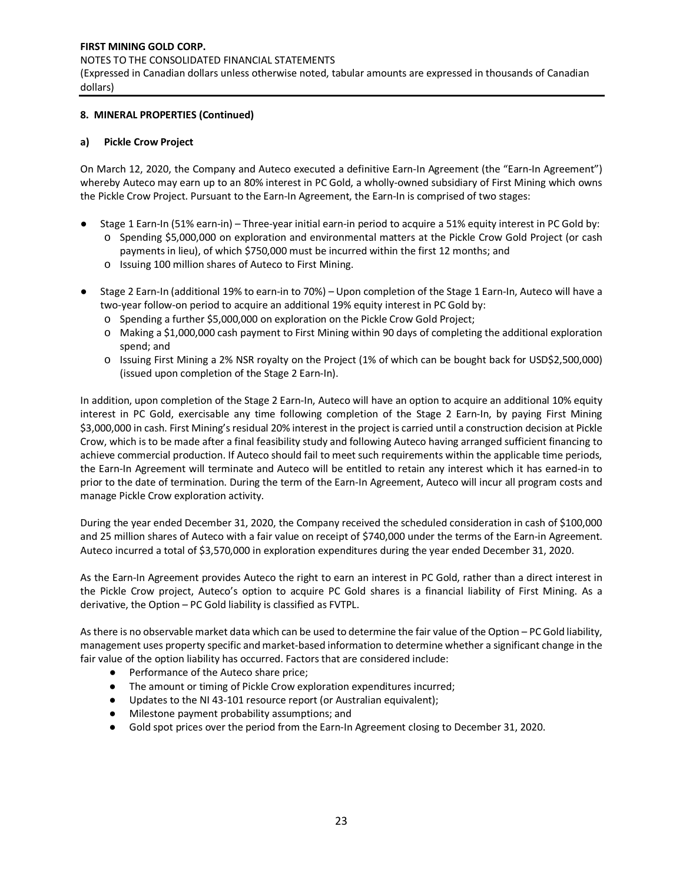## 8. MINERAL PROPERTIES (Continued)

### a) Pickle Crow Project

On March 12, 2020, the Company and Auteco executed a definitive Earn-In Agreement (the "Earn-In Agreement") whereby Auteco may earn up to an 80% interest in PC Gold, a wholly-owned subsidiary of First Mining which owns the Pickle Crow Project. Pursuant to the Earn-In Agreement, the Earn-In is comprised of two stages:

- Stage 1 Earn-In (51% earn-in) – Three-year initial earn-in period to acquire a 51% equity interest in PC Gold by:
  - Spending $5,000,000 on exploration and environmental matters at the Pickle Crow Gold Project (or cash payments in lieu), of which $750,000 must be incurred within the first 12 months; and
  - Issuing 100 million shares of Auteco to First Mining.
- Stage 2 Earn-In (additional 19% to earn-in to 70%) – Upon completion of the Stage 1 Earn-In, Auteco will have a two-year follow-on period to acquire an additional 19% equity interest in PC Gold by:
  - Spending a further $5,000,000 on exploration on the Pickle Crow Gold Project;
  - Making a $1,000,000 cash payment to First Mining within 90 days of completing the additional exploration spend; and
  - Issuing First Mining a 2% NSR royalty on the Project (1% of which can be bought back for USD$2,500,000) (issued upon completion of the Stage 2 Earn-In).

In addition, upon completion of the Stage 2 Earn-In, Auteco will have an option to acquire an additional 10% equity interest in PC Gold, exercisable any time following completion of the Stage 2 Earn-In, by paying First Mining $3,000,000 in cash. First Mining's residual 20% interest in the project is carried until a construction decision at Pickle Crow, which is to be made after a final feasibility study and following Auteco having arranged sufficient financing to achieve commercial production. If Auteco should fail to meet such requirements within the applicable time periods, the Earn-In Agreement will terminate and Auteco will be entitled to retain any interest which it has earned-in to prior to the date of termination. During the term of the Earn-In Agreement, Auteco will incur all program costs and manage Pickle Crow exploration activity.

During the year ended December 31, 2020, the Company received the scheduled consideration in cash of $100,000 and 25 million shares of Auteco with a fair value on receipt of $740,000 under the terms of the Earn-in Agreement. Auteco incurred a total of $3,570,000 in exploration expenditures during the year ended December 31, 2020.

As the Earn-In Agreement provides Auteco the right to earn an interest in PC Gold, rather than a direct interest in the Pickle Crow project, Auteco's option to acquire PC Gold shares is a financial liability of First Mining. As a derivative, the Option – PC Gold liability is classified as FVTPL.

As there is no observable market data which can be used to determine the fair value of the Option – PC Gold liability, management uses property specific and market-based information to determine whether a significant change in the fair value of the option liability has occurred. Factors that are considered include:

- Performance of the Auteco share price;
- The amount or timing of Pickle Crow exploration expenditures incurred;
- Updates to the NI 43-101 resource report (or Australian equivalent);
- Milestone payment probability assumptions; and
- Gold spot prices over the period from the Earn-In Agreement closing to December 31, 2020.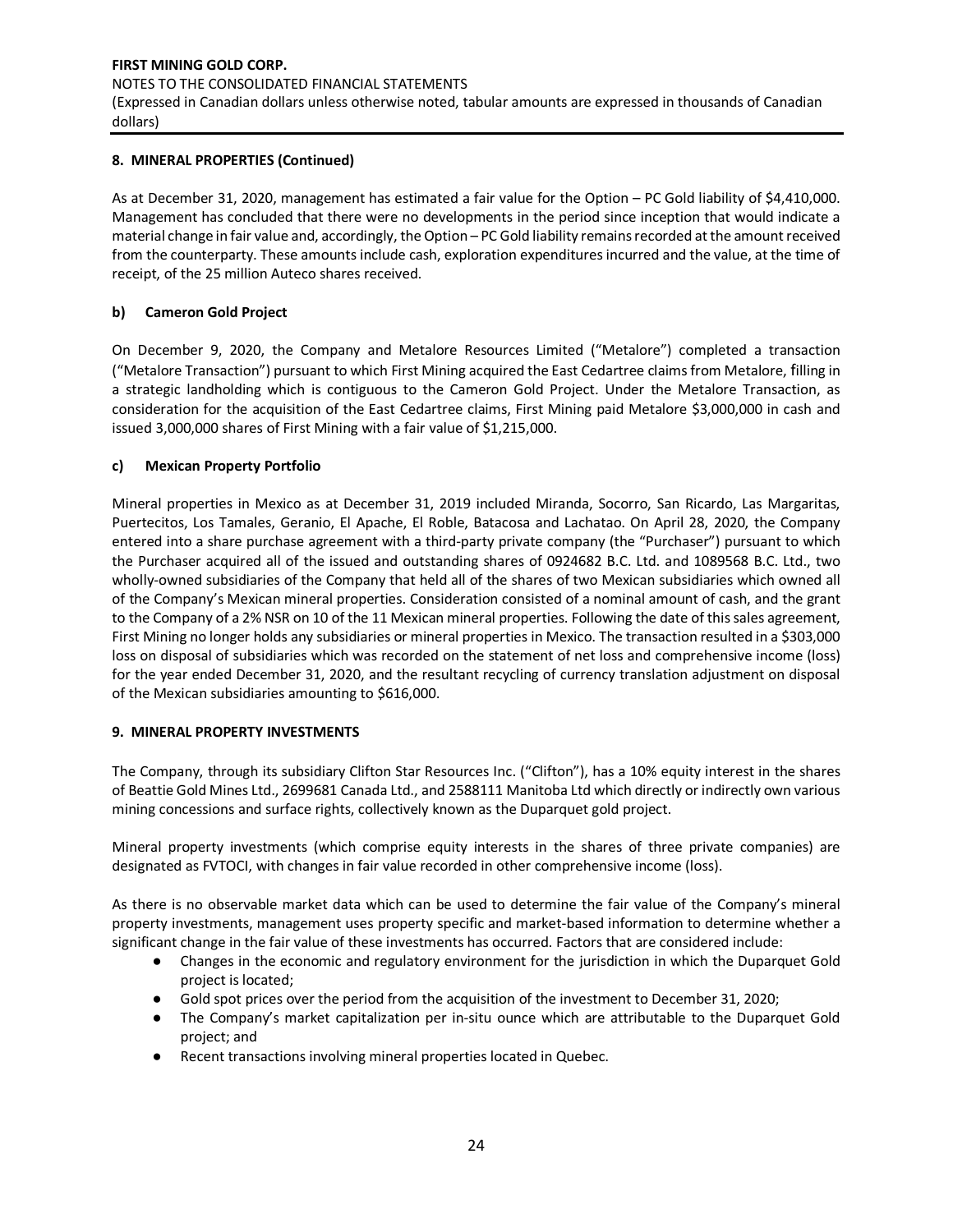## 8. MINERAL PROPERTIES (Continued)

As at December 31, 2020, management has estimated a fair value for the Option – PC Gold liability of $4,410,000. Management has concluded that there were no developments in the period since inception that would indicate a material change in fair value and, accordingly, the Option – PC Gold liability remains recorded at the amount received from the counterparty. These amounts include cash, exploration expenditures incurred and the value, at the time of receipt, of the 25 million Auteco shares received.

### b) Cameron Gold Project

On December 9, 2020, the Company and Metalore Resources Limited ("Metalore") completed a transaction ("Metalore Transaction") pursuant to which First Mining acquired the East Cedartree claims from Metalore, filling in a strategic landholding which is contiguous to the Cameron Gold Project. Under the Metalore Transaction, as consideration for the acquisition of the East Cedartree claims, First Mining paid Metalore $3,000,000 in cash and issued 3,000,000 shares of First Mining with a fair value of $1,215,000.

### c) Mexican Property Portfolio

Mineral properties in Mexico as at December 31, 2019 included Miranda, Socorro, San Ricardo, Las Margaritas, Puertecitos, Los Tamales, Geranio, El Apache, El Roble, Batacosa and Lachatao. On April 28, 2020, the Company entered into a share purchase agreement with a third-party private company (the "Purchaser") pursuant to which the Purchaser acquired all of the issued and outstanding shares of 0924682 B.C. Ltd. and 1089568 B.C. Ltd., two wholly-owned subsidiaries of the Company that held all of the shares of two Mexican subsidiaries which owned all of the Company's Mexican mineral properties. Consideration consisted of a nominal amount of cash, and the grant to the Company of a 2% NSR on 10 of the 11 Mexican mineral properties. Following the date of this sales agreement, First Mining no longer holds any subsidiaries or mineral properties in Mexico. The transaction resulted in a $303,000 loss on disposal of subsidiaries which was recorded on the statement of net loss and comprehensive income (loss) for the year ended December 31, 2020, and the resultant recycling of currency translation adjustment on disposal of the Mexican subsidiaries amounting to $616,000.

## 9. MINERAL PROPERTY INVESTMENTS

The Company, through its subsidiary Clifton Star Resources Inc. ("Clifton"), has a 10% equity interest in the shares of Beattie Gold Mines Ltd., 2699681 Canada Ltd., and 2588111 Manitoba Ltd which directly or indirectly own various mining concessions and surface rights, collectively known as the Duparquet gold project.

Mineral property investments (which comprise equity interests in the shares of three private companies) are designated as FVTOCI, with changes in fair value recorded in other comprehensive income (loss).

As there is no observable market data which can be used to determine the fair value of the Company's mineral property investments, management uses property specific and market-based information to determine whether a significant change in the fair value of these investments has occurred. Factors that are considered include:

- Changes in the economic and regulatory environment for the jurisdiction in which the Duparquet Gold project is located;
- Gold spot prices over the period from the acquisition of the investment to December 31, 2020;
- The Company's market capitalization per in-situ ounce which are attributable to the Duparquet Gold project; and
- Recent transactions involving mineral properties located in Quebec.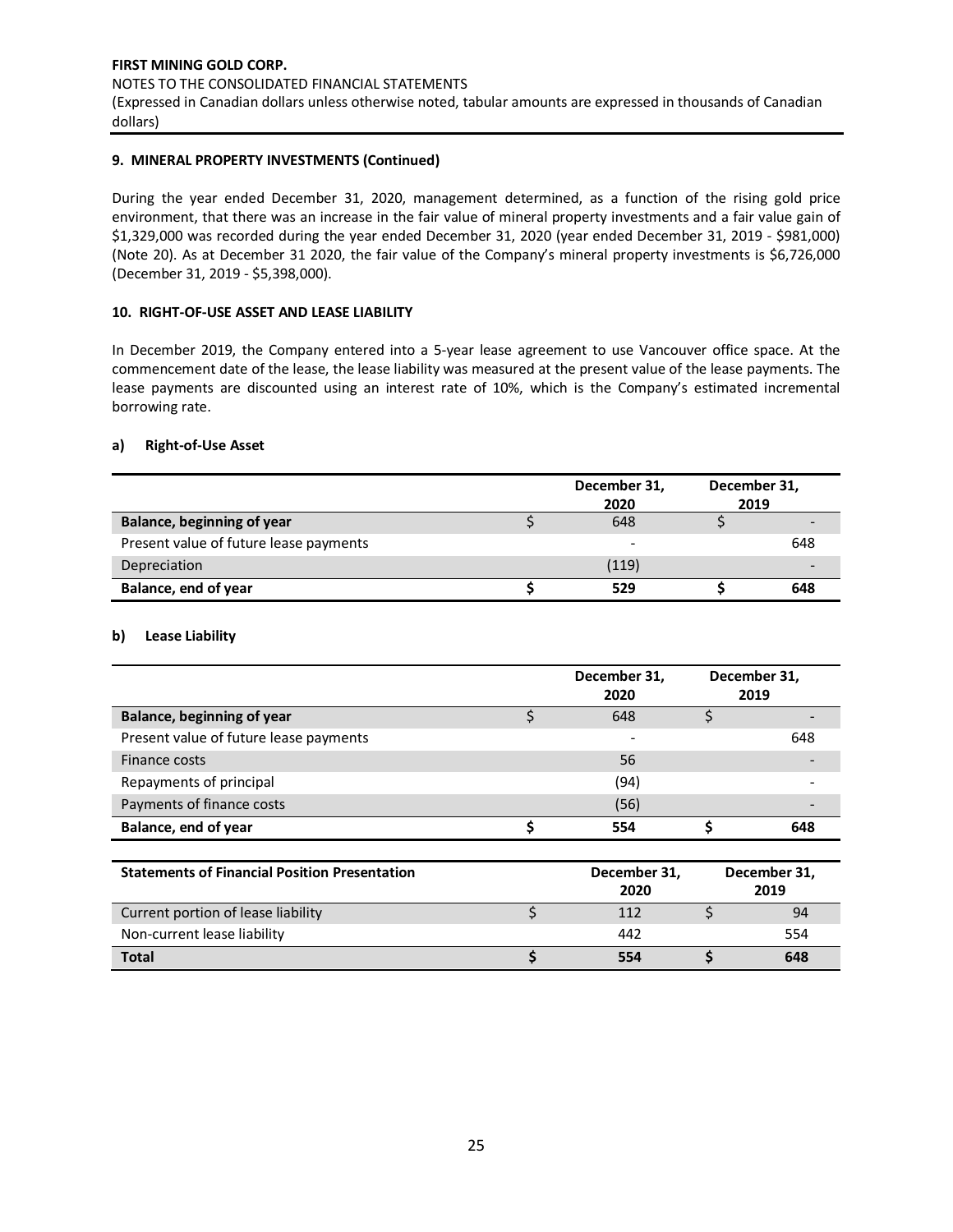**9. MINERAL PROPERTY INVESTMENTS (Continued)**

During the year ended December 31, 2020, management determined, as a function of the rising gold price environment, that there was an increase in the fair value of mineral property investments and a fair value gain of $1,329,000 was recorded during the year ended December 31, 2020 (year ended December 31, 2019 - $981,000) (Note 20). As at December 31 2020, the fair value of the Company's mineral property investments is $6,726,000 (December 31, 2019 - $5,398,000).

**10. RIGHT-OF-USE ASSET AND LEASE LIABILITY**

In December 2019, the Company entered into a 5-year lease agreement to use Vancouver office space. At the commencement date of the lease, the lease liability was measured at the present value of the lease payments. The lease payments are discounted using an interest rate of 10%, which is the Company's estimated incremental borrowing rate.

**a) Right-of-Use Asset**

| | December 31, 2020 | December 31, 2019 |
|---|---|---|
| **Balance, beginning of year** | $ 648 | $ - |
| Present value of future lease payments | - | 648 |
| Depreciation | (119) | - |
| **Balance, end of year** | **$ 529** | **$ 648** |

**b) Lease Liability**

| | December 31, 2020 | December 31, 2019 |
|---|---|---|
| **Balance, beginning of year** | $ 648 | $ - |
| Present value of future lease payments | - | 648 |
| Finance costs | 56 | - |
| Repayments of principal | (94) | - |
| Payments of finance costs | (56) | - |
| **Balance, end of year** | **$ 554** | **$ 648** |

| **Statements of Financial Position Presentation** | December 31, 2020 | December 31, 2019 |
|---|---|---|
| Current portion of lease liability | $ 112 | $ 94 |
| Non-current lease liability | 442 | 554 |
| **Total** | **$ 554** | **$ 648** |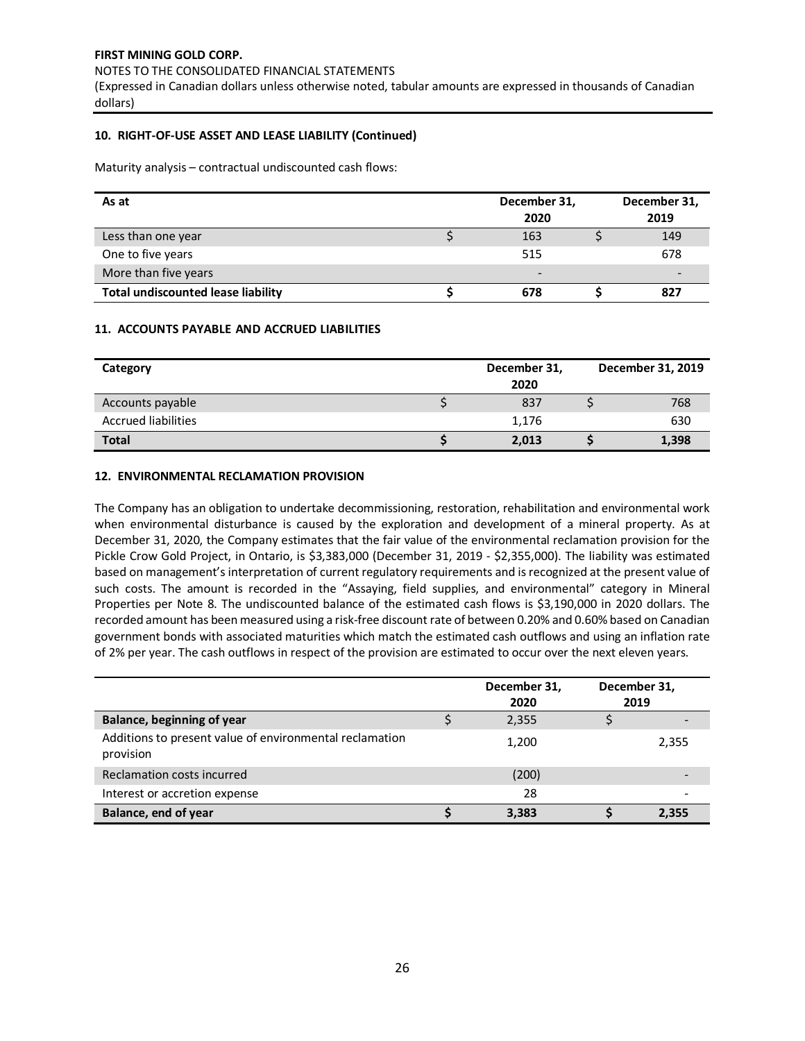**FIRST MINING GOLD CORP.**

NOTES TO THE CONSOLIDATED FINANCIAL STATEMENTS

(Expressed in Canadian dollars unless otherwise noted, tabular amounts are expressed in thousands of Canadian dollars)

### 10. RIGHT-OF-USE ASSET AND LEASE LIABILITY (Continued)

Maturity analysis – contractual undiscounted cash flows:

| As at | | December 31, 2020 | | December 31, 2019 |
|---|---|---|---|---|
| Less than one year | $ | 163 | $ | 149 |
| One to five years | | 515 | | 678 |
| More than five years | | - | | - |
| **Total undiscounted lease liability** | **$** | **678** | **$** | **827** |

### 11. ACCOUNTS PAYABLE AND ACCRUED LIABILITIES

| Category | | December 31, 2020 | | December 31, 2019 |
|---|---|---|---|---|
| Accounts payable | $ | 837 | $ | 768 |
| Accrued liabilities | | 1,176 | | 630 |
| **Total** | **$** | **2,013** | **$** | **1,398** |

### 12. ENVIRONMENTAL RECLAMATION PROVISION

The Company has an obligation to undertake decommissioning, restoration, rehabilitation and environmental work when environmental disturbance is caused by the exploration and development of a mineral property. As at December 31, 2020, the Company estimates that the fair value of the environmental reclamation provision for the Pickle Crow Gold Project, in Ontario, is $3,383,000 (December 31, 2019 - $2,355,000). The liability was estimated based on management's interpretation of current regulatory requirements and is recognized at the present value of such costs. The amount is recorded in the "Assaying, field supplies, and environmental" category in Mineral Properties per Note 8. The undiscounted balance of the estimated cash flows is $3,190,000 in 2020 dollars. The recorded amount has been measured using a risk-free discount rate of between 0.20% and 0.60% based on Canadian government bonds with associated maturities which match the estimated cash outflows and using an inflation rate of 2% per year. The cash outflows in respect of the provision are estimated to occur over the next eleven years.

| | | December 31, 2020 | | December 31, 2019 |
|---|---|---|---|---|
| **Balance, beginning of year** | $ | 2,355 | $ | - |
| Additions to present value of environmental reclamation provision | | 1,200 | | 2,355 |
| Reclamation costs incurred | | (200) | | - |
| Interest or accretion expense | | 28 | | - |
| **Balance, end of year** | **$** | **3,383** | **$** | **2,355** |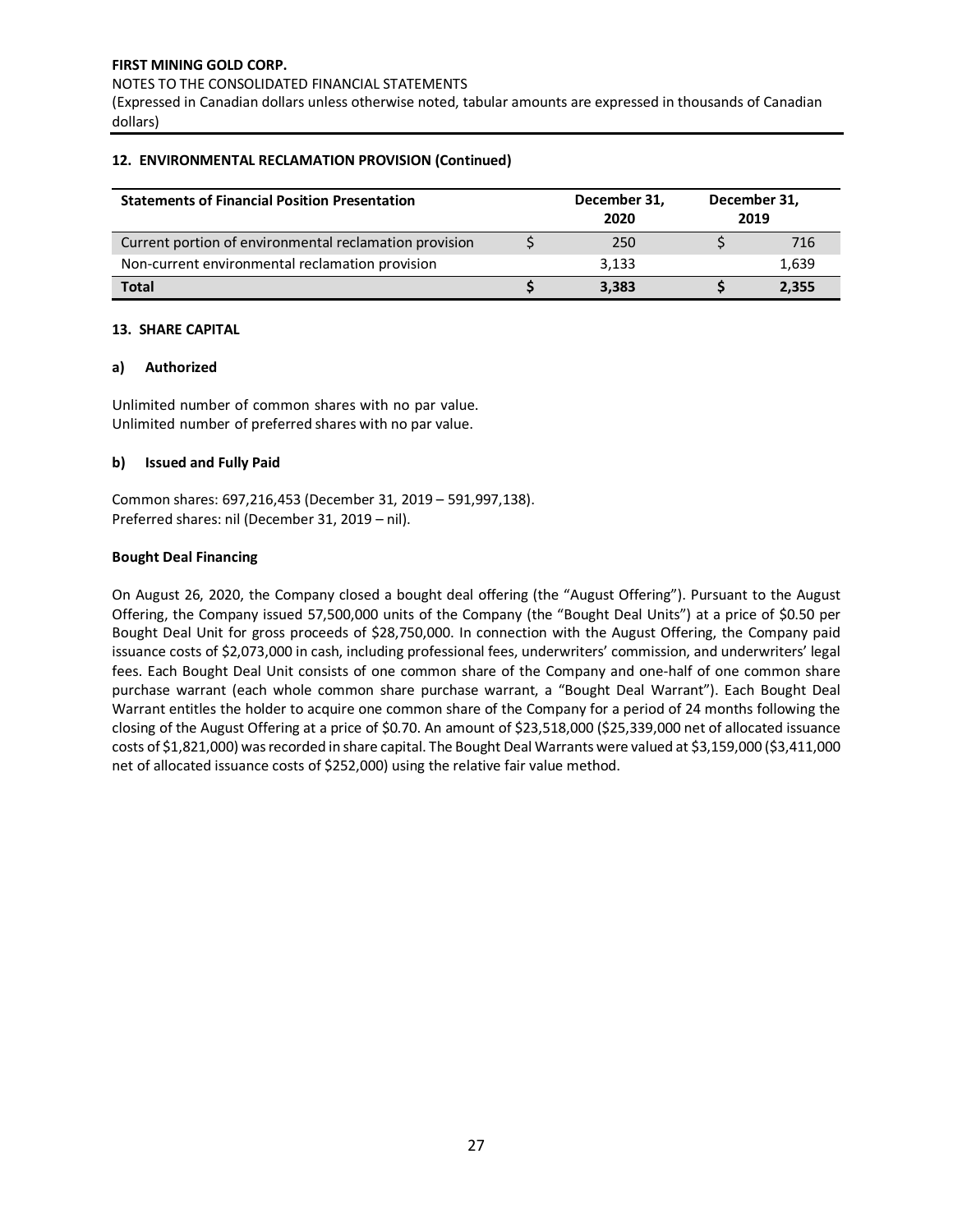### 12. ENVIRONMENTAL RECLAMATION PROVISION (Continued)

| Statements of Financial Position Presentation | December 31, 2020 | December 31, 2019 |
|---|---|---|
| Current portion of environmental reclamation provision | $ 250 | $ 716 |
| Non-current environmental reclamation provision | 3,133 | 1,639 |
| **Total** | **$ 3,383** | **$ 2,355** |

### 13. SHARE CAPITAL

#### a) Authorized

Unlimited number of common shares with no par value.
Unlimited number of preferred shares with no par value.

#### b) Issued and Fully Paid

Common shares: 697,216,453 (December 31, 2019 – 591,997,138).
Preferred shares: nil (December 31, 2019 – nil).

**Bought Deal Financing**

On August 26, 2020, the Company closed a bought deal offering (the "August Offering"). Pursuant to the August Offering, the Company issued 57,500,000 units of the Company (the "Bought Deal Units") at a price of $0.50 per Bought Deal Unit for gross proceeds of $28,750,000. In connection with the August Offering, the Company paid issuance costs of $2,073,000 in cash, including professional fees, underwriters' commission, and underwriters' legal fees. Each Bought Deal Unit consists of one common share of the Company and one-half of one common share purchase warrant (each whole common share purchase warrant, a "Bought Deal Warrant"). Each Bought Deal Warrant entitles the holder to acquire one common share of the Company for a period of 24 months following the closing of the August Offering at a price of $0.70. An amount of $23,518,000 ($25,339,000 net of allocated issuance costs of $1,821,000) was recorded in share capital. The Bought Deal Warrants were valued at $3,159,000 ($3,411,000 net of allocated issuance costs of $252,000) using the relative fair value method.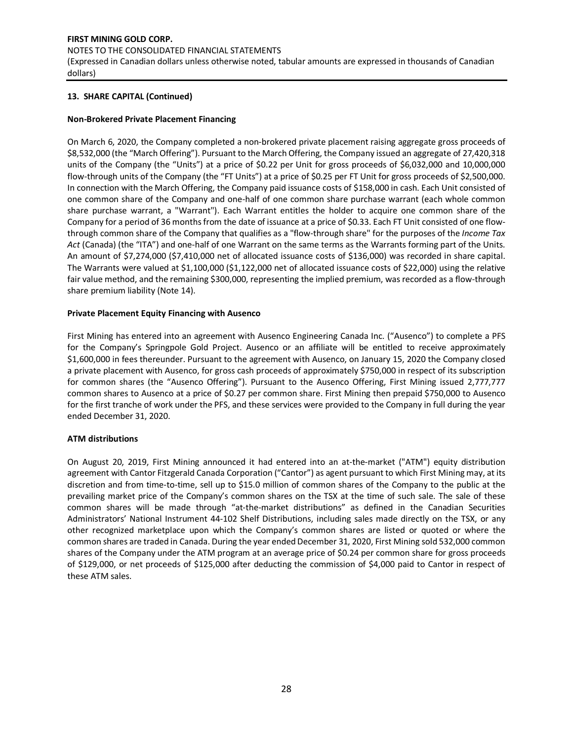## 13. SHARE CAPITAL (Continued)

### Non-Brokered Private Placement Financing

On March 6, 2020, the Company completed a non-brokered private placement raising aggregate gross proceeds of $8,532,000 (the "March Offering"). Pursuant to the March Offering, the Company issued an aggregate of 27,420,318 units of the Company (the "Units") at a price of $0.22 per Unit for gross proceeds of $6,032,000 and 10,000,000 flow-through units of the Company (the "FT Units") at a price of $0.25 per FT Unit for gross proceeds of $2,500,000. In connection with the March Offering, the Company paid issuance costs of $158,000 in cash. Each Unit consisted of one common share of the Company and one-half of one common share purchase warrant (each whole common share purchase warrant, a "Warrant"). Each Warrant entitles the holder to acquire one common share of the Company for a period of 36 months from the date of issuance at a price of $0.33. Each FT Unit consisted of one flow-through common share of the Company that qualifies as a "flow-through share" for the purposes of the *Income Tax Act* (Canada) (the "ITA") and one-half of one Warrant on the same terms as the Warrants forming part of the Units. An amount of $7,274,000 ($7,410,000 net of allocated issuance costs of $136,000) was recorded in share capital. The Warrants were valued at $1,100,000 ($1,122,000 net of allocated issuance costs of $22,000) using the relative fair value method, and the remaining $300,000, representing the implied premium, was recorded as a flow-through share premium liability (Note 14).

### Private Placement Equity Financing with Ausenco

First Mining has entered into an agreement with Ausenco Engineering Canada Inc. ("Ausenco") to complete a PFS for the Company's Springpole Gold Project. Ausenco or an affiliate will be entitled to receive approximately $1,600,000 in fees thereunder. Pursuant to the agreement with Ausenco, on January 15, 2020 the Company closed a private placement with Ausenco, for gross cash proceeds of approximately $750,000 in respect of its subscription for common shares (the "Ausenco Offering"). Pursuant to the Ausenco Offering, First Mining issued 2,777,777 common shares to Ausenco at a price of $0.27 per common share. First Mining then prepaid $750,000 to Ausenco for the first tranche of work under the PFS, and these services were provided to the Company in full during the year ended December 31, 2020.

### ATM distributions

On August 20, 2019, First Mining announced it had entered into an at-the-market ("ATM") equity distribution agreement with Cantor Fitzgerald Canada Corporation ("Cantor") as agent pursuant to which First Mining may, at its discretion and from time-to-time, sell up to $15.0 million of common shares of the Company to the public at the prevailing market price of the Company's common shares on the TSX at the time of such sale. The sale of these common shares will be made through "at-the-market distributions" as defined in the Canadian Securities Administrators' National Instrument 44-102 Shelf Distributions, including sales made directly on the TSX, or any other recognized marketplace upon which the Company's common shares are listed or quoted or where the common shares are traded in Canada. During the year ended December 31, 2020, First Mining sold 532,000 common shares of the Company under the ATM program at an average price of $0.24 per common share for gross proceeds of $129,000, or net proceeds of $125,000 after deducting the commission of $4,000 paid to Cantor in respect of these ATM sales.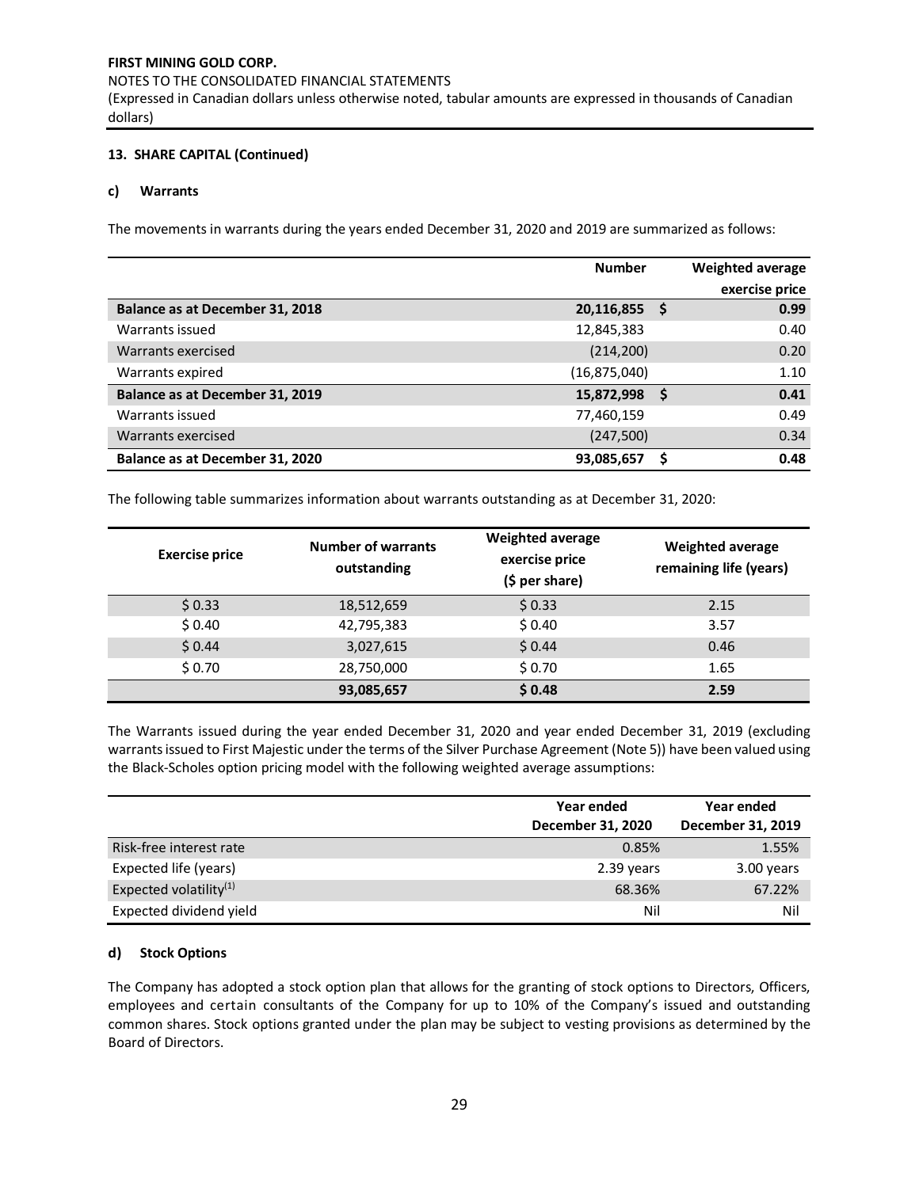**13. SHARE CAPITAL (Continued)**

**c) Warrants**

The movements in warrants during the years ended December 31, 2020 and 2019 are summarized as follows:

| | Number | | Weighted average exercise price |
|---|---|---|---|
| **Balance as at December 31, 2018** | **20,116,855** | **$** | **0.99** |
| Warrants issued | 12,845,383 | | 0.40 |
| Warrants exercised | (214,200) | | 0.20 |
| Warrants expired | (16,875,040) | | 1.10 |
| **Balance as at December 31, 2019** | **15,872,998** | **$** | **0.41** |
| Warrants issued | 77,460,159 | | 0.49 |
| Warrants exercised | (247,500) | | 0.34 |
| **Balance as at December 31, 2020** | **93,085,657** | **$** | **0.48** |

The following table summarizes information about warrants outstanding as at December 31, 2020:

| Exercise price | Number of warrants outstanding | Weighted average exercise price ($ per share) | Weighted average remaining life (years) |
|---|---|---|---|
| $ 0.33 | 18,512,659 | $ 0.33 | 2.15 |
| $ 0.40 | 42,795,383 | $ 0.40 | 3.57 |
| $ 0.44 | 3,027,615 | $ 0.44 | 0.46 |
| $ 0.70 | 28,750,000 | $ 0.70 | 1.65 |
| | **93,085,657** | **$ 0.48** | **2.59** |

The Warrants issued during the year ended December 31, 2020 and year ended December 31, 2019 (excluding warrants issued to First Majestic under the terms of the Silver Purchase Agreement (Note 5)) have been valued using the Black-Scholes option pricing model with the following weighted average assumptions:

| | Year ended December 31, 2020 | Year ended December 31, 2019 |
|---|---|---|
| Risk-free interest rate | 0.85% | 1.55% |
| Expected life (years) | 2.39 years | 3.00 years |
| Expected volatility[(1)] | 68.36% | 67.22% |
| Expected dividend yield | Nil | Nil |

**d) Stock Options**

The Company has adopted a stock option plan that allows for the granting of stock options to Directors, Officers, employees and certain consultants of the Company for up to 10% of the Company's issued and outstanding common shares. Stock options granted under the plan may be subject to vesting provisions as determined by the Board of Directors.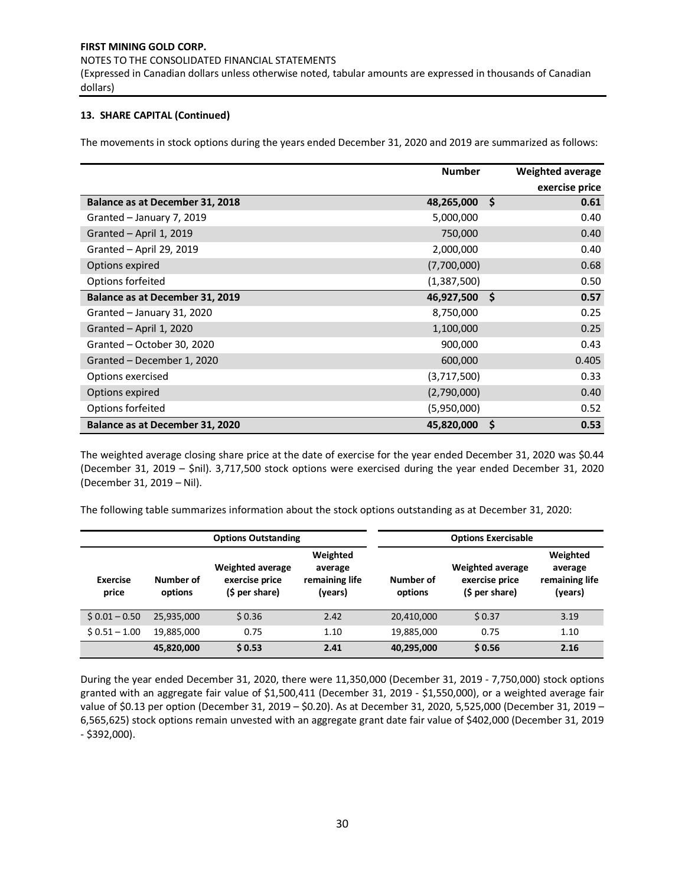### 13. SHARE CAPITAL (Continued)

The movements in stock options during the years ended December 31, 2020 and 2019 are summarized as follows:

| | Number | Weighted average exercise price |
|---|---|---|
| **Balance as at December 31, 2018** | **48,265,000** | **$ 0.61** |
| Granted – January 7, 2019 | 5,000,000 | 0.40 |
| Granted – April 1, 2019 | 750,000 | 0.40 |
| Granted – April 29, 2019 | 2,000,000 | 0.40 |
| Options expired | (7,700,000) | 0.68 |
| Options forfeited | (1,387,500) | 0.50 |
| **Balance as at December 31, 2019** | **46,927,500** | **$ 0.57** |
| Granted – January 31, 2020 | 8,750,000 | 0.25 |
| Granted – April 1, 2020 | 1,100,000 | 0.25 |
| Granted – October 30, 2020 | 900,000 | 0.43 |
| Granted – December 1, 2020 | 600,000 | 0.405 |
| Options exercised | (3,717,500) | 0.33 |
| Options expired | (2,790,000) | 0.40 |
| Options forfeited | (5,950,000) | 0.52 |
| **Balance as at December 31, 2020** | **45,820,000** | **$ 0.53** |

The weighted average closing share price at the date of exercise for the year ended December 31, 2020 was $0.44 (December 31, 2019 – $nil). 3,717,500 stock options were exercised during the year ended December 31, 2020 (December 31, 2019 – Nil).

The following table summarizes information about the stock options outstanding as at December 31, 2020:

| | Options Outstanding | | | Options Exercisable | | |
|---|---|---|---|---|---|---|
| **Exercise price** | **Number of options** | **Weighted average exercise price ($ per share)** | **Weighted average remaining life (years)** | **Number of options** | **Weighted average exercise price ($ per share)** | **Weighted average remaining life (years)** |
| $ 0.01 – 0.50 | 25,935,000 | $ 0.36 | 2.42 | 20,410,000 | $ 0.37 | 3.19 |
| $ 0.51 – 1.00 | 19,885,000 | 0.75 | 1.10 | 19,885,000 | 0.75 | 1.10 |
| | **45,820,000** | **$ 0.53** | **2.41** | **40,295,000** | **$ 0.56** | **2.16** |

During the year ended December 31, 2020, there were 11,350,000 (December 31, 2019 - 7,750,000) stock options granted with an aggregate fair value of $1,500,411 (December 31, 2019 - $1,550,000), or a weighted average fair value of $0.13 per option (December 31, 2019 – $0.20). As at December 31, 2020, 5,525,000 (December 31, 2019 – 6,565,625) stock options remain unvested with an aggregate grant date fair value of $402,000 (December 31, 2019 - $392,000).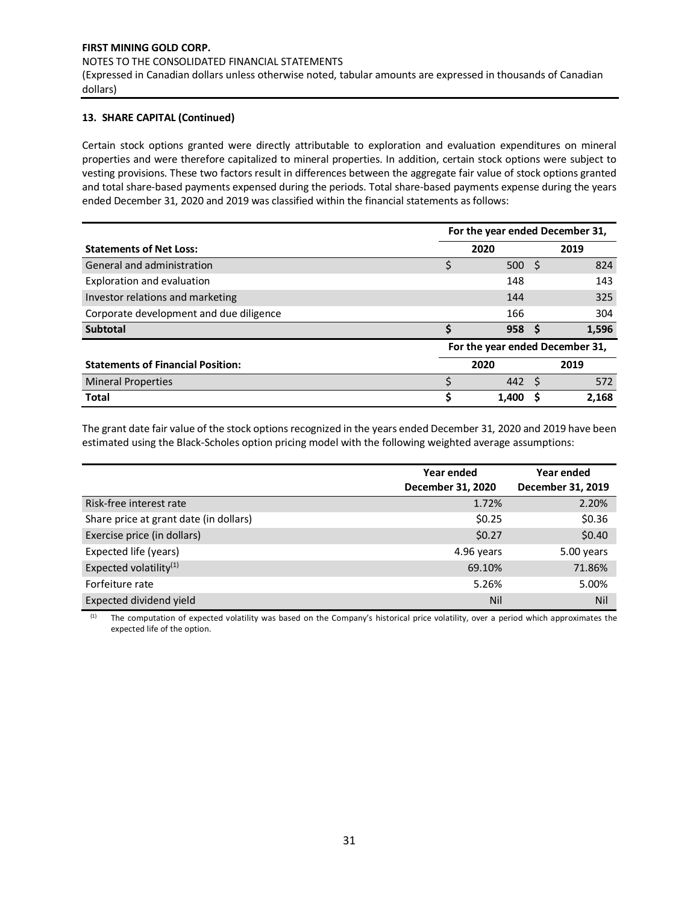#### 13. SHARE CAPITAL (Continued)

Certain stock options granted were directly attributable to exploration and evaluation expenditures on mineral properties and were therefore capitalized to mineral properties. In addition, certain stock options were subject to vesting provisions. These two factors result in differences between the aggregate fair value of stock options granted and total share-based payments expensed during the periods. Total share-based payments expense during the years ended December 31, 2020 and 2019 was classified within the financial statements as follows:

| | For the year ended December 31, | |
|---|---|---|
| **Statements of Net Loss:** | **2020** | **2019** |
| General and administration | $ 500 | $ 824 |
| Exploration and evaluation | 148 | 143 |
| Investor relations and marketing | 144 | 325 |
| Corporate development and due diligence | 166 | 304 |
| **Subtotal** | **$ 958** | **$ 1,596** |
| | **For the year ended December 31,** | |
| **Statements of Financial Position:** | **2020** | **2019** |
| Mineral Properties | $ 442 | $ 572 |
| **Total** | **$ 1,400** | **$ 2,168** |

The grant date fair value of the stock options recognized in the years ended December 31, 2020 and 2019 have been estimated using the Black-Scholes option pricing model with the following weighted average assumptions:

| | Year ended December 31, 2020 | Year ended December 31, 2019 |
|---|---|---|
| Risk-free interest rate | 1.72% | 2.20% |
| Share price at grant date (in dollars) | $0.25 | $0.36 |
| Exercise price (in dollars) | $0.27 | $0.40 |
| Expected life (years) | 4.96 years | 5.00 years |
| Expected volatility[(1)] | 69.10% | 71.86% |
| Forfeiture rate | 5.26% | 5.00% |
| Expected dividend yield | Nil | Nil |

(1) The computation of expected volatility was based on the Company's historical price volatility, over a period which approximates the expected life of the option.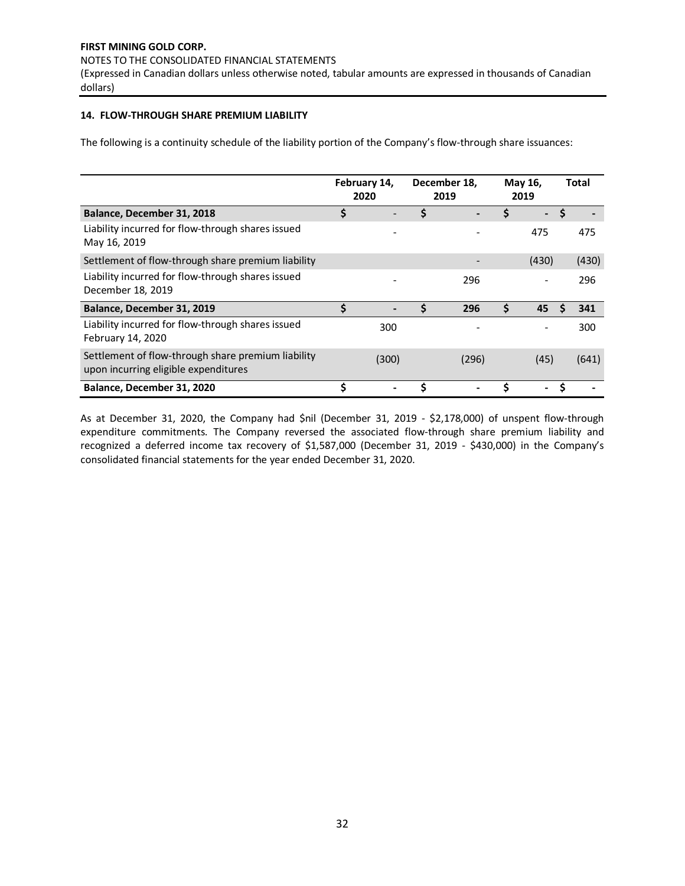## 14. FLOW-THROUGH SHARE PREMIUM LIABILITY

The following is a continuity schedule of the liability portion of the Company's flow-through share issuances:

| | February 14, 2020 | December 18, 2019 | May 16, 2019 | Total |
|---|---|---|---|---|
| **Balance, December 31, 2018** | $ - | $ - | $ - | $ - |
| Liability incurred for flow-through shares issued May 16, 2019 | - | - | 475 | 475 |
| Settlement of flow-through share premium liability | | - | (430) | (430) |
| Liability incurred for flow-through shares issued December 18, 2019 | - | 296 | - | 296 |
| **Balance, December 31, 2019** | **$ -** | **$ 296** | **$ 45** | **$ 341** |
| Liability incurred for flow-through shares issued February 14, 2020 | 300 | - | - | 300 |
| Settlement of flow-through share premium liability upon incurring eligible expenditures | (300) | (296) | (45) | (641) |
| **Balance, December 31, 2020** | **$ -** | **$ -** | **$ -** | **$ -** |

As at December 31, 2020, the Company had $nil (December 31, 2019 - $2,178,000) of unspent flow-through expenditure commitments. The Company reversed the associated flow-through share premium liability and recognized a deferred income tax recovery of $1,587,000 (December 31, 2019 - $430,000) in the Company's consolidated financial statements for the year ended December 31, 2020.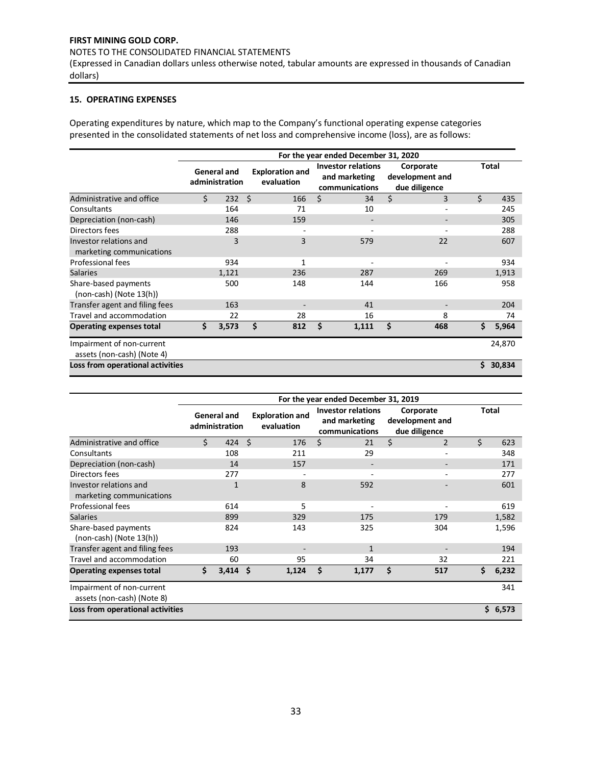**FIRST MINING GOLD CORP.**

NOTES TO THE CONSOLIDATED FINANCIAL STATEMENTS

(Expressed in Canadian dollars unless otherwise noted, tabular amounts are expressed in thousands of Canadian dollars)

## 15. OPERATING EXPENSES

Operating expenditures by nature, which map to the Company's functional operating expense categories presented in the consolidated statements of net loss and comprehensive income (loss), are as follows:

| | For the year ended December 31, 2020 | | | | |
|---|---|---|---|---|---|
| | General and administration | Exploration and evaluation | Investor relations and marketing communications | Corporate development and due diligence | Total |
| Administrative and office | $ 232 | $ 166 | $ 34 | $ 3 | $ 435 |
| Consultants | 164 | 71 | 10 | - | 245 |
| Depreciation (non-cash) | 146 | 159 | - | - | 305 |
| Directors fees | 288 | - | - | - | 288 |
| Investor relations and marketing communications | 3 | 3 | 579 | 22 | 607 |
| Professional fees | 934 | 1 | - | - | 934 |
| Salaries | 1,121 | 236 | 287 | 269 | 1,913 |
| Share-based payments (non-cash) (Note 13(h)) | 500 | 148 | 144 | 166 | 958 |
| Transfer agent and filing fees | 163 | - | 41 | - | 204 |
| Travel and accommodation | 22 | 28 | 16 | 8 | 74 |
| **Operating expenses total** | **$ 3,573** | **$ 812** | **$ 1,111** | **$ 468** | **$ 5,964** |
| Impairment of non-current assets (non-cash) (Note 4) | | | | | 24,870 |
| **Loss from operational activities** | | | | | **$ 30,834** |

| | For the year ended December 31, 2019 | | | | |
|---|---|---|---|---|---|
| | General and administration | Exploration and evaluation | Investor relations and marketing communications | Corporate development and due diligence | Total |
| Administrative and office | $ 424 | $ 176 | $ 21 | $ 2 | $ 623 |
| Consultants | 108 | 211 | 29 | - | 348 |
| Depreciation (non-cash) | 14 | 157 | - | - | 171 |
| Directors fees | 277 | - | - | - | 277 |
| Investor relations and marketing communications | 1 | 8 | 592 | - | 601 |
| Professional fees | 614 | 5 | - | - | 619 |
| Salaries | 899 | 329 | 175 | 179 | 1,582 |
| Share-based payments (non-cash) (Note 13(h)) | 824 | 143 | 325 | 304 | 1,596 |
| Transfer agent and filing fees | 193 | - | 1 | - | 194 |
| Travel and accommodation | 60 | 95 | 34 | 32 | 221 |
| **Operating expenses total** | **$ 3,414** | **$ 1,124** | **$ 1,177** | **$ 517** | **$ 6,232** |
| Impairment of non-current assets (non-cash) (Note 8) | | | | | 341 |
| **Loss from operational activities** | | | | | **$ 6,573** |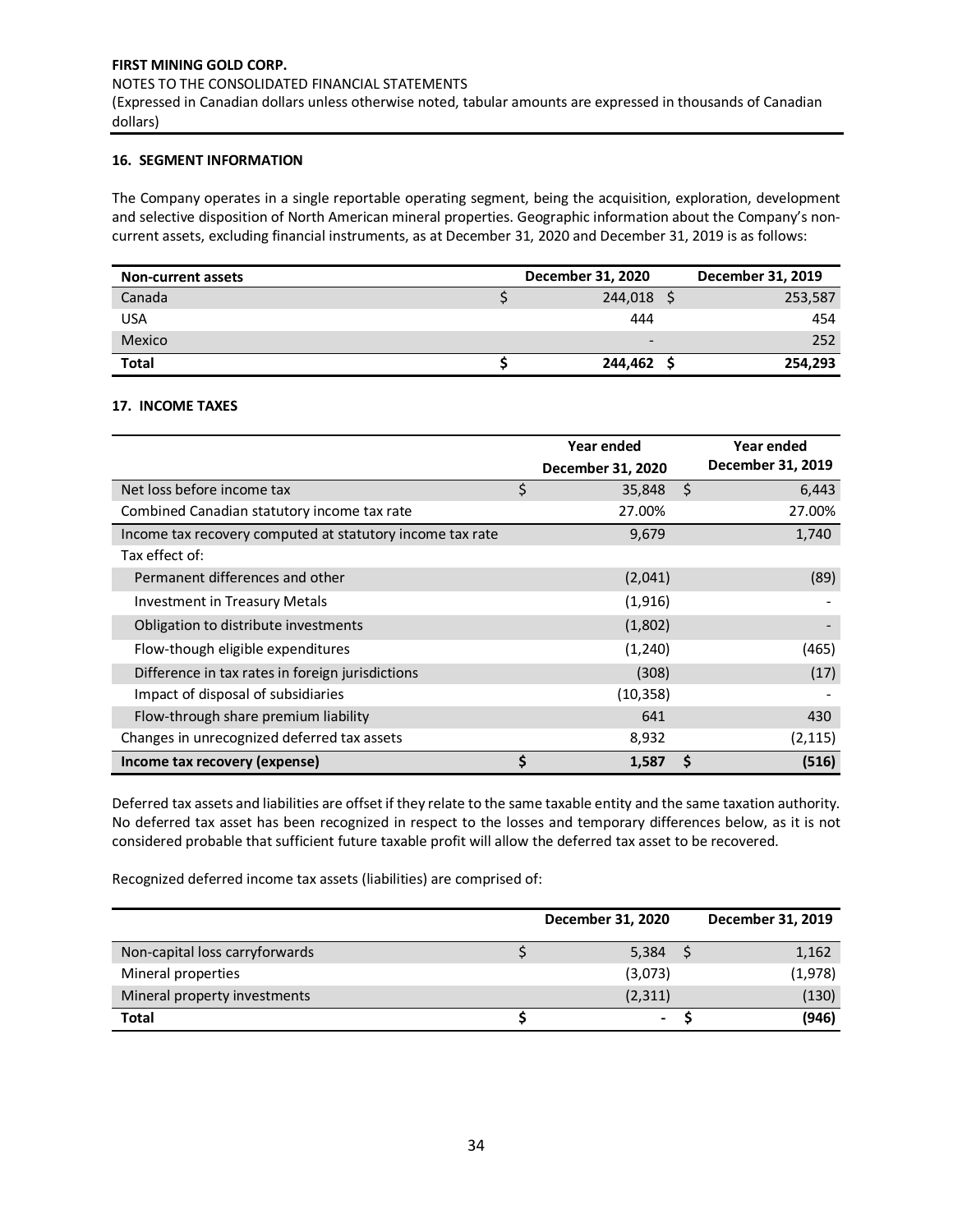## 16. SEGMENT INFORMATION

The Company operates in a single reportable operating segment, being the acquisition, exploration, development and selective disposition of North American mineral properties. Geographic information about the Company's non-current assets, excluding financial instruments, as at December 31, 2020 and December 31, 2019 is as follows:

| Non-current assets | December 31, 2020 | December 31, 2019 |
|---|---|---|
| Canada | $ 244,018 | $ 253,587 |
| USA | 444 | 454 |
| Mexico | - | 252 |
| **Total** | **$ 244,462** | **$ 254,293** |

## 17. INCOME TAXES

| | Year ended December 31, 2020 | Year ended December 31, 2019 |
|---|---|---|
| Net loss before income tax | $ 35,848 | $ 6,443 |
| Combined Canadian statutory income tax rate | 27.00% | 27.00% |
| Income tax recovery computed at statutory income tax rate | 9,679 | 1,740 |
| Tax effect of: | | |
| Permanent differences and other | (2,041) | (89) |
| Investment in Treasury Metals | (1,916) | - |
| Obligation to distribute investments | (1,802) | - |
| Flow-though eligible expenditures | (1,240) | (465) |
| Difference in tax rates in foreign jurisdictions | (308) | (17) |
| Impact of disposal of subsidiaries | (10,358) | - |
| Flow-through share premium liability | 641 | 430 |
| Changes in unrecognized deferred tax assets | 8,932 | (2,115) |
| **Income tax recovery (expense)** | **$ 1,587** | **$ (516)** |

Deferred tax assets and liabilities are offset if they relate to the same taxable entity and the same taxation authority. No deferred tax asset has been recognized in respect to the losses and temporary differences below, as it is not considered probable that sufficient future taxable profit will allow the deferred tax asset to be recovered.

Recognized deferred income tax assets (liabilities) are comprised of:

| | December 31, 2020 | December 31, 2019 |
|---|---|---|
| Non-capital loss carryforwards | $ 5,384 | $ 1,162 |
| Mineral properties | (3,073) | (1,978) |
| Mineral property investments | (2,311) | (130) |
| **Total** | **$ -** | **$ (946)** |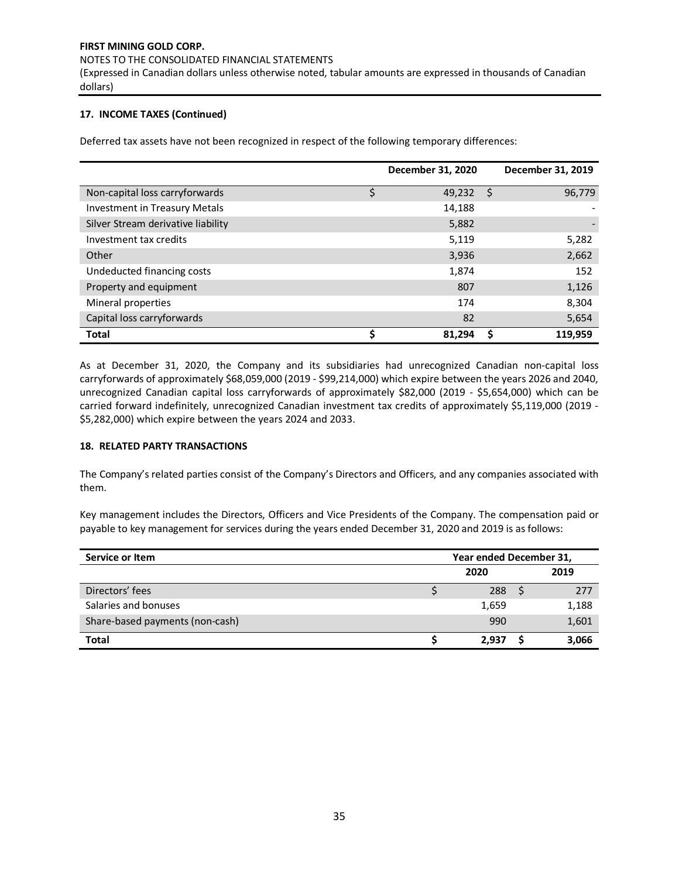**17. INCOME TAXES (Continued)**

Deferred tax assets have not been recognized in respect of the following temporary differences:

| | December 31, 2020 | December 31, 2019 |
|---|---|---|
| Non-capital loss carryforwards | $ 49,232 | $ 96,779 |
| Investment in Treasury Metals | 14,188 | - |
| Silver Stream derivative liability | 5,882 | - |
| Investment tax credits | 5,119 | 5,282 |
| Other | 3,936 | 2,662 |
| Undeducted financing costs | 1,874 | 152 |
| Property and equipment | 807 | 1,126 |
| Mineral properties | 174 | 8,304 |
| Capital loss carryforwards | 82 | 5,654 |
| **Total** | **$ 81,294** | **$ 119,959** |

As at December 31, 2020, the Company and its subsidiaries had unrecognized Canadian non-capital loss carryforwards of approximately $68,059,000 (2019 - $99,214,000) which expire between the years 2026 and 2040, unrecognized Canadian capital loss carryforwards of approximately $82,000 (2019 - $5,654,000) which can be carried forward indefinitely, unrecognized Canadian investment tax credits of approximately $5,119,000 (2019 - $5,282,000) which expire between the years 2024 and 2033.

**18. RELATED PARTY TRANSACTIONS**

The Company's related parties consist of the Company's Directors and Officers, and any companies associated with them.

Key management includes the Directors, Officers and Vice Presidents of the Company. The compensation paid or payable to key management for services during the years ended December 31, 2020 and 2019 is as follows:

| Service or Item | Year ended December 31, | |
|---|---|---|
| | 2020 | 2019 |
| Directors' fees | $ 288 | $ 277 |
| Salaries and bonuses | 1,659 | 1,188 |
| Share-based payments (non-cash) | 990 | 1,601 |
| **Total** | **$ 2,937** | **$ 3,066** |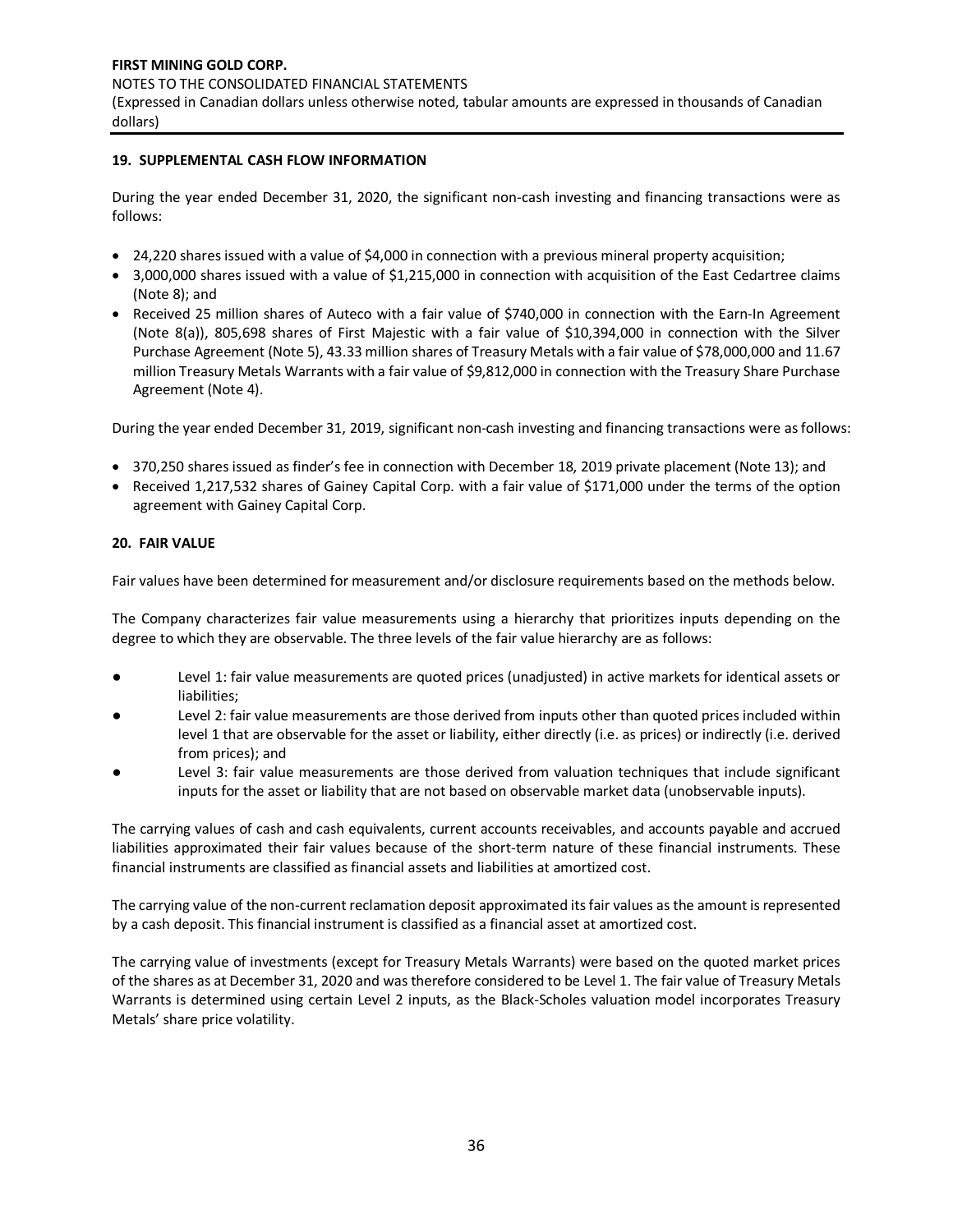## 19. SUPPLEMENTAL CASH FLOW INFORMATION

During the year ended December 31, 2020, the significant non-cash investing and financing transactions were as follows:

- 24,220 shares issued with a value of $4,000 in connection with a previous mineral property acquisition;
- 3,000,000 shares issued with a value of $1,215,000 in connection with acquisition of the East Cedartree claims (Note 8); and
- Received 25 million shares of Auteco with a fair value of $740,000 in connection with the Earn-In Agreement (Note 8(a)), 805,698 shares of First Majestic with a fair value of $10,394,000 in connection with the Silver Purchase Agreement (Note 5), 43.33 million shares of Treasury Metals with a fair value of $78,000,000 and 11.67 million Treasury Metals Warrants with a fair value of $9,812,000 in connection with the Treasury Share Purchase Agreement (Note 4).

During the year ended December 31, 2019, significant non-cash investing and financing transactions were as follows:

- 370,250 shares issued as finder's fee in connection with December 18, 2019 private placement (Note 13); and
- Received 1,217,532 shares of Gainey Capital Corp. with a fair value of $171,000 under the terms of the option agreement with Gainey Capital Corp.

## 20. FAIR VALUE

Fair values have been determined for measurement and/or disclosure requirements based on the methods below.

The Company characterizes fair value measurements using a hierarchy that prioritizes inputs depending on the degree to which they are observable. The three levels of the fair value hierarchy are as follows:

- Level 1: fair value measurements are quoted prices (unadjusted) in active markets for identical assets or liabilities;
- Level 2: fair value measurements are those derived from inputs other than quoted prices included within level 1 that are observable for the asset or liability, either directly (i.e. as prices) or indirectly (i.e. derived from prices); and
- Level 3: fair value measurements are those derived from valuation techniques that include significant inputs for the asset or liability that are not based on observable market data (unobservable inputs).

The carrying values of cash and cash equivalents, current accounts receivables, and accounts payable and accrued liabilities approximated their fair values because of the short-term nature of these financial instruments. These financial instruments are classified as financial assets and liabilities at amortized cost.

The carrying value of the non-current reclamation deposit approximated its fair values as the amount is represented by a cash deposit. This financial instrument is classified as a financial asset at amortized cost.

The carrying value of investments (except for Treasury Metals Warrants) were based on the quoted market prices of the shares as at December 31, 2020 and was therefore considered to be Level 1. The fair value of Treasury Metals Warrants is determined using certain Level 2 inputs, as the Black-Scholes valuation model incorporates Treasury Metals' share price volatility.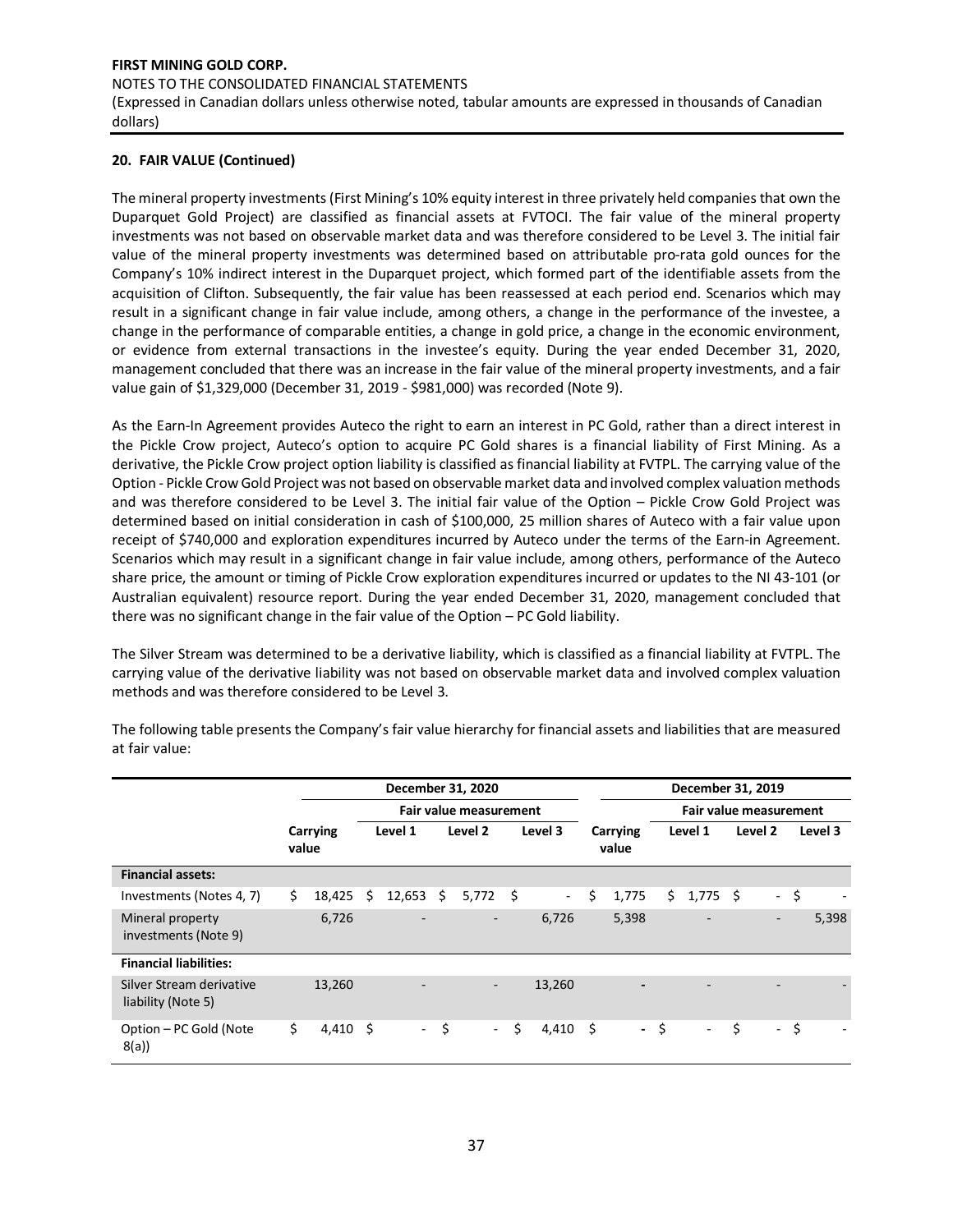## 20. FAIR VALUE (Continued)

The mineral property investments (First Mining's 10% equity interest in three privately held companies that own the Duparquet Gold Project) are classified as financial assets at FVTOCI. The fair value of the mineral property investments was not based on observable market data and was therefore considered to be Level 3. The initial fair value of the mineral property investments was determined based on attributable pro-rata gold ounces for the Company's 10% indirect interest in the Duparquet project, which formed part of the identifiable assets from the acquisition of Clifton. Subsequently, the fair value has been reassessed at each period end. Scenarios which may result in a significant change in fair value include, among others, a change in the performance of the investee, a change in the performance of comparable entities, a change in gold price, a change in the economic environment, or evidence from external transactions in the investee's equity. During the year ended December 31, 2020, management concluded that there was an increase in the fair value of the mineral property investments, and a fair value gain of $1,329,000 (December 31, 2019 - $981,000) was recorded (Note 9).

As the Earn-In Agreement provides Auteco the right to earn an interest in PC Gold, rather than a direct interest in the Pickle Crow project, Auteco's option to acquire PC Gold shares is a financial liability of First Mining. As a derivative, the Pickle Crow project option liability is classified as financial liability at FVTPL. The carrying value of the Option - Pickle Crow Gold Project was not based on observable market data and involved complex valuation methods and was therefore considered to be Level 3. The initial fair value of the Option – Pickle Crow Gold Project was determined based on initial consideration in cash of $100,000, 25 million shares of Auteco with a fair value upon receipt of $740,000 and exploration expenditures incurred by Auteco under the terms of the Earn-in Agreement. Scenarios which may result in a significant change in fair value include, among others, performance of the Auteco share price, the amount or timing of Pickle Crow exploration expenditures incurred or updates to the NI 43-101 (or Australian equivalent) resource report. During the year ended December 31, 2020, management concluded that there was no significant change in the fair value of the Option – PC Gold liability.

The Silver Stream was determined to be a derivative liability, which is classified as a financial liability at FVTPL. The carrying value of the derivative liability was not based on observable market data and involved complex valuation methods and was therefore considered to be Level 3.

The following table presents the Company's fair value hierarchy for financial assets and liabilities that are measured at fair value:

| | December 31, 2020 | | | | December 31, 2019 | | | |
|---|---|---|---|---|---|---|---|---|
| | | Fair value measurement | | | | Fair value measurement | | |
| | Carrying value | Level 1 | Level 2 | Level 3 | Carrying value | Level 1 | Level 2 | Level 3 |
| **Financial assets:** | | | | | | | | |
| Investments (Notes 4, 7) | $ 18,425 | $ 12,653 | $ 5,772 | $ - | $ 1,775 | $ 1,775 | $ - | $ - |
| Mineral property investments (Note 9) | 6,726 | - | - | 6,726 | 5,398 | - | - | 5,398 |
| **Financial liabilities:** | | | | | | | | |
| Silver Stream derivative liability (Note 5) | 13,260 | - | - | 13,260 | - | - | - | - |
| Option – PC Gold (Note 8(a)) | $ 4,410 | $ - | $ - | $ 4,410 | $ - | $ - | $ - | $ - |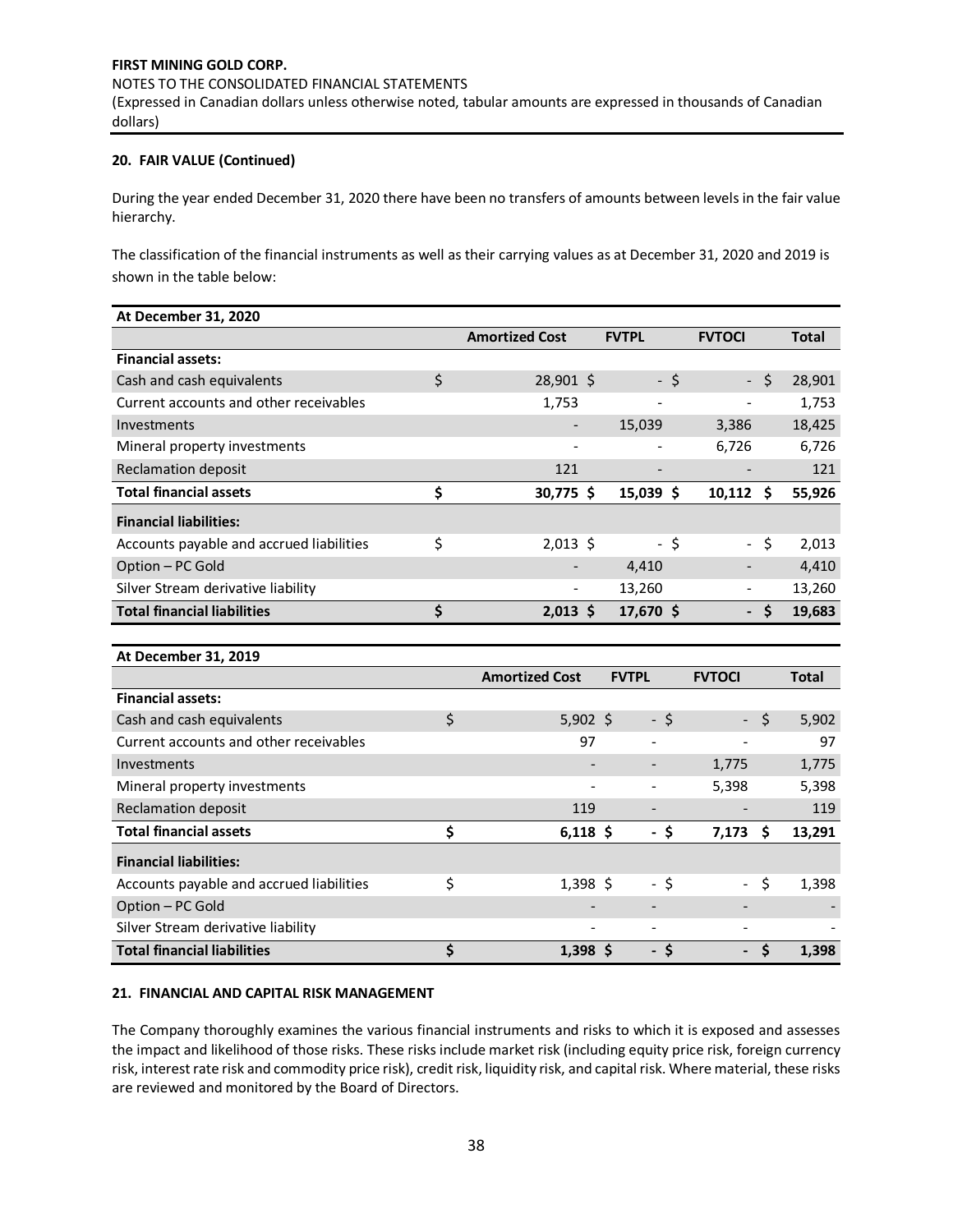**FIRST MINING GOLD CORP.**
NOTES TO THE CONSOLIDATED FINANCIAL STATEMENTS
(Expressed in Canadian dollars unless otherwise noted, tabular amounts are expressed in thousands of Canadian dollars)

**20. FAIR VALUE (Continued)**

During the year ended December 31, 2020 there have been no transfers of amounts between levels in the fair value hierarchy.

The classification of the financial instruments as well as their carrying values as at December 31, 2020 and 2019 is shown in the table below:

| **At December 31, 2020** | **Amortized Cost** | **FVTPL** | **FVTOCI** | **Total** |
|---|---|---|---|---|
| **Financial assets:** | | | | |
| Cash and cash equivalents | $ 28,901 | $ - | $ - | $ 28,901 |
| Current accounts and other receivables | 1,753 | - | - | 1,753 |
| Investments | - | 15,039 | 3,386 | 18,425 |
| Mineral property investments | - | - | 6,726 | 6,726 |
| Reclamation deposit | 121 | - | - | 121 |
| **Total financial assets** | **$ 30,775** | **$ 15,039** | **$ 10,112** | **$ 55,926** |
| **Financial liabilities:** | | | | |
| Accounts payable and accrued liabilities | $ 2,013 | $ - | $ - | $ 2,013 |
| Option – PC Gold | - | 4,410 | - | 4,410 |
| Silver Stream derivative liability | - | 13,260 | - | 13,260 |
| **Total financial liabilities** | **$ 2,013** | **$ 17,670** | **$ -** | **$ 19,683** |

| **At December 31, 2019** | **Amortized Cost** | **FVTPL** | **FVTOCI** | **Total** |
|---|---|---|---|---|
| **Financial assets:** | | | | |
| Cash and cash equivalents | $ 5,902 | $ - | $ - | $ 5,902 |
| Current accounts and other receivables | 97 | - | - | 97 |
| Investments | - | - | 1,775 | 1,775 |
| Mineral property investments | - | - | 5,398 | 5,398 |
| Reclamation deposit | 119 | - | - | 119 |
| **Total financial assets** | **$ 6,118** | **$ -** | **$ 7,173** | **$ 13,291** |
| **Financial liabilities:** | | | | |
| Accounts payable and accrued liabilities | $ 1,398 | $ - | $ - | $ 1,398 |
| Option – PC Gold | - | - | - | - |
| Silver Stream derivative liability | - | - | - | - |
| **Total financial liabilities** | **$ 1,398** | **$ -** | **$ -** | **$ 1,398** |

**21. FINANCIAL AND CAPITAL RISK MANAGEMENT**

The Company thoroughly examines the various financial instruments and risks to which it is exposed and assesses the impact and likelihood of those risks. These risks include market risk (including equity price risk, foreign currency risk, interest rate risk and commodity price risk), credit risk, liquidity risk, and capital risk. Where material, these risks are reviewed and monitored by the Board of Directors.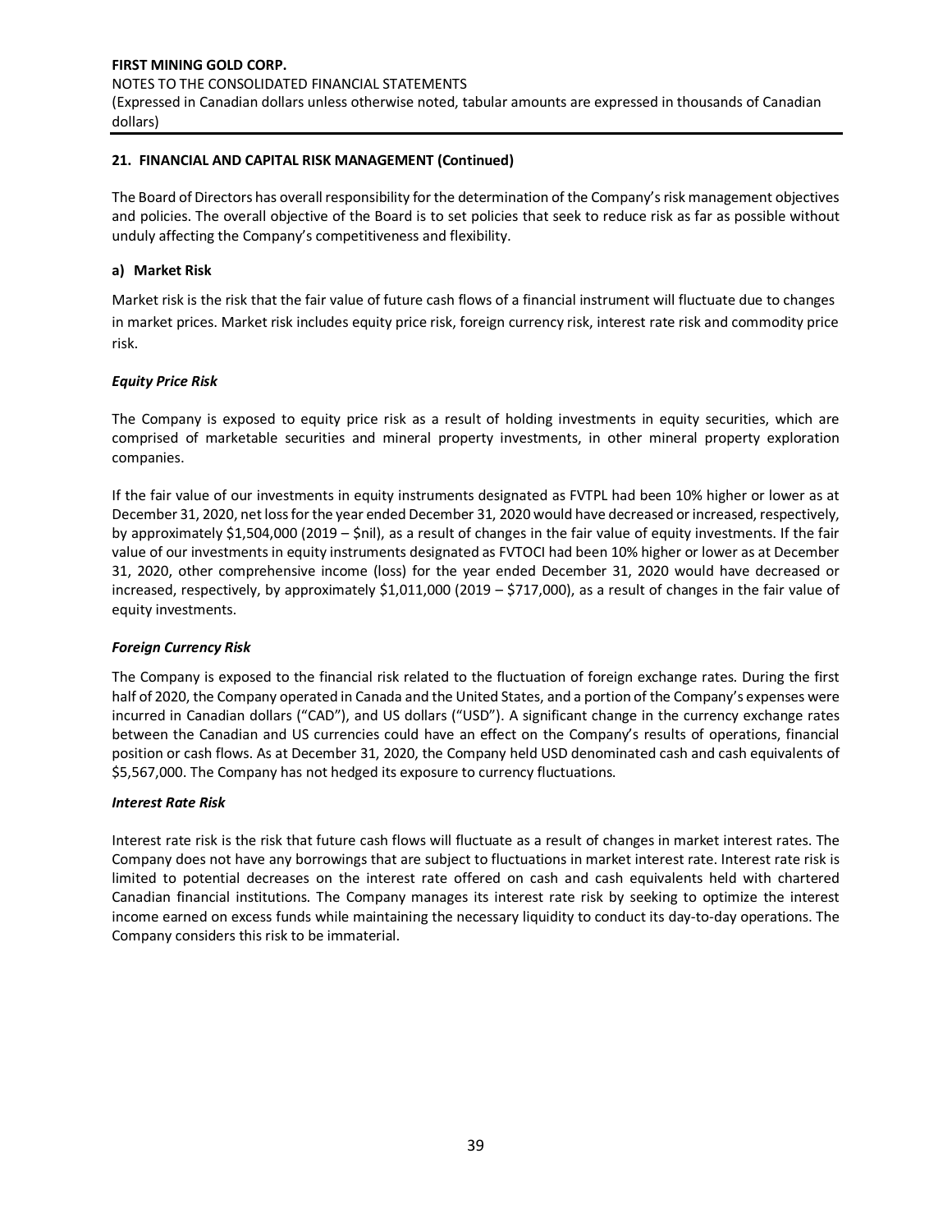## 21. FINANCIAL AND CAPITAL RISK MANAGEMENT (Continued)

The Board of Directors has overall responsibility for the determination of the Company's risk management objectives and policies. The overall objective of the Board is to set policies that seek to reduce risk as far as possible without unduly affecting the Company's competitiveness and flexibility.

### a) Market Risk

Market risk is the risk that the fair value of future cash flows of a financial instrument will fluctuate due to changes in market prices. Market risk includes equity price risk, foreign currency risk, interest rate risk and commodity price risk.

#### *Equity Price Risk*

The Company is exposed to equity price risk as a result of holding investments in equity securities, which are comprised of marketable securities and mineral property investments, in other mineral property exploration companies.

If the fair value of our investments in equity instruments designated as FVTPL had been 10% higher or lower as at December 31, 2020, net loss for the year ended December 31, 2020 would have decreased or increased, respectively, by approximately $1,504,000 (2019 – $nil), as a result of changes in the fair value of equity investments. If the fair value of our investments in equity instruments designated as FVTOCI had been 10% higher or lower as at December 31, 2020, other comprehensive income (loss) for the year ended December 31, 2020 would have decreased or increased, respectively, by approximately $1,011,000 (2019 – $717,000), as a result of changes in the fair value of equity investments.

#### *Foreign Currency Risk*

The Company is exposed to the financial risk related to the fluctuation of foreign exchange rates. During the first half of 2020, the Company operated in Canada and the United States, and a portion of the Company's expenses were incurred in Canadian dollars ("CAD"), and US dollars ("USD"). A significant change in the currency exchange rates between the Canadian and US currencies could have an effect on the Company's results of operations, financial position or cash flows. As at December 31, 2020, the Company held USD denominated cash and cash equivalents of $5,567,000. The Company has not hedged its exposure to currency fluctuations.

#### *Interest Rate Risk*

Interest rate risk is the risk that future cash flows will fluctuate as a result of changes in market interest rates. The Company does not have any borrowings that are subject to fluctuations in market interest rate. Interest rate risk is limited to potential decreases on the interest rate offered on cash and cash equivalents held with chartered Canadian financial institutions. The Company manages its interest rate risk by seeking to optimize the interest income earned on excess funds while maintaining the necessary liquidity to conduct its day-to-day operations. The Company considers this risk to be immaterial.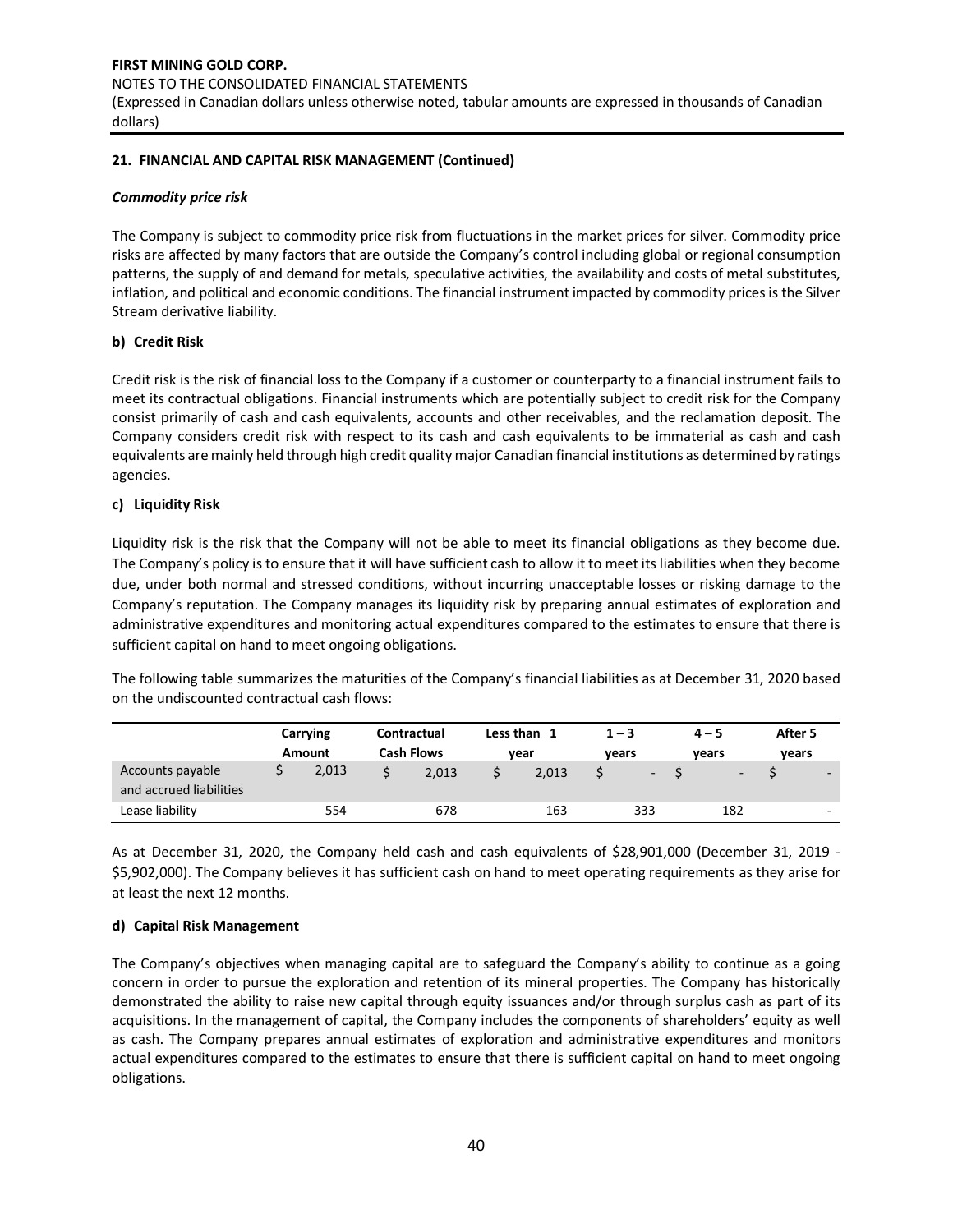**21. FINANCIAL AND CAPITAL RISK MANAGEMENT (Continued)**

***Commodity price risk***

The Company is subject to commodity price risk from fluctuations in the market prices for silver. Commodity price risks are affected by many factors that are outside the Company's control including global or regional consumption patterns, the supply of and demand for metals, speculative activities, the availability and costs of metal substitutes, inflation, and political and economic conditions. The financial instrument impacted by commodity prices is the Silver Stream derivative liability.

**b) Credit Risk**

Credit risk is the risk of financial loss to the Company if a customer or counterparty to a financial instrument fails to meet its contractual obligations. Financial instruments which are potentially subject to credit risk for the Company consist primarily of cash and cash equivalents, accounts and other receivables, and the reclamation deposit. The Company considers credit risk with respect to its cash and cash equivalents to be immaterial as cash and cash equivalents are mainly held through high credit quality major Canadian financial institutions as determined by ratings agencies.

**c) Liquidity Risk**

Liquidity risk is the risk that the Company will not be able to meet its financial obligations as they become due. The Company's policy is to ensure that it will have sufficient cash to allow it to meet its liabilities when they become due, under both normal and stressed conditions, without incurring unacceptable losses or risking damage to the Company's reputation. The Company manages its liquidity risk by preparing annual estimates of exploration and administrative expenditures and monitoring actual expenditures compared to the estimates to ensure that there is sufficient capital on hand to meet ongoing obligations.

The following table summarizes the maturities of the Company's financial liabilities as at December 31, 2020 based on the undiscounted contractual cash flows:

| | Carrying Amount | Contractual Cash Flows | Less than 1 year | 1 – 3 years | 4 – 5 years | After 5 years |
|---|---|---|---|---|---|---|
| Accounts payable and accrued liabilities | $ 2,013 | $ 2,013 | $ 2,013 | $ - | $ - | $ - |
| Lease liability | 554 | 678 | 163 | 333 | 182 | - |

As at December 31, 2020, the Company held cash and cash equivalents of $28,901,000 (December 31, 2019 - $5,902,000). The Company believes it has sufficient cash on hand to meet operating requirements as they arise for at least the next 12 months.

**d) Capital Risk Management**

The Company's objectives when managing capital are to safeguard the Company's ability to continue as a going concern in order to pursue the exploration and retention of its mineral properties. The Company has historically demonstrated the ability to raise new capital through equity issuances and/or through surplus cash as part of its acquisitions. In the management of capital, the Company includes the components of shareholders' equity as well as cash. The Company prepares annual estimates of exploration and administrative expenditures and monitors actual expenditures compared to the estimates to ensure that there is sufficient capital on hand to meet ongoing obligations.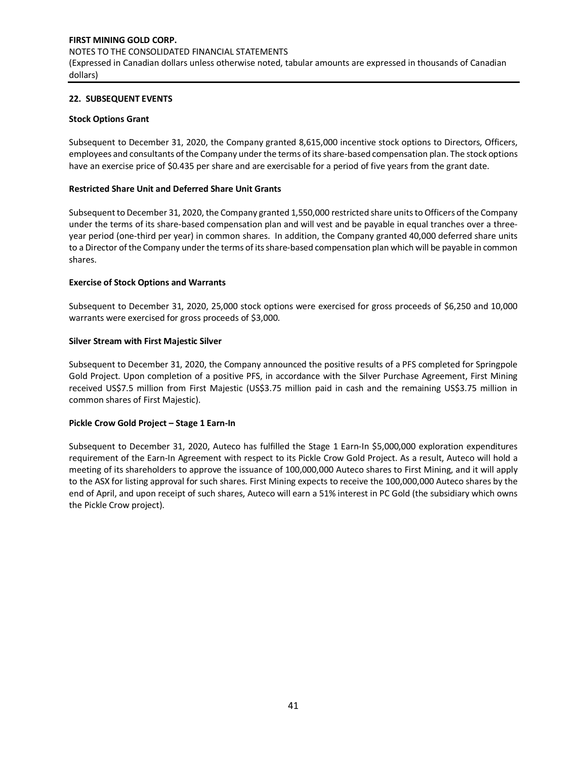## 22. SUBSEQUENT EVENTS

**Stock Options Grant**

Subsequent to December 31, 2020, the Company granted 8,615,000 incentive stock options to Directors, Officers, employees and consultants of the Company under the terms of its share-based compensation plan. The stock options have an exercise price of $0.435 per share and are exercisable for a period of five years from the grant date.

**Restricted Share Unit and Deferred Share Unit Grants**

Subsequent to December 31, 2020, the Company granted 1,550,000 restricted share units to Officers of the Company under the terms of its share-based compensation plan and will vest and be payable in equal tranches over a three-year period (one-third per year) in common shares. In addition, the Company granted 40,000 deferred share units to a Director of the Company under the terms of its share-based compensation plan which will be payable in common shares.

**Exercise of Stock Options and Warrants**

Subsequent to December 31, 2020, 25,000 stock options were exercised for gross proceeds of $6,250 and 10,000 warrants were exercised for gross proceeds of $3,000.

**Silver Stream with First Majestic Silver**

Subsequent to December 31, 2020, the Company announced the positive results of a PFS completed for Springpole Gold Project. Upon completion of a positive PFS, in accordance with the Silver Purchase Agreement, First Mining received US$7.5 million from First Majestic (US$3.75 million paid in cash and the remaining US$3.75 million in common shares of First Majestic).

**Pickle Crow Gold Project – Stage 1 Earn-In**

Subsequent to December 31, 2020, Auteco has fulfilled the Stage 1 Earn-In $5,000,000 exploration expenditures requirement of the Earn-In Agreement with respect to its Pickle Crow Gold Project. As a result, Auteco will hold a meeting of its shareholders to approve the issuance of 100,000,000 Auteco shares to First Mining, and it will apply to the ASX for listing approval for such shares. First Mining expects to receive the 100,000,000 Auteco shares by the end of April, and upon receipt of such shares, Auteco will earn a 51% interest in PC Gold (the subsidiary which owns the Pickle Crow project).